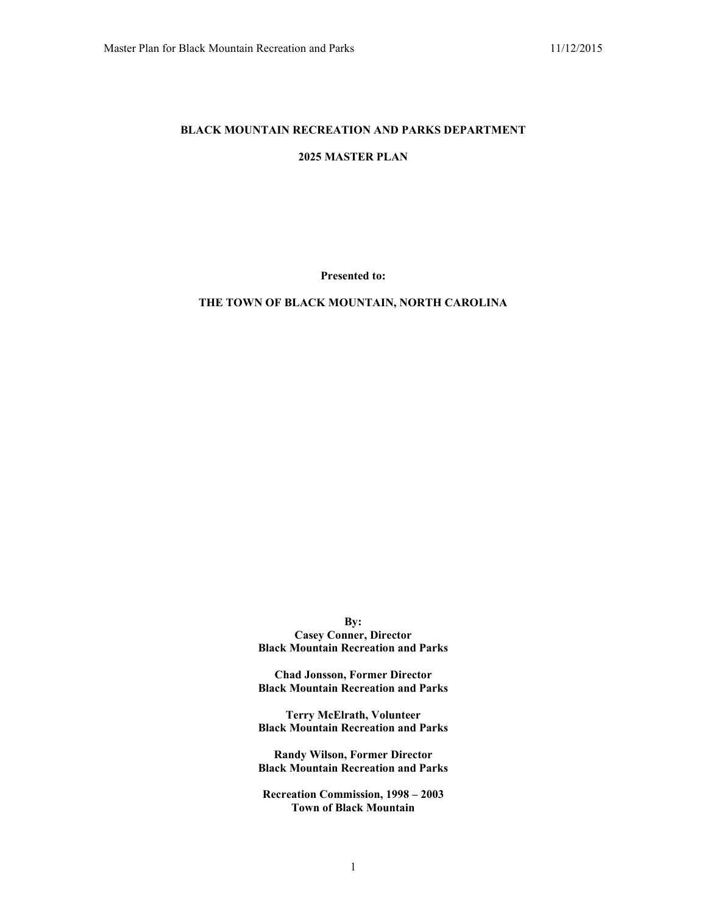# BLACK MOUNTAIN RECREATION AND PARKS DEPARTMENT

## 2025 MASTER PLAN

**Presented to:**

**THE TOWN OF BLACK MOUNTAIN, NORTH CAROLINA**

**By:**
**Casey Conner, Director**
**Black Mountain Recreation and Parks**

**Chad Jonsson, Former Director**
**Black Mountain Recreation and Parks**

**Terry McElrath, Volunteer**
**Black Mountain Recreation and Parks**

**Randy Wilson, Former Director**
**Black Mountain Recreation and Parks**

**Recreation Commission, 1998 – 2003**
**Town of Black Mountain**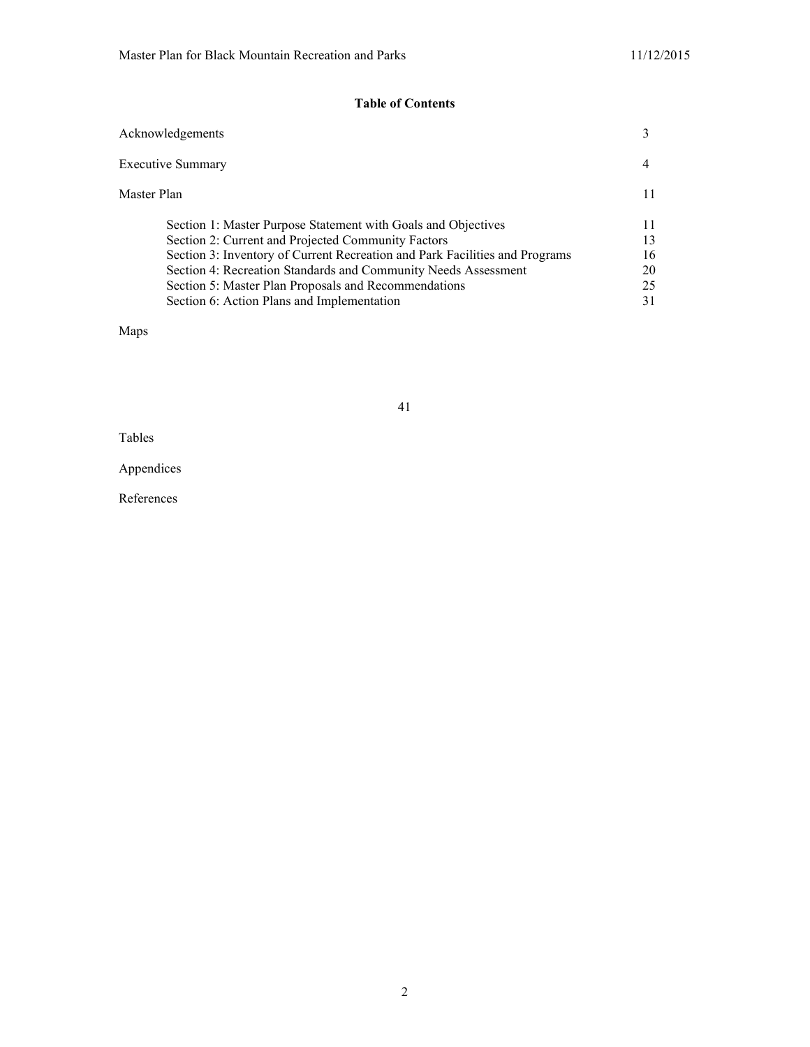**Table of Contents**

| | |
|---|---|
| Acknowledgements | 3 |
| Executive Summary | 4 |
| Master Plan | 11 |
| Section 1: Master Purpose Statement with Goals and Objectives | 11 |
| Section 2: Current and Projected Community Factors | 13 |
| Section 3: Inventory of Current Recreation and Park Facilities and Programs | 16 |
| Section 4: Recreation Standards and Community Needs Assessment | 20 |
| Section 5: Master Plan Proposals and Recommendations | 25 |
| Section 6: Action Plans and Implementation | 31 |
| Maps | |
| | 41 |
| Tables | |
| Appendices | |
| References | |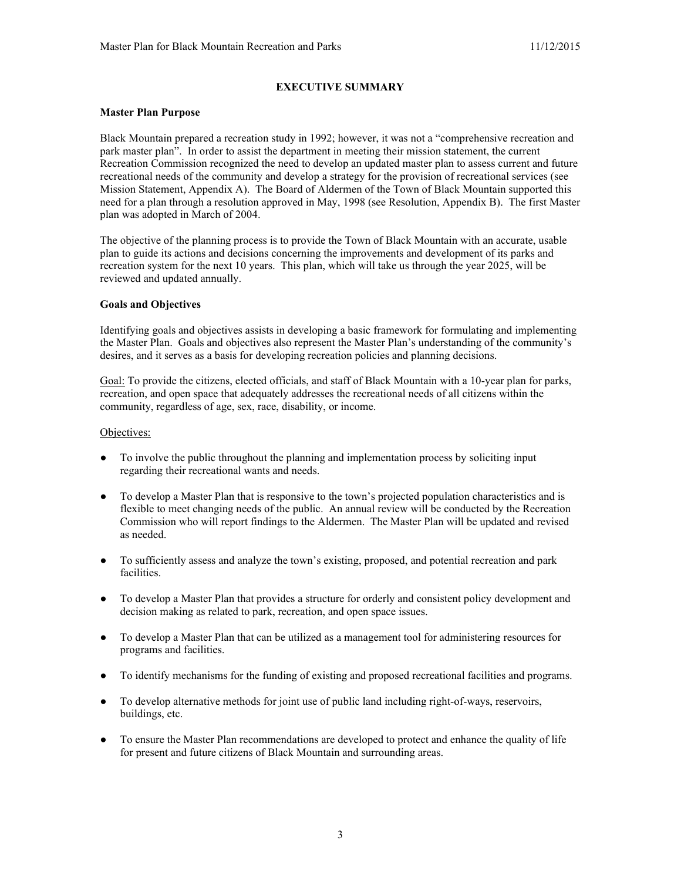# EXECUTIVE SUMMARY

## Master Plan Purpose

Black Mountain prepared a recreation study in 1992; however, it was not a "comprehensive recreation and park master plan". In order to assist the department in meeting their mission statement, the current Recreation Commission recognized the need to develop an updated master plan to assess current and future recreational needs of the community and develop a strategy for the provision of recreational services (see Mission Statement, Appendix A). The Board of Aldermen of the Town of Black Mountain supported this need for a plan through a resolution approved in May, 1998 (see Resolution, Appendix B). The first Master plan was adopted in March of 2004.

The objective of the planning process is to provide the Town of Black Mountain with an accurate, usable plan to guide its actions and decisions concerning the improvements and development of its parks and recreation system for the next 10 years. This plan, which will take us through the year 2025, will be reviewed and updated annually.

## Goals and Objectives

Identifying goals and objectives assists in developing a basic framework for formulating and implementing the Master Plan. Goals and objectives also represent the Master Plan's understanding of the community's desires, and it serves as a basis for developing recreation policies and planning decisions.

Goal: To provide the citizens, elected officials, and staff of Black Mountain with a 10-year plan for parks, recreation, and open space that adequately addresses the recreational needs of all citizens within the community, regardless of age, sex, race, disability, or income.

Objectives:

- To involve the public throughout the planning and implementation process by soliciting input regarding their recreational wants and needs.
- To develop a Master Plan that is responsive to the town's projected population characteristics and is flexible to meet changing needs of the public. An annual review will be conducted by the Recreation Commission who will report findings to the Aldermen. The Master Plan will be updated and revised as needed.
- To sufficiently assess and analyze the town's existing, proposed, and potential recreation and park facilities.
- To develop a Master Plan that provides a structure for orderly and consistent policy development and decision making as related to park, recreation, and open space issues.
- To develop a Master Plan that can be utilized as a management tool for administering resources for programs and facilities.
- To identify mechanisms for the funding of existing and proposed recreational facilities and programs.
- To develop alternative methods for joint use of public land including right-of-ways, reservoirs, buildings, etc.
- To ensure the Master Plan recommendations are developed to protect and enhance the quality of life for present and future citizens of Black Mountain and surrounding areas.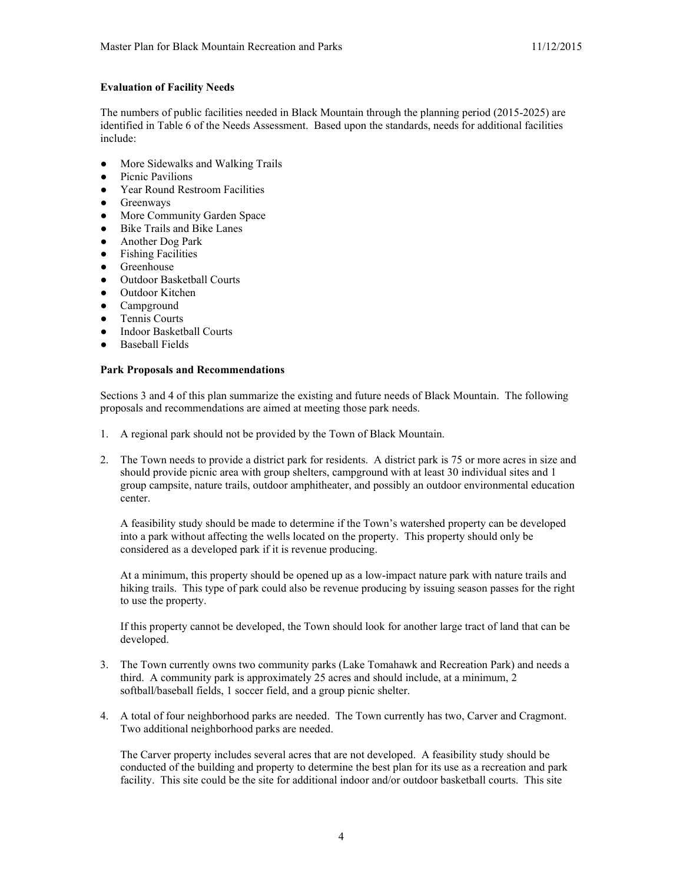**Evaluation of Facility Needs**

The numbers of public facilities needed in Black Mountain through the planning period (2015-2025) are identified in Table 6 of the Needs Assessment. Based upon the standards, needs for additional facilities include:

- More Sidewalks and Walking Trails
- Picnic Pavilions
- Year Round Restroom Facilities
- Greenways
- More Community Garden Space
- Bike Trails and Bike Lanes
- Another Dog Park
- Fishing Facilities
- Greenhouse
- Outdoor Basketball Courts
- Outdoor Kitchen
- Campground
- Tennis Courts
- Indoor Basketball Courts
- Baseball Fields

**Park Proposals and Recommendations**

Sections 3 and 4 of this plan summarize the existing and future needs of Black Mountain. The following proposals and recommendations are aimed at meeting those park needs.

1. A regional park should not be provided by the Town of Black Mountain.

2. The Town needs to provide a district park for residents. A district park is 75 or more acres in size and should provide picnic area with group shelters, campground with at least 30 individual sites and 1 group campsite, nature trails, outdoor amphitheater, and possibly an outdoor environmental education center.

   A feasibility study should be made to determine if the Town's watershed property can be developed into a park without affecting the wells located on the property. This property should only be considered as a developed park if it is revenue producing.

   At a minimum, this property should be opened up as a low-impact nature park with nature trails and hiking trails. This type of park could also be revenue producing by issuing season passes for the right to use the property.

   If this property cannot be developed, the Town should look for another large tract of land that can be developed.

3. The Town currently owns two community parks (Lake Tomahawk and Recreation Park) and needs a third. A community park is approximately 25 acres and should include, at a minimum, 2 softball/baseball fields, 1 soccer field, and a group picnic shelter.

4. A total of four neighborhood parks are needed. The Town currently has two, Carver and Cragmont. Two additional neighborhood parks are needed.

   The Carver property includes several acres that are not developed. A feasibility study should be conducted of the building and property to determine the best plan for its use as a recreation and park facility. This site could be the site for additional indoor and/or outdoor basketball courts. This site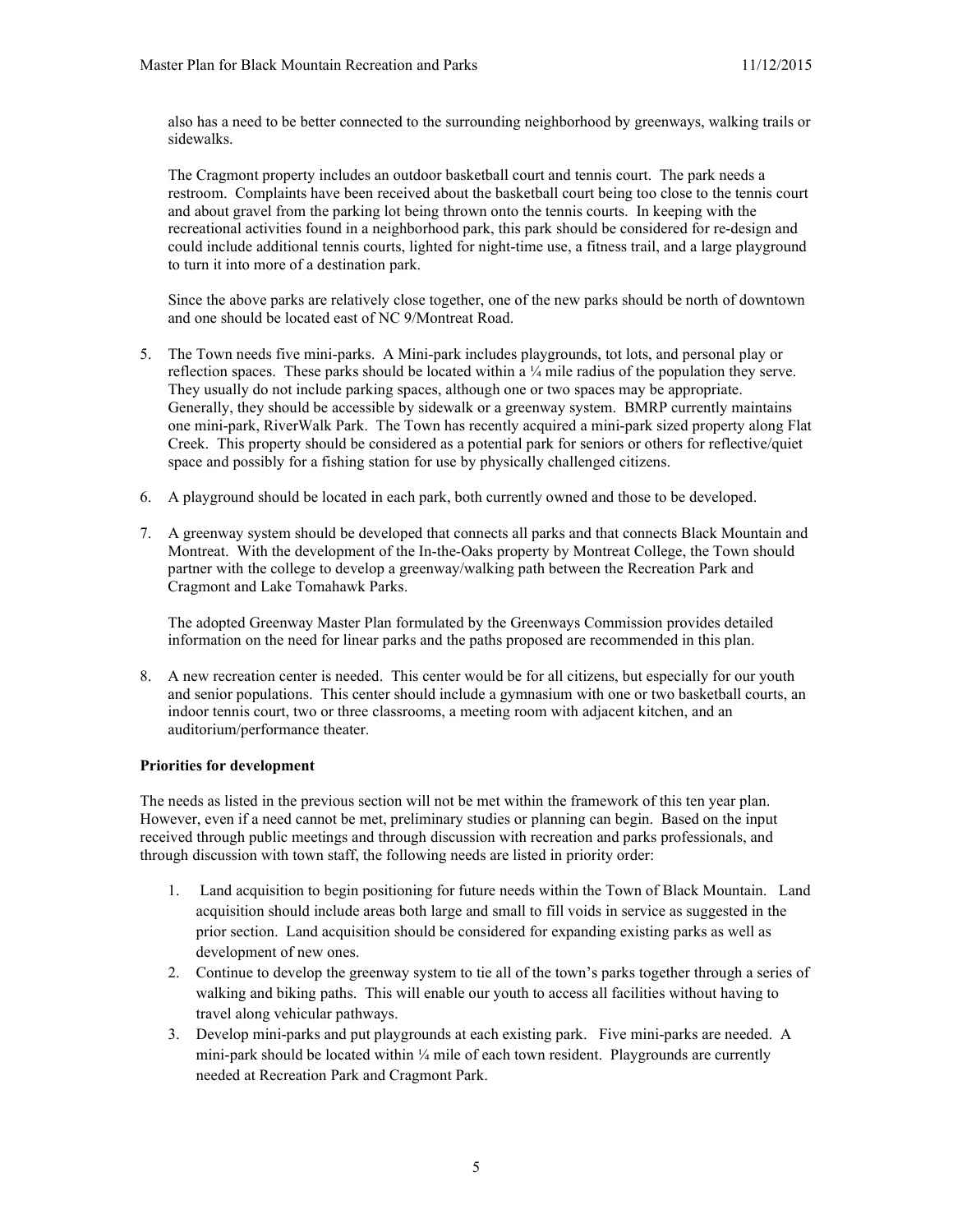also has a need to be better connected to the surrounding neighborhood by greenways, walking trails or sidewalks.

The Cragmont property includes an outdoor basketball court and tennis court. The park needs a restroom. Complaints have been received about the basketball court being too close to the tennis court and about gravel from the parking lot being thrown onto the tennis courts. In keeping with the recreational activities found in a neighborhood park, this park should be considered for re-design and could include additional tennis courts, lighted for night-time use, a fitness trail, and a large playground to turn it into more of a destination park.

Since the above parks are relatively close together, one of the new parks should be north of downtown and one should be located east of NC 9/Montreat Road.

5. The Town needs five mini-parks. A Mini-park includes playgrounds, tot lots, and personal play or reflection spaces. These parks should be located within a ¼ mile radius of the population they serve. They usually do not include parking spaces, although one or two spaces may be appropriate. Generally, they should be accessible by sidewalk or a greenway system. BMRP currently maintains one mini-park, RiverWalk Park. The Town has recently acquired a mini-park sized property along Flat Creek. This property should be considered as a potential park for seniors or others for reflective/quiet space and possibly for a fishing station for use by physically challenged citizens.

6. A playground should be located in each park, both currently owned and those to be developed.

7. A greenway system should be developed that connects all parks and that connects Black Mountain and Montreat. With the development of the In-the-Oaks property by Montreat College, the Town should partner with the college to develop a greenway/walking path between the Recreation Park and Cragmont and Lake Tomahawk Parks.

   The adopted Greenway Master Plan formulated by the Greenways Commission provides detailed information on the need for linear parks and the paths proposed are recommended in this plan.

8. A new recreation center is needed. This center would be for all citizens, but especially for our youth and senior populations. This center should include a gymnasium with one or two basketball courts, an indoor tennis court, two or three classrooms, a meeting room with adjacent kitchen, and an auditorium/performance theater.

**Priorities for development**

The needs as listed in the previous section will not be met within the framework of this ten year plan. However, even if a need cannot be met, preliminary studies or planning can begin. Based on the input received through public meetings and through discussion with recreation and parks professionals, and through discussion with town staff, the following needs are listed in priority order:

1. Land acquisition to begin positioning for future needs within the Town of Black Mountain. Land acquisition should include areas both large and small to fill voids in service as suggested in the prior section. Land acquisition should be considered for expanding existing parks as well as development of new ones.
2. Continue to develop the greenway system to tie all of the town's parks together through a series of walking and biking paths. This will enable our youth to access all facilities without having to travel along vehicular pathways.
3. Develop mini-parks and put playgrounds at each existing park. Five mini-parks are needed. A mini-park should be located within ¼ mile of each town resident. Playgrounds are currently needed at Recreation Park and Cragmont Park.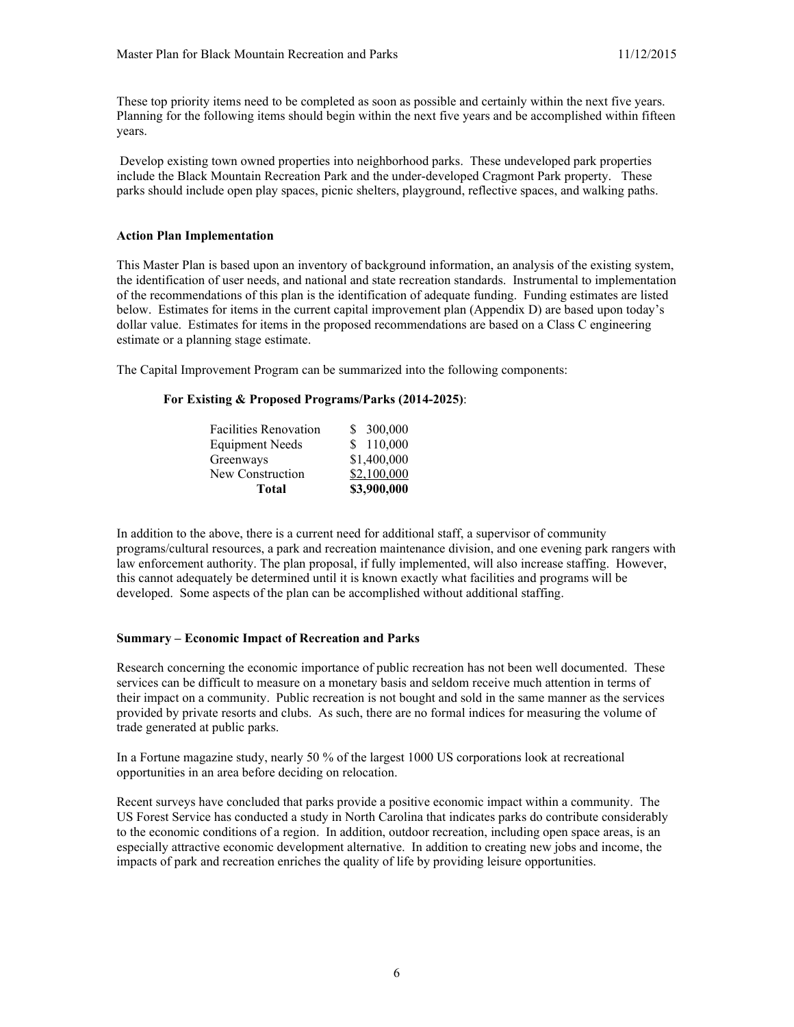These top priority items need to be completed as soon as possible and certainly within the next five years. Planning for the following items should begin within the next five years and be accomplished within fifteen years.

Develop existing town owned properties into neighborhood parks. These undeveloped park properties include the Black Mountain Recreation Park and the under-developed Cragmont Park property. These parks should include open play spaces, picnic shelters, playground, reflective spaces, and walking paths.

**Action Plan Implementation**

This Master Plan is based upon an inventory of background information, an analysis of the existing system, the identification of user needs, and national and state recreation standards. Instrumental to implementation of the recommendations of this plan is the identification of adequate funding. Funding estimates are listed below. Estimates for items in the current capital improvement plan (Appendix D) are based upon today's dollar value. Estimates for items in the proposed recommendations are based on a Class C engineering estimate or a planning stage estimate.

The Capital Improvement Program can be summarized into the following components:

**For Existing & Proposed Programs/Parks (2014-2025)**:

| | |
|---|---|
| Facilities Renovation | $ 300,000 |
| Equipment Needs | $ 110,000 |
| Greenways | $1,400,000 |
| New Construction | $2,100,000 |
| **Total** | **$3,900,000** |

In addition to the above, there is a current need for additional staff, a supervisor of community programs/cultural resources, a park and recreation maintenance division, and one evening park rangers with law enforcement authority. The plan proposal, if fully implemented, will also increase staffing. However, this cannot adequately be determined until it is known exactly what facilities and programs will be developed. Some aspects of the plan can be accomplished without additional staffing.

**Summary – Economic Impact of Recreation and Parks**

Research concerning the economic importance of public recreation has not been well documented. These services can be difficult to measure on a monetary basis and seldom receive much attention in terms of their impact on a community. Public recreation is not bought and sold in the same manner as the services provided by private resorts and clubs. As such, there are no formal indices for measuring the volume of trade generated at public parks.

In a Fortune magazine study, nearly 50 % of the largest 1000 US corporations look at recreational opportunities in an area before deciding on relocation.

Recent surveys have concluded that parks provide a positive economic impact within a community. The US Forest Service has conducted a study in North Carolina that indicates parks do contribute considerably to the economic conditions of a region. In addition, outdoor recreation, including open space areas, is an especially attractive economic development alternative. In addition to creating new jobs and income, the impacts of park and recreation enriches the quality of life by providing leisure opportunities.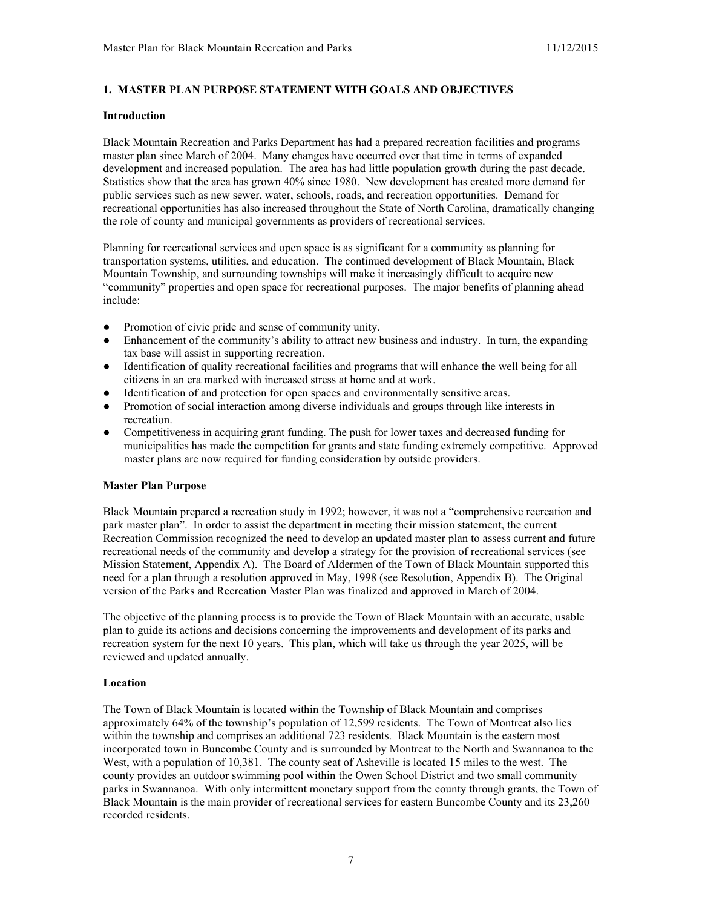## 1. MASTER PLAN PURPOSE STATEMENT WITH GOALS AND OBJECTIVES

### Introduction

Black Mountain Recreation and Parks Department has had a prepared recreation facilities and programs master plan since March of 2004. Many changes have occurred over that time in terms of expanded development and increased population. The area has had little population growth during the past decade. Statistics show that the area has grown 40% since 1980. New development has created more demand for public services such as new sewer, water, schools, roads, and recreation opportunities. Demand for recreational opportunities has also increased throughout the State of North Carolina, dramatically changing the role of county and municipal governments as providers of recreational services.

Planning for recreational services and open space is as significant for a community as planning for transportation systems, utilities, and education. The continued development of Black Mountain, Black Mountain Township, and surrounding townships will make it increasingly difficult to acquire new "community" properties and open space for recreational purposes. The major benefits of planning ahead include:

- Promotion of civic pride and sense of community unity.
- Enhancement of the community's ability to attract new business and industry. In turn, the expanding tax base will assist in supporting recreation.
- Identification of quality recreational facilities and programs that will enhance the well being for all citizens in an era marked with increased stress at home and at work.
- Identification of and protection for open spaces and environmentally sensitive areas.
- Promotion of social interaction among diverse individuals and groups through like interests in recreation.
- Competitiveness in acquiring grant funding. The push for lower taxes and decreased funding for municipalities has made the competition for grants and state funding extremely competitive. Approved master plans are now required for funding consideration by outside providers.

### Master Plan Purpose

Black Mountain prepared a recreation study in 1992; however, it was not a "comprehensive recreation and park master plan". In order to assist the department in meeting their mission statement, the current Recreation Commission recognized the need to develop an updated master plan to assess current and future recreational needs of the community and develop a strategy for the provision of recreational services (see Mission Statement, Appendix A). The Board of Aldermen of the Town of Black Mountain supported this need for a plan through a resolution approved in May, 1998 (see Resolution, Appendix B). The Original version of the Parks and Recreation Master Plan was finalized and approved in March of 2004.

The objective of the planning process is to provide the Town of Black Mountain with an accurate, usable plan to guide its actions and decisions concerning the improvements and development of its parks and recreation system for the next 10 years. This plan, which will take us through the year 2025, will be reviewed and updated annually.

### Location

The Town of Black Mountain is located within the Township of Black Mountain and comprises approximately 64% of the township's population of 12,599 residents. The Town of Montreat also lies within the township and comprises an additional 723 residents. Black Mountain is the eastern most incorporated town in Buncombe County and is surrounded by Montreat to the North and Swannanoa to the West, with a population of 10,381. The county seat of Asheville is located 15 miles to the west. The county provides an outdoor swimming pool within the Owen School District and two small community parks in Swannanoa. With only intermittent monetary support from the county through grants, the Town of Black Mountain is the main provider of recreational services for eastern Buncombe County and its 23,260 recorded residents.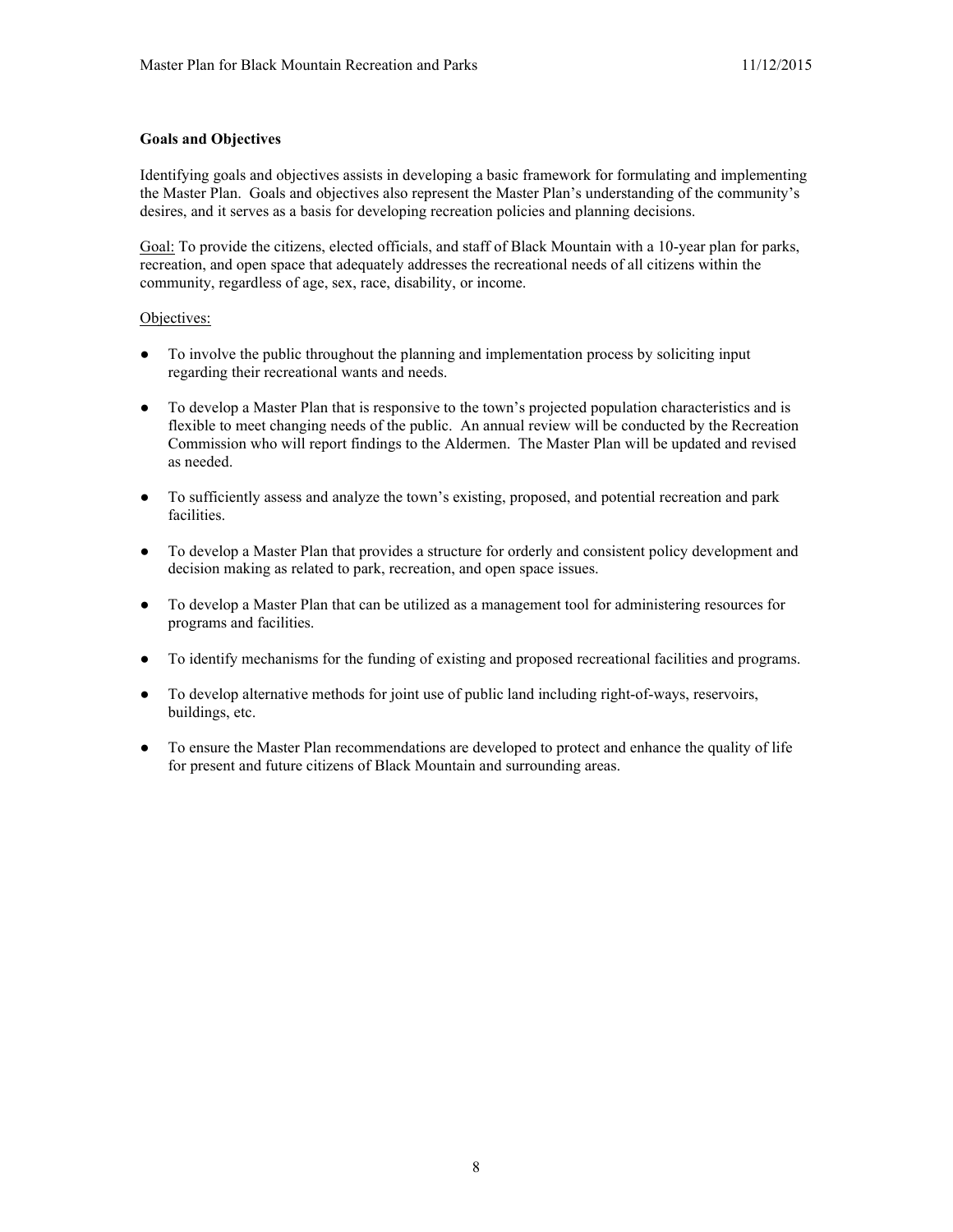**Goals and Objectives**

Identifying goals and objectives assists in developing a basic framework for formulating and implementing the Master Plan. Goals and objectives also represent the Master Plan's understanding of the community's desires, and it serves as a basis for developing recreation policies and planning decisions.

Goal: To provide the citizens, elected officials, and staff of Black Mountain with a 10-year plan for parks, recreation, and open space that adequately addresses the recreational needs of all citizens within the community, regardless of age, sex, race, disability, or income.

Objectives:

- To involve the public throughout the planning and implementation process by soliciting input regarding their recreational wants and needs.
- To develop a Master Plan that is responsive to the town's projected population characteristics and is flexible to meet changing needs of the public. An annual review will be conducted by the Recreation Commission who will report findings to the Aldermen. The Master Plan will be updated and revised as needed.
- To sufficiently assess and analyze the town's existing, proposed, and potential recreation and park facilities.
- To develop a Master Plan that provides a structure for orderly and consistent policy development and decision making as related to park, recreation, and open space issues.
- To develop a Master Plan that can be utilized as a management tool for administering resources for programs and facilities.
- To identify mechanisms for the funding of existing and proposed recreational facilities and programs.
- To develop alternative methods for joint use of public land including right-of-ways, reservoirs, buildings, etc.
- To ensure the Master Plan recommendations are developed to protect and enhance the quality of life for present and future citizens of Black Mountain and surrounding areas.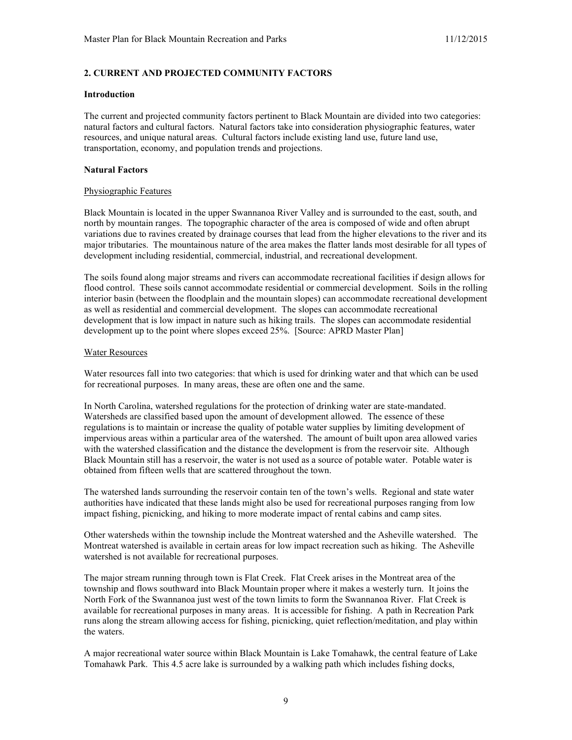## 2. CURRENT AND PROJECTED COMMUNITY FACTORS

### Introduction

The current and projected community factors pertinent to Black Mountain are divided into two categories: natural factors and cultural factors. Natural factors take into consideration physiographic features, water resources, and unique natural areas. Cultural factors include existing land use, future land use, transportation, economy, and population trends and projections.

### Natural Factors

#### Physiographic Features

Black Mountain is located in the upper Swannanoa River Valley and is surrounded to the east, south, and north by mountain ranges. The topographic character of the area is composed of wide and often abrupt variations due to ravines created by drainage courses that lead from the higher elevations to the river and its major tributaries. The mountainous nature of the area makes the flatter lands most desirable for all types of development including residential, commercial, industrial, and recreational development.

The soils found along major streams and rivers can accommodate recreational facilities if design allows for flood control. These soils cannot accommodate residential or commercial development. Soils in the rolling interior basin (between the floodplain and the mountain slopes) can accommodate recreational development as well as residential and commercial development. The slopes can accommodate recreational development that is low impact in nature such as hiking trails. The slopes can accommodate residential development up to the point where slopes exceed 25%. [Source: APRD Master Plan]

#### Water Resources

Water resources fall into two categories: that which is used for drinking water and that which can be used for recreational purposes. In many areas, these are often one and the same.

In North Carolina, watershed regulations for the protection of drinking water are state-mandated. Watersheds are classified based upon the amount of development allowed. The essence of these regulations is to maintain or increase the quality of potable water supplies by limiting development of impervious areas within a particular area of the watershed. The amount of built upon area allowed varies with the watershed classification and the distance the development is from the reservoir site. Although Black Mountain still has a reservoir, the water is not used as a source of potable water. Potable water is obtained from fifteen wells that are scattered throughout the town.

The watershed lands surrounding the reservoir contain ten of the town's wells. Regional and state water authorities have indicated that these lands might also be used for recreational purposes ranging from low impact fishing, picnicking, and hiking to more moderate impact of rental cabins and camp sites.

Other watersheds within the township include the Montreat watershed and the Asheville watershed. The Montreat watershed is available in certain areas for low impact recreation such as hiking. The Asheville watershed is not available for recreational purposes.

The major stream running through town is Flat Creek. Flat Creek arises in the Montreat area of the township and flows southward into Black Mountain proper where it makes a westerly turn. It joins the North Fork of the Swannanoa just west of the town limits to form the Swannanoa River. Flat Creek is available for recreational purposes in many areas. It is accessible for fishing. A path in Recreation Park runs along the stream allowing access for fishing, picnicking, quiet reflection/meditation, and play within the waters.

A major recreational water source within Black Mountain is Lake Tomahawk, the central feature of Lake Tomahawk Park. This 4.5 acre lake is surrounded by a walking path which includes fishing docks,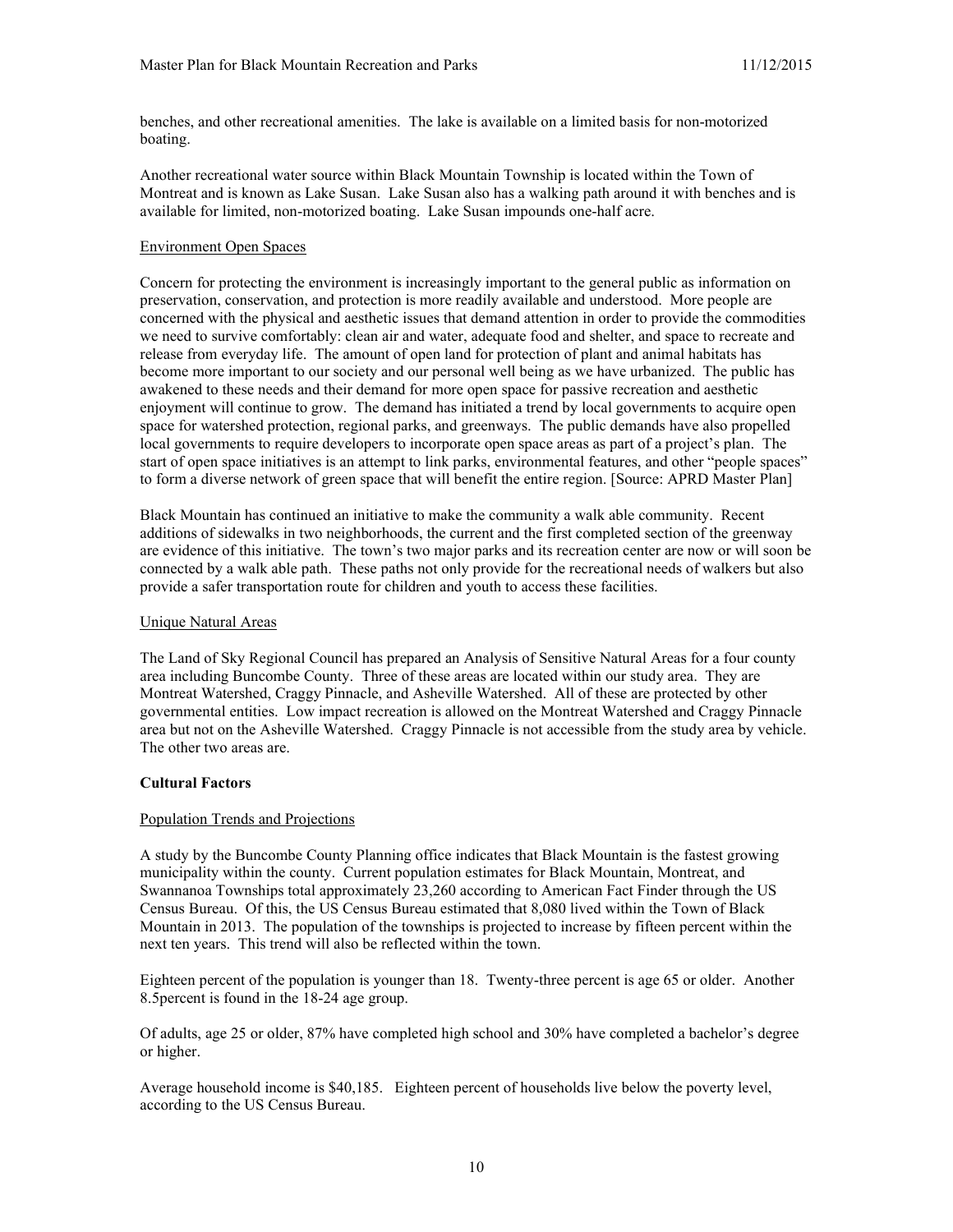benches, and other recreational amenities. The lake is available on a limited basis for non-motorized boating.

Another recreational water source within Black Mountain Township is located within the Town of Montreat and is known as Lake Susan. Lake Susan also has a walking path around it with benches and is available for limited, non-motorized boating. Lake Susan impounds one-half acre.

Environment Open Spaces

Concern for protecting the environment is increasingly important to the general public as information on preservation, conservation, and protection is more readily available and understood. More people are concerned with the physical and aesthetic issues that demand attention in order to provide the commodities we need to survive comfortably: clean air and water, adequate food and shelter, and space to recreate and release from everyday life. The amount of open land for protection of plant and animal habitats has become more important to our society and our personal well being as we have urbanized. The public has awakened to these needs and their demand for more open space for passive recreation and aesthetic enjoyment will continue to grow. The demand has initiated a trend by local governments to acquire open space for watershed protection, regional parks, and greenways. The public demands have also propelled local governments to require developers to incorporate open space areas as part of a project's plan. The start of open space initiatives is an attempt to link parks, environmental features, and other "people spaces" to form a diverse network of green space that will benefit the entire region. [Source: APRD Master Plan]

Black Mountain has continued an initiative to make the community a walk able community. Recent additions of sidewalks in two neighborhoods, the current and the first completed section of the greenway are evidence of this initiative. The town's two major parks and its recreation center are now or will soon be connected by a walk able path. These paths not only provide for the recreational needs of walkers but also provide a safer transportation route for children and youth to access these facilities.

Unique Natural Areas

The Land of Sky Regional Council has prepared an Analysis of Sensitive Natural Areas for a four county area including Buncombe County. Three of these areas are located within our study area. They are Montreat Watershed, Craggy Pinnacle, and Asheville Watershed. All of these are protected by other governmental entities. Low impact recreation is allowed on the Montreat Watershed and Craggy Pinnacle area but not on the Asheville Watershed. Craggy Pinnacle is not accessible from the study area by vehicle. The other two areas are.

**Cultural Factors**

Population Trends and Projections

A study by the Buncombe County Planning office indicates that Black Mountain is the fastest growing municipality within the county. Current population estimates for Black Mountain, Montreat, and Swannanoa Townships total approximately 23,260 according to American Fact Finder through the US Census Bureau. Of this, the US Census Bureau estimated that 8,080 lived within the Town of Black Mountain in 2013. The population of the townships is projected to increase by fifteen percent within the next ten years. This trend will also be reflected within the town.

Eighteen percent of the population is younger than 18. Twenty-three percent is age 65 or older. Another 8.5percent is found in the 18-24 age group.

Of adults, age 25 or older, 87% have completed high school and 30% have completed a bachelor's degree or higher.

Average household income is $40,185. Eighteen percent of households live below the poverty level, according to the US Census Bureau.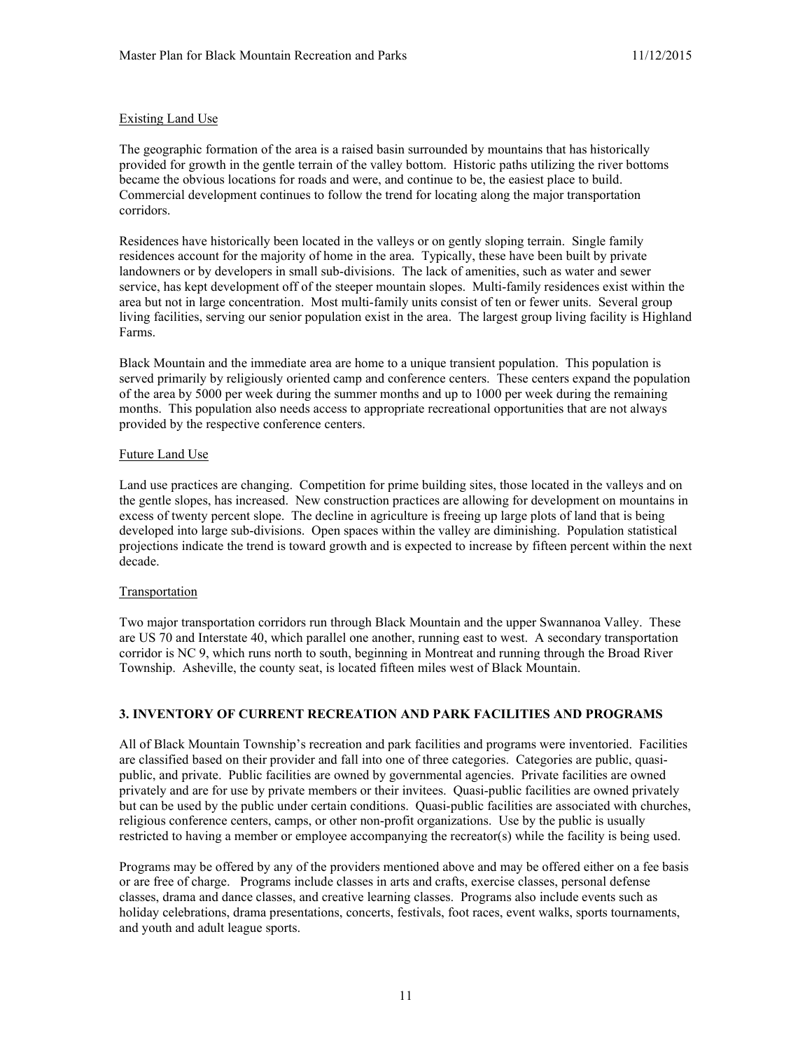Existing Land Use

The geographic formation of the area is a raised basin surrounded by mountains that has historically provided for growth in the gentle terrain of the valley bottom. Historic paths utilizing the river bottoms became the obvious locations for roads and were, and continue to be, the easiest place to build. Commercial development continues to follow the trend for locating along the major transportation corridors.

Residences have historically been located in the valleys or on gently sloping terrain. Single family residences account for the majority of home in the area. Typically, these have been built by private landowners or by developers in small sub-divisions. The lack of amenities, such as water and sewer service, has kept development off of the steeper mountain slopes. Multi-family residences exist within the area but not in large concentration. Most multi-family units consist of ten or fewer units. Several group living facilities, serving our senior population exist in the area. The largest group living facility is Highland Farms.

Black Mountain and the immediate area are home to a unique transient population. This population is served primarily by religiously oriented camp and conference centers. These centers expand the population of the area by 5000 per week during the summer months and up to 1000 per week during the remaining months. This population also needs access to appropriate recreational opportunities that are not always provided by the respective conference centers.

Future Land Use

Land use practices are changing. Competition for prime building sites, those located in the valleys and on the gentle slopes, has increased. New construction practices are allowing for development on mountains in excess of twenty percent slope. The decline in agriculture is freeing up large plots of land that is being developed into large sub-divisions. Open spaces within the valley are diminishing. Population statistical projections indicate the trend is toward growth and is expected to increase by fifteen percent within the next decade.

Transportation

Two major transportation corridors run through Black Mountain and the upper Swannanoa Valley. These are US 70 and Interstate 40, which parallel one another, running east to west. A secondary transportation corridor is NC 9, which runs north to south, beginning in Montreat and running through the Broad River Township. Asheville, the county seat, is located fifteen miles west of Black Mountain.

## 3. INVENTORY OF CURRENT RECREATION AND PARK FACILITIES AND PROGRAMS

All of Black Mountain Township's recreation and park facilities and programs were inventoried. Facilities are classified based on their provider and fall into one of three categories. Categories are public, quasi-public, and private. Public facilities are owned by governmental agencies. Private facilities are owned privately and are for use by private members or their invitees. Quasi-public facilities are owned privately but can be used by the public under certain conditions. Quasi-public facilities are associated with churches, religious conference centers, camps, or other non-profit organizations. Use by the public is usually restricted to having a member or employee accompanying the recreator(s) while the facility is being used.

Programs may be offered by any of the providers mentioned above and may be offered either on a fee basis or are free of charge. Programs include classes in arts and crafts, exercise classes, personal defense classes, drama and dance classes, and creative learning classes. Programs also include events such as holiday celebrations, drama presentations, concerts, festivals, foot races, event walks, sports tournaments, and youth and adult league sports.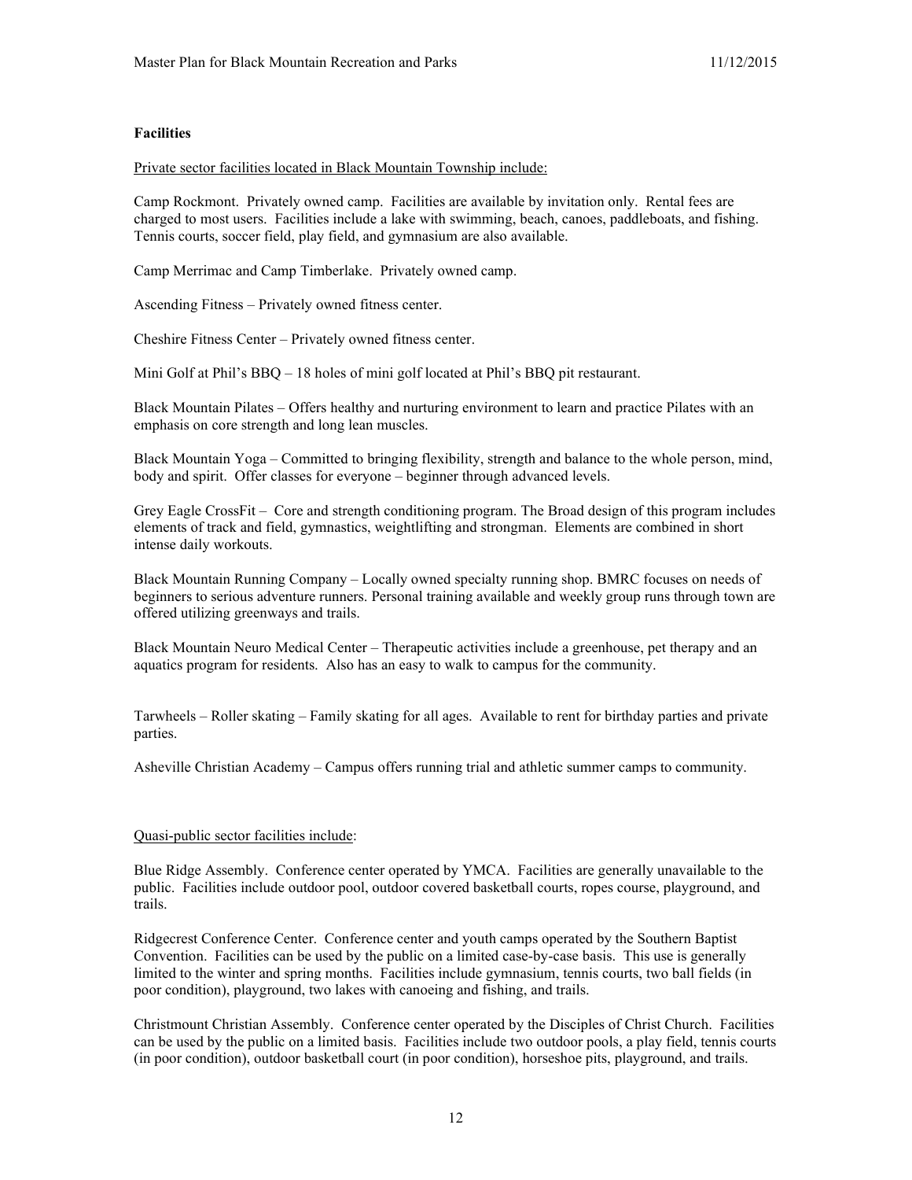**Facilities**

Private sector facilities located in Black Mountain Township include:

Camp Rockmont. Privately owned camp. Facilities are available by invitation only. Rental fees are charged to most users. Facilities include a lake with swimming, beach, canoes, paddleboats, and fishing. Tennis courts, soccer field, play field, and gymnasium are also available.

Camp Merrimac and Camp Timberlake. Privately owned camp.

Ascending Fitness – Privately owned fitness center.

Cheshire Fitness Center – Privately owned fitness center.

Mini Golf at Phil's BBQ – 18 holes of mini golf located at Phil's BBQ pit restaurant.

Black Mountain Pilates – Offers healthy and nurturing environment to learn and practice Pilates with an emphasis on core strength and long lean muscles.

Black Mountain Yoga – Committed to bringing flexibility, strength and balance to the whole person, mind, body and spirit. Offer classes for everyone – beginner through advanced levels.

Grey Eagle CrossFit – Core and strength conditioning program. The Broad design of this program includes elements of track and field, gymnastics, weightlifting and strongman. Elements are combined in short intense daily workouts.

Black Mountain Running Company – Locally owned specialty running shop. BMRC focuses on needs of beginners to serious adventure runners. Personal training available and weekly group runs through town are offered utilizing greenways and trails.

Black Mountain Neuro Medical Center – Therapeutic activities include a greenhouse, pet therapy and an aquatics program for residents. Also has an easy to walk to campus for the community.

Tarwheels – Roller skating – Family skating for all ages. Available to rent for birthday parties and private parties.

Asheville Christian Academy – Campus offers running trial and athletic summer camps to community.

Quasi-public sector facilities include:

Blue Ridge Assembly. Conference center operated by YMCA. Facilities are generally unavailable to the public. Facilities include outdoor pool, outdoor covered basketball courts, ropes course, playground, and trails.

Ridgecrest Conference Center. Conference center and youth camps operated by the Southern Baptist Convention. Facilities can be used by the public on a limited case-by-case basis. This use is generally limited to the winter and spring months. Facilities include gymnasium, tennis courts, two ball fields (in poor condition), playground, two lakes with canoeing and fishing, and trails.

Christmount Christian Assembly. Conference center operated by the Disciples of Christ Church. Facilities can be used by the public on a limited basis. Facilities include two outdoor pools, a play field, tennis courts (in poor condition), outdoor basketball court (in poor condition), horseshoe pits, playground, and trails.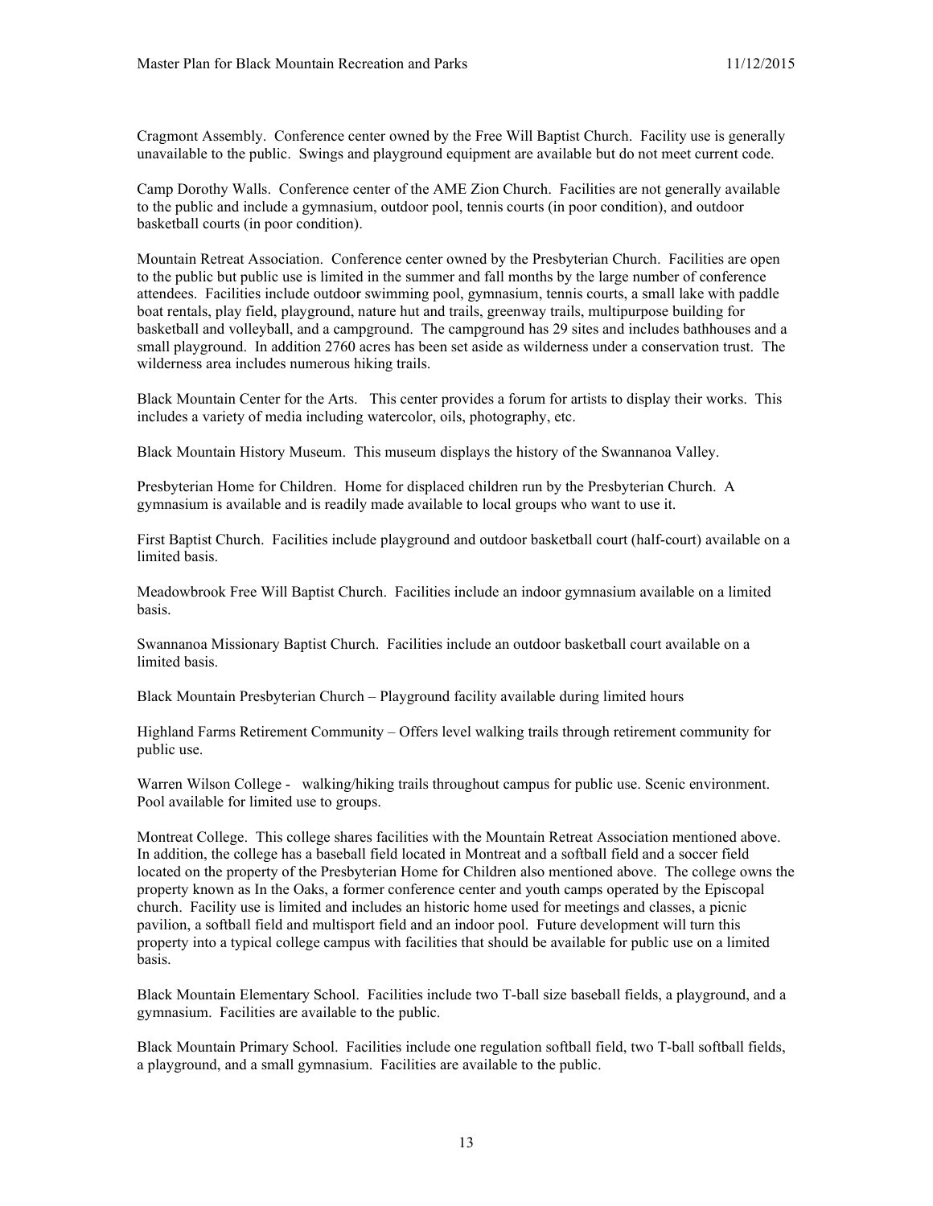Cragmont Assembly. Conference center owned by the Free Will Baptist Church. Facility use is generally unavailable to the public. Swings and playground equipment are available but do not meet current code.

Camp Dorothy Walls. Conference center of the AME Zion Church. Facilities are not generally available to the public and include a gymnasium, outdoor pool, tennis courts (in poor condition), and outdoor basketball courts (in poor condition).

Mountain Retreat Association. Conference center owned by the Presbyterian Church. Facilities are open to the public but public use is limited in the summer and fall months by the large number of conference attendees. Facilities include outdoor swimming pool, gymnasium, tennis courts, a small lake with paddle boat rentals, play field, playground, nature hut and trails, greenway trails, multipurpose building for basketball and volleyball, and a campground. The campground has 29 sites and includes bathhouses and a small playground. In addition 2760 acres has been set aside as wilderness under a conservation trust. The wilderness area includes numerous hiking trails.

Black Mountain Center for the Arts. This center provides a forum for artists to display their works. This includes a variety of media including watercolor, oils, photography, etc.

Black Mountain History Museum. This museum displays the history of the Swannanoa Valley.

Presbyterian Home for Children. Home for displaced children run by the Presbyterian Church. A gymnasium is available and is readily made available to local groups who want to use it.

First Baptist Church. Facilities include playground and outdoor basketball court (half-court) available on a limited basis.

Meadowbrook Free Will Baptist Church. Facilities include an indoor gymnasium available on a limited basis.

Swannanoa Missionary Baptist Church. Facilities include an outdoor basketball court available on a limited basis.

Black Mountain Presbyterian Church – Playground facility available during limited hours

Highland Farms Retirement Community – Offers level walking trails through retirement community for public use.

Warren Wilson College - walking/hiking trails throughout campus for public use. Scenic environment. Pool available for limited use to groups.

Montreat College. This college shares facilities with the Mountain Retreat Association mentioned above. In addition, the college has a baseball field located in Montreat and a softball field and a soccer field located on the property of the Presbyterian Home for Children also mentioned above. The college owns the property known as In the Oaks, a former conference center and youth camps operated by the Episcopal church. Facility use is limited and includes an historic home used for meetings and classes, a picnic pavilion, a softball field and multisport field and an indoor pool. Future development will turn this property into a typical college campus with facilities that should be available for public use on a limited basis.

Black Mountain Elementary School. Facilities include two T-ball size baseball fields, a playground, and a gymnasium. Facilities are available to the public.

Black Mountain Primary School. Facilities include one regulation softball field, two T-ball softball fields, a playground, and a small gymnasium. Facilities are available to the public.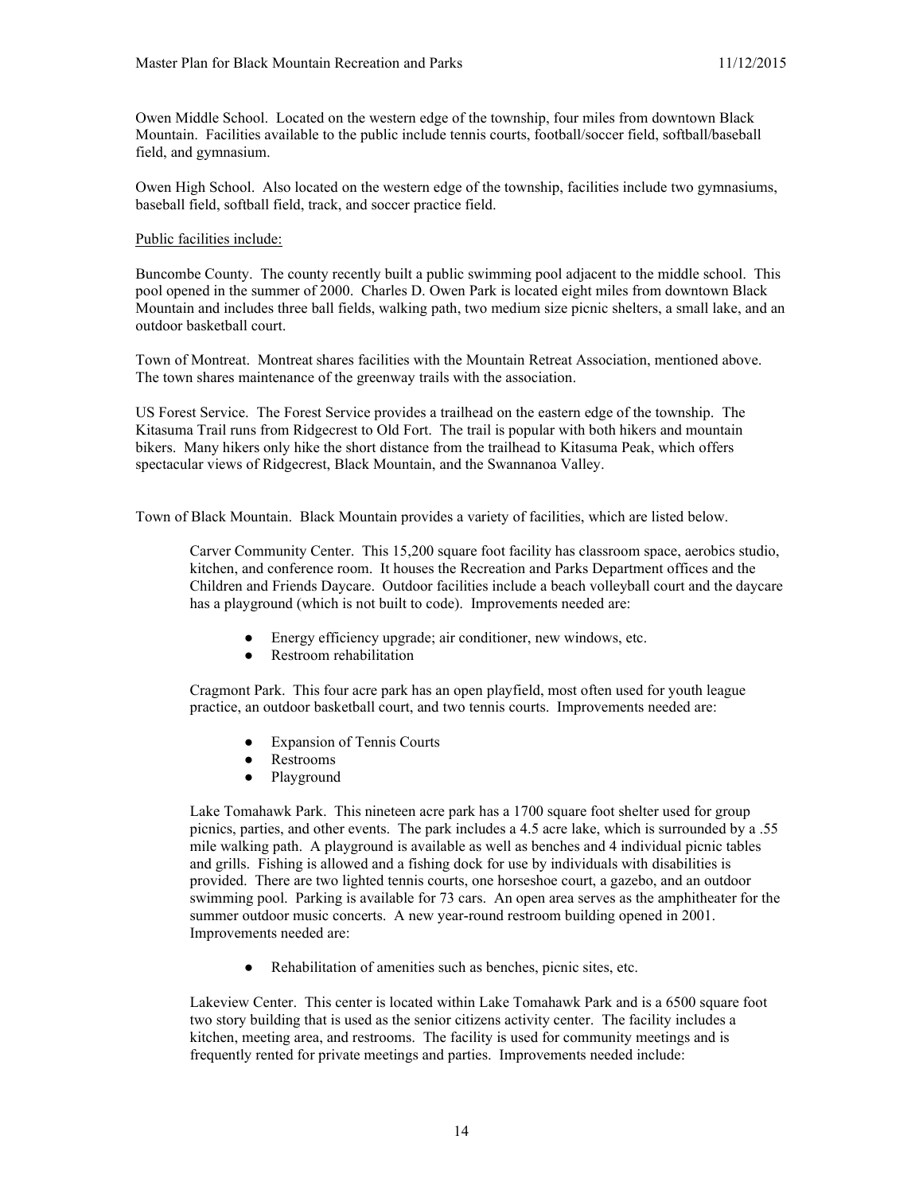Owen Middle School. Located on the western edge of the township, four miles from downtown Black Mountain. Facilities available to the public include tennis courts, football/soccer field, softball/baseball field, and gymnasium.

Owen High School. Also located on the western edge of the township, facilities include two gymnasiums, baseball field, softball field, track, and soccer practice field.

<u>Public facilities include:</u>

Buncombe County. The county recently built a public swimming pool adjacent to the middle school. This pool opened in the summer of 2000. Charles D. Owen Park is located eight miles from downtown Black Mountain and includes three ball fields, walking path, two medium size picnic shelters, a small lake, and an outdoor basketball court.

Town of Montreat. Montreat shares facilities with the Mountain Retreat Association, mentioned above. The town shares maintenance of the greenway trails with the association.

US Forest Service. The Forest Service provides a trailhead on the eastern edge of the township. The Kitasuma Trail runs from Ridgecrest to Old Fort. The trail is popular with both hikers and mountain bikers. Many hikers only hike the short distance from the trailhead to Kitasuma Peak, which offers spectacular views of Ridgecrest, Black Mountain, and the Swannanoa Valley.

Town of Black Mountain. Black Mountain provides a variety of facilities, which are listed below.

Carver Community Center. This 15,200 square foot facility has classroom space, aerobics studio, kitchen, and conference room. It houses the Recreation and Parks Department offices and the Children and Friends Daycare. Outdoor facilities include a beach volleyball court and the daycare has a playground (which is not built to code). Improvements needed are:

- Energy efficiency upgrade; air conditioner, new windows, etc.
- Restroom rehabilitation

Cragmont Park. This four acre park has an open playfield, most often used for youth league practice, an outdoor basketball court, and two tennis courts. Improvements needed are:

- Expansion of Tennis Courts
- Restrooms
- Playground

Lake Tomahawk Park. This nineteen acre park has a 1700 square foot shelter used for group picnics, parties, and other events. The park includes a 4.5 acre lake, which is surrounded by a .55 mile walking path. A playground is available as well as benches and 4 individual picnic tables and grills. Fishing is allowed and a fishing dock for use by individuals with disabilities is provided. There are two lighted tennis courts, one horseshoe court, a gazebo, and an outdoor swimming pool. Parking is available for 73 cars. An open area serves as the amphitheater for the summer outdoor music concerts. A new year-round restroom building opened in 2001. Improvements needed are:

- Rehabilitation of amenities such as benches, picnic sites, etc.

Lakeview Center. This center is located within Lake Tomahawk Park and is a 6500 square foot two story building that is used as the senior citizens activity center. The facility includes a kitchen, meeting area, and restrooms. The facility is used for community meetings and is frequently rented for private meetings and parties. Improvements needed include: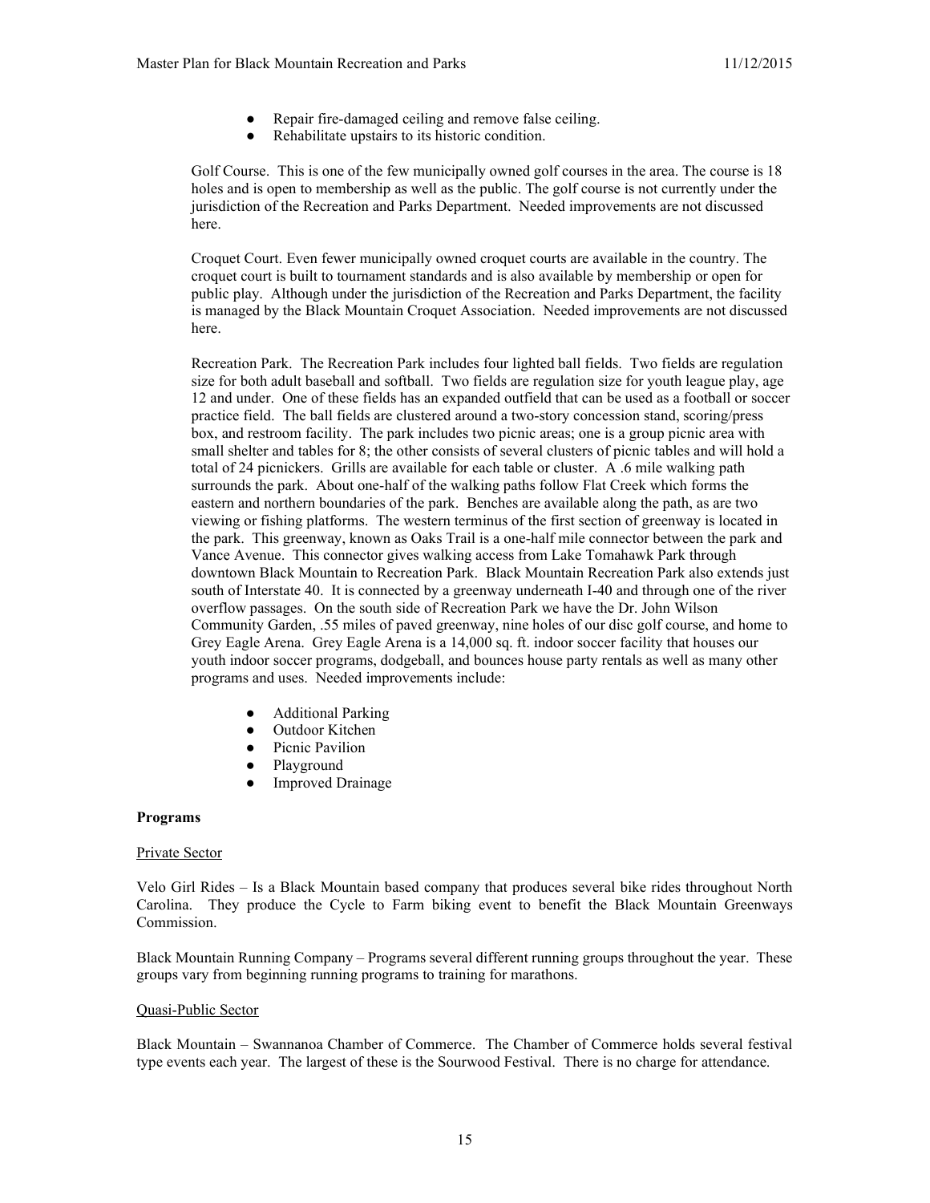- Repair fire-damaged ceiling and remove false ceiling.
- Rehabilitate upstairs to its historic condition.

Golf Course. This is one of the few municipally owned golf courses in the area. The course is 18 holes and is open to membership as well as the public. The golf course is not currently under the jurisdiction of the Recreation and Parks Department. Needed improvements are not discussed here.

Croquet Court. Even fewer municipally owned croquet courts are available in the country. The croquet court is built to tournament standards and is also available by membership or open for public play. Although under the jurisdiction of the Recreation and Parks Department, the facility is managed by the Black Mountain Croquet Association. Needed improvements are not discussed here.

Recreation Park. The Recreation Park includes four lighted ball fields. Two fields are regulation size for both adult baseball and softball. Two fields are regulation size for youth league play, age 12 and under. One of these fields has an expanded outfield that can be used as a football or soccer practice field. The ball fields are clustered around a two-story concession stand, scoring/press box, and restroom facility. The park includes two picnic areas; one is a group picnic area with small shelter and tables for 8; the other consists of several clusters of picnic tables and will hold a total of 24 picnickers. Grills are available for each table or cluster. A .6 mile walking path surrounds the park. About one-half of the walking paths follow Flat Creek which forms the eastern and northern boundaries of the park. Benches are available along the path, as are two viewing or fishing platforms. The western terminus of the first section of greenway is located in the park. This greenway, known as Oaks Trail is a one-half mile connector between the park and Vance Avenue. This connector gives walking access from Lake Tomahawk Park through downtown Black Mountain to Recreation Park. Black Mountain Recreation Park also extends just south of Interstate 40. It is connected by a greenway underneath I-40 and through one of the river overflow passages. On the south side of Recreation Park we have the Dr. John Wilson Community Garden, .55 miles of paved greenway, nine holes of our disc golf course, and home to Grey Eagle Arena. Grey Eagle Arena is a 14,000 sq. ft. indoor soccer facility that houses our youth indoor soccer programs, dodgeball, and bounces house party rentals as well as many other programs and uses. Needed improvements include:

- Additional Parking
- Outdoor Kitchen
- Picnic Pavilion
- Playground
- Improved Drainage

**Programs**

Private Sector

Velo Girl Rides – Is a Black Mountain based company that produces several bike rides throughout North Carolina. They produce the Cycle to Farm biking event to benefit the Black Mountain Greenways Commission.

Black Mountain Running Company – Programs several different running groups throughout the year. These groups vary from beginning running programs to training for marathons.

Quasi-Public Sector

Black Mountain – Swannanoa Chamber of Commerce. The Chamber of Commerce holds several festival type events each year. The largest of these is the Sourwood Festival. There is no charge for attendance.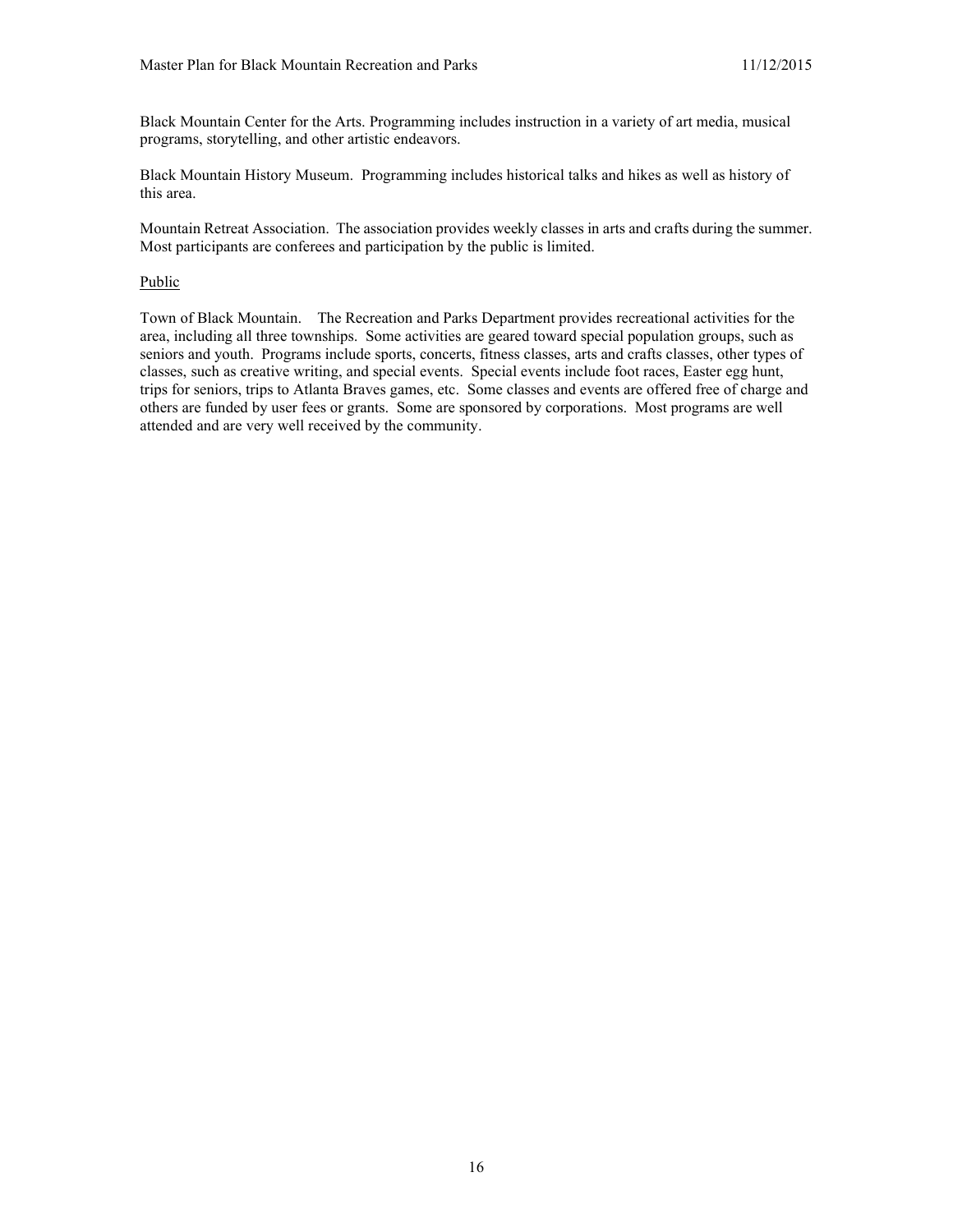Black Mountain Center for the Arts. Programming includes instruction in a variety of art media, musical programs, storytelling, and other artistic endeavors.

Black Mountain History Museum. Programming includes historical talks and hikes as well as history of this area.

Mountain Retreat Association. The association provides weekly classes in arts and crafts during the summer. Most participants are conferees and participation by the public is limited.

<u>Public</u>

Town of Black Mountain. The Recreation and Parks Department provides recreational activities for the area, including all three townships. Some activities are geared toward special population groups, such as seniors and youth. Programs include sports, concerts, fitness classes, arts and crafts classes, other types of classes, such as creative writing, and special events. Special events include foot races, Easter egg hunt, trips for seniors, trips to Atlanta Braves games, etc. Some classes and events are offered free of charge and others are funded by user fees or grants. Some are sponsored by corporations. Most programs are well attended and are very well received by the community.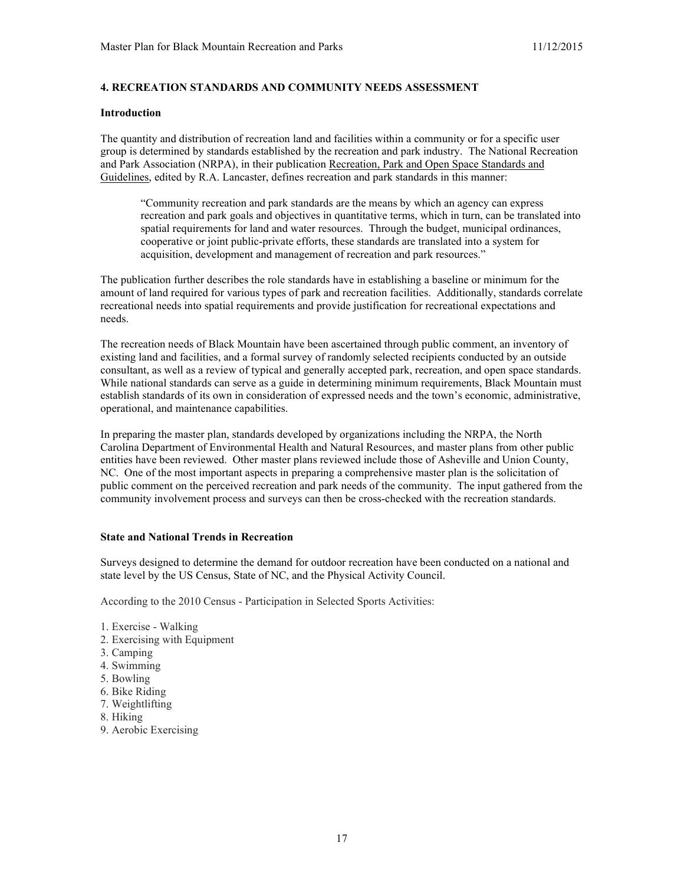## 4. RECREATION STANDARDS AND COMMUNITY NEEDS ASSESSMENT

### Introduction

The quantity and distribution of recreation land and facilities within a community or for a specific user group is determined by standards established by the recreation and park industry. The National Recreation and Park Association (NRPA), in their publication Recreation, Park and Open Space Standards and Guidelines, edited by R.A. Lancaster, defines recreation and park standards in this manner:

> "Community recreation and park standards are the means by which an agency can express recreation and park goals and objectives in quantitative terms, which in turn, can be translated into spatial requirements for land and water resources. Through the budget, municipal ordinances, cooperative or joint public-private efforts, these standards are translated into a system for acquisition, development and management of recreation and park resources."

The publication further describes the role standards have in establishing a baseline or minimum for the amount of land required for various types of park and recreation facilities. Additionally, standards correlate recreational needs into spatial requirements and provide justification for recreational expectations and needs.

The recreation needs of Black Mountain have been ascertained through public comment, an inventory of existing land and facilities, and a formal survey of randomly selected recipients conducted by an outside consultant, as well as a review of typical and generally accepted park, recreation, and open space standards. While national standards can serve as a guide in determining minimum requirements, Black Mountain must establish standards of its own in consideration of expressed needs and the town's economic, administrative, operational, and maintenance capabilities.

In preparing the master plan, standards developed by organizations including the NRPA, the North Carolina Department of Environmental Health and Natural Resources, and master plans from other public entities have been reviewed. Other master plans reviewed include those of Asheville and Union County, NC. One of the most important aspects in preparing a comprehensive master plan is the solicitation of public comment on the perceived recreation and park needs of the community. The input gathered from the community involvement process and surveys can then be cross-checked with the recreation standards.

### State and National Trends in Recreation

Surveys designed to determine the demand for outdoor recreation have been conducted on a national and state level by the US Census, State of NC, and the Physical Activity Council.

According to the 2010 Census - Participation in Selected Sports Activities:

1. Exercise - Walking
2. Exercising with Equipment
3. Camping
4. Swimming
5. Bowling
6. Bike Riding
7. Weightlifting
8. Hiking
9. Aerobic Exercising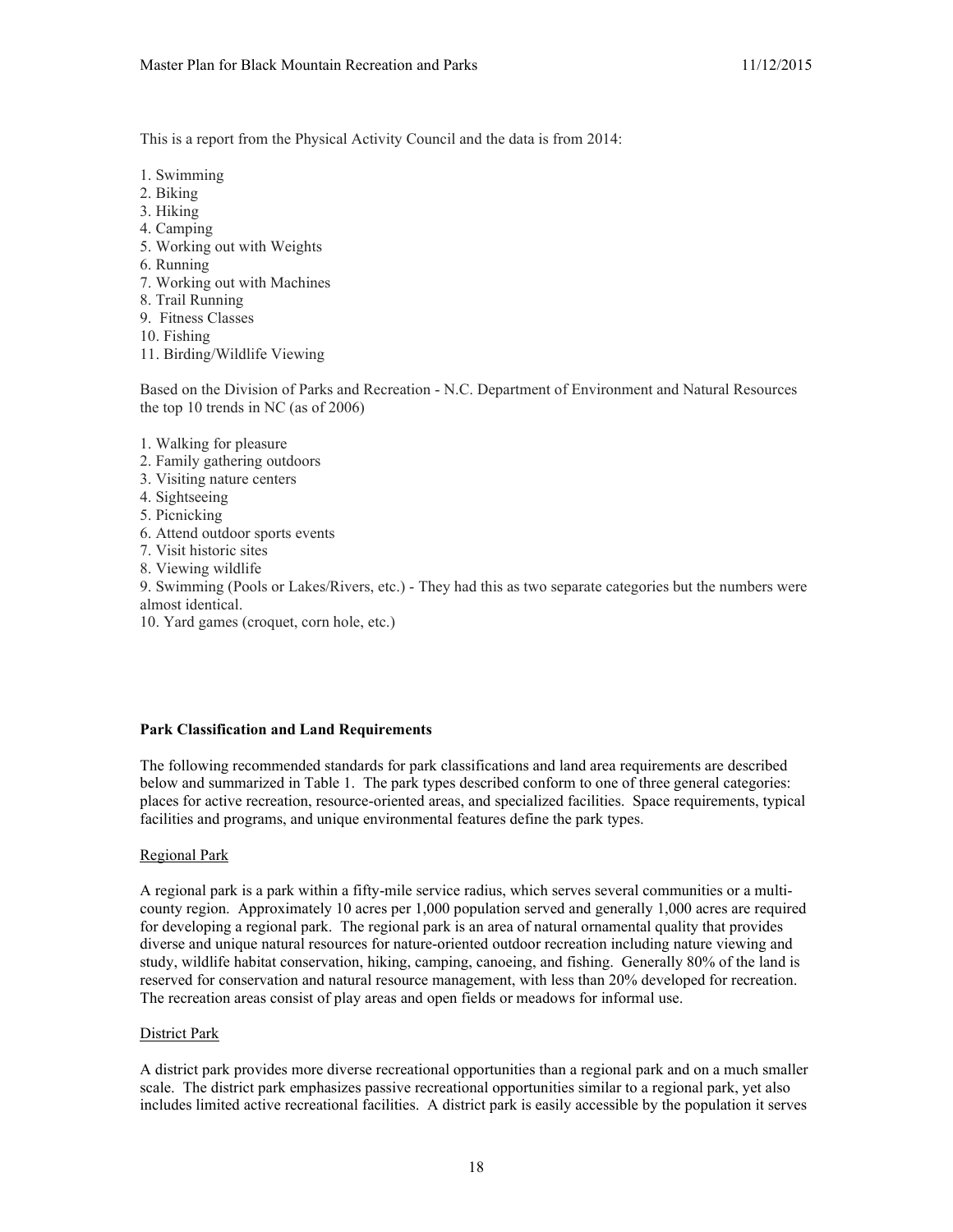This is a report from the Physical Activity Council and the data is from 2014:

1. Swimming
2. Biking
3. Hiking
4. Camping
5. Working out with Weights
6. Running
7. Working out with Machines
8. Trail Running
9. Fitness Classes
10. Fishing
11. Birding/Wildlife Viewing

Based on the Division of Parks and Recreation - N.C. Department of Environment and Natural Resources the top 10 trends in NC (as of 2006)

1. Walking for pleasure
2. Family gathering outdoors
3. Visiting nature centers
4. Sightseeing
5. Picnicking
6. Attend outdoor sports events
7. Visit historic sites
8. Viewing wildlife
9. Swimming (Pools or Lakes/Rivers, etc.) - They had this as two separate categories but the numbers were almost identical.
10. Yard games (croquet, corn hole, etc.)

**Park Classification and Land Requirements**

The following recommended standards for park classifications and land area requirements are described below and summarized in Table 1. The park types described conform to one of three general categories: places for active recreation, resource-oriented areas, and specialized facilities. Space requirements, typical facilities and programs, and unique environmental features define the park types.

Regional Park

A regional park is a park within a fifty-mile service radius, which serves several communities or a multi-county region. Approximately 10 acres per 1,000 population served and generally 1,000 acres are required for developing a regional park. The regional park is an area of natural ornamental quality that provides diverse and unique natural resources for nature-oriented outdoor recreation including nature viewing and study, wildlife habitat conservation, hiking, camping, canoeing, and fishing. Generally 80% of the land is reserved for conservation and natural resource management, with less than 20% developed for recreation. The recreation areas consist of play areas and open fields or meadows for informal use.

District Park

A district park provides more diverse recreational opportunities than a regional park and on a much smaller scale. The district park emphasizes passive recreational opportunities similar to a regional park, yet also includes limited active recreational facilities. A district park is easily accessible by the population it serves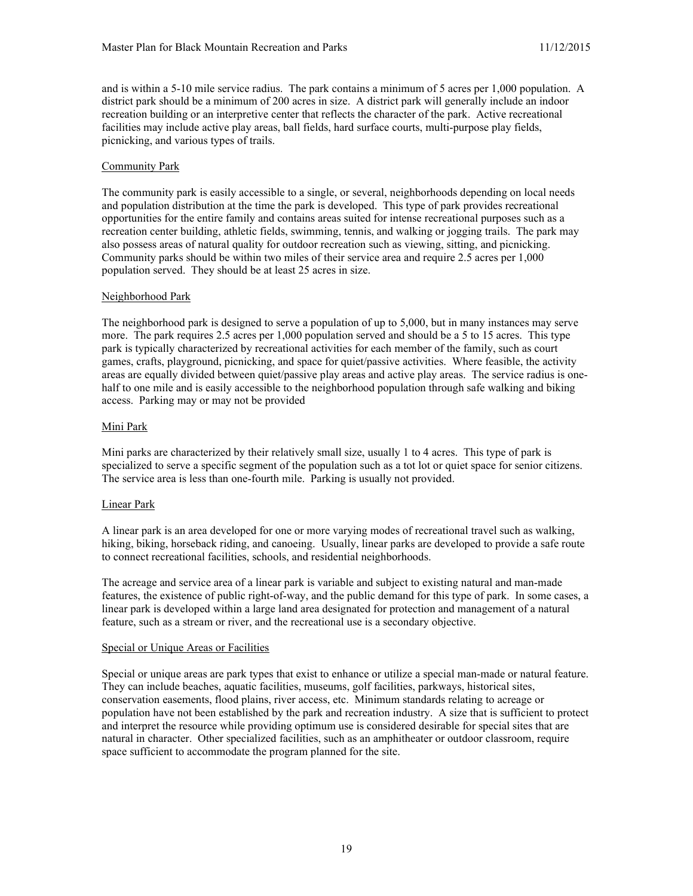and is within a 5-10 mile service radius. The park contains a minimum of 5 acres per 1,000 population. A district park should be a minimum of 200 acres in size. A district park will generally include an indoor recreation building or an interpretive center that reflects the character of the park. Active recreational facilities may include active play areas, ball fields, hard surface courts, multi-purpose play fields, picnicking, and various types of trails.

### Community Park

The community park is easily accessible to a single, or several, neighborhoods depending on local needs and population distribution at the time the park is developed. This type of park provides recreational opportunities for the entire family and contains areas suited for intense recreational purposes such as a recreation center building, athletic fields, swimming, tennis, and walking or jogging trails. The park may also possess areas of natural quality for outdoor recreation such as viewing, sitting, and picnicking. Community parks should be within two miles of their service area and require 2.5 acres per 1,000 population served. They should be at least 25 acres in size.

### Neighborhood Park

The neighborhood park is designed to serve a population of up to 5,000, but in many instances may serve more. The park requires 2.5 acres per 1,000 population served and should be a 5 to 15 acres. This type park is typically characterized by recreational activities for each member of the family, such as court games, crafts, playground, picnicking, and space for quiet/passive activities. Where feasible, the activity areas are equally divided between quiet/passive play areas and active play areas. The service radius is one-half to one mile and is easily accessible to the neighborhood population through safe walking and biking access. Parking may or may not be provided

### Mini Park

Mini parks are characterized by their relatively small size, usually 1 to 4 acres. This type of park is specialized to serve a specific segment of the population such as a tot lot or quiet space for senior citizens. The service area is less than one-fourth mile. Parking is usually not provided.

### Linear Park

A linear park is an area developed for one or more varying modes of recreational travel such as walking, hiking, biking, horseback riding, and canoeing. Usually, linear parks are developed to provide a safe route to connect recreational facilities, schools, and residential neighborhoods.

The acreage and service area of a linear park is variable and subject to existing natural and man-made features, the existence of public right-of-way, and the public demand for this type of park. In some cases, a linear park is developed within a large land area designated for protection and management of a natural feature, such as a stream or river, and the recreational use is a secondary objective.

### Special or Unique Areas or Facilities

Special or unique areas are park types that exist to enhance or utilize a special man-made or natural feature. They can include beaches, aquatic facilities, museums, golf facilities, parkways, historical sites, conservation easements, flood plains, river access, etc. Minimum standards relating to acreage or population have not been established by the park and recreation industry. A size that is sufficient to protect and interpret the resource while providing optimum use is considered desirable for special sites that are natural in character. Other specialized facilities, such as an amphitheater or outdoor classroom, require space sufficient to accommodate the program planned for the site.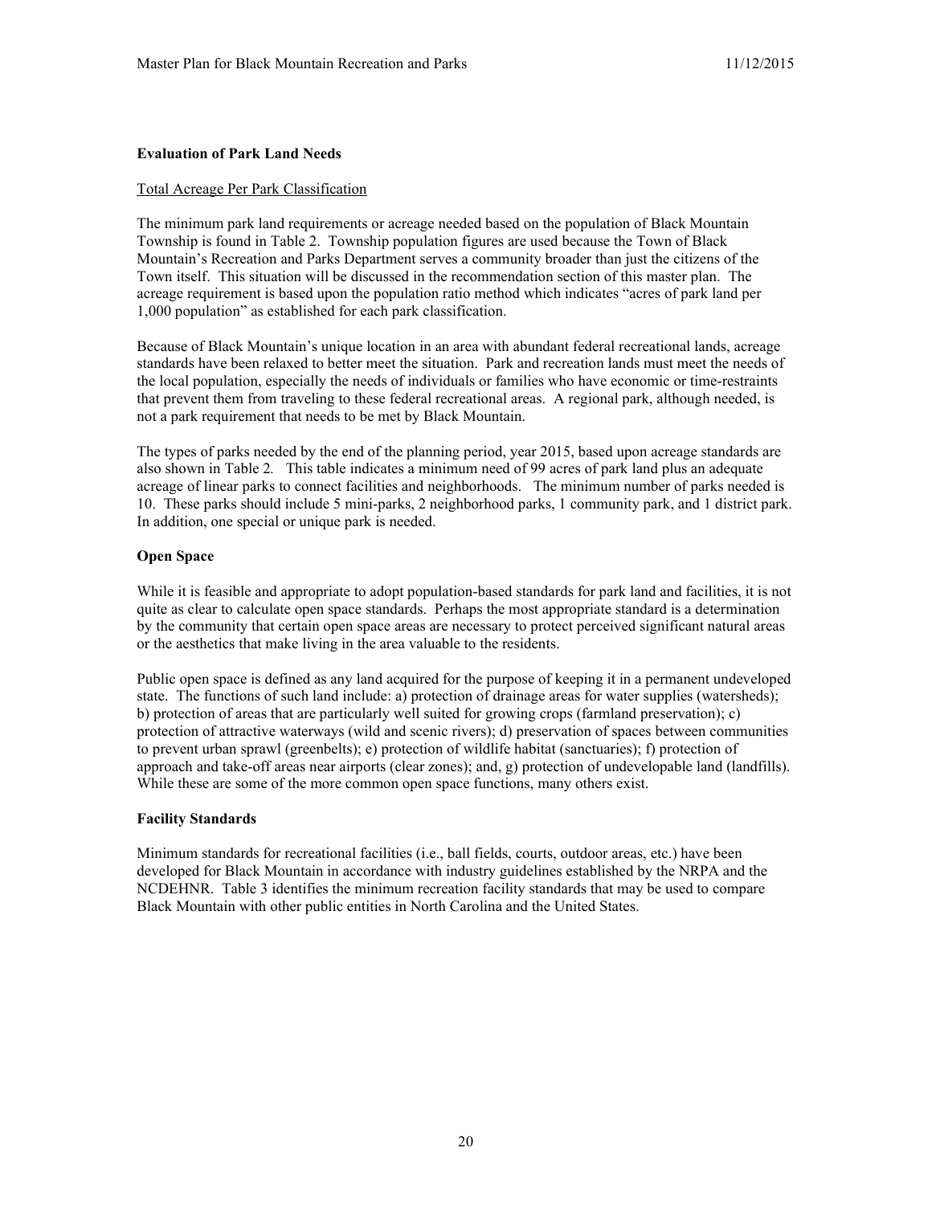### Evaluation of Park Land Needs

Total Acreage Per Park Classification

The minimum park land requirements or acreage needed based on the population of Black Mountain Township is found in Table 2. Township population figures are used because the Town of Black Mountain's Recreation and Parks Department serves a community broader than just the citizens of the Town itself. This situation will be discussed in the recommendation section of this master plan. The acreage requirement is based upon the population ratio method which indicates "acres of park land per 1,000 population" as established for each park classification.

Because of Black Mountain's unique location in an area with abundant federal recreational lands, acreage standards have been relaxed to better meet the situation. Park and recreation lands must meet the needs of the local population, especially the needs of individuals or families who have economic or time-restraints that prevent them from traveling to these federal recreational areas. A regional park, although needed, is not a park requirement that needs to be met by Black Mountain.

The types of parks needed by the end of the planning period, year 2015, based upon acreage standards are also shown in Table 2. This table indicates a minimum need of 99 acres of park land plus an adequate acreage of linear parks to connect facilities and neighborhoods. The minimum number of parks needed is 10. These parks should include 5 mini-parks, 2 neighborhood parks, 1 community park, and 1 district park. In addition, one special or unique park is needed.

### Open Space

While it is feasible and appropriate to adopt population-based standards for park land and facilities, it is not quite as clear to calculate open space standards. Perhaps the most appropriate standard is a determination by the community that certain open space areas are necessary to protect perceived significant natural areas or the aesthetics that make living in the area valuable to the residents.

Public open space is defined as any land acquired for the purpose of keeping it in a permanent undeveloped state. The functions of such land include: a) protection of drainage areas for water supplies (watersheds); b) protection of areas that are particularly well suited for growing crops (farmland preservation); c) protection of attractive waterways (wild and scenic rivers); d) preservation of spaces between communities to prevent urban sprawl (greenbelts); e) protection of wildlife habitat (sanctuaries); f) protection of approach and take-off areas near airports (clear zones); and, g) protection of undevelopable land (landfills). While these are some of the more common open space functions, many others exist.

### Facility Standards

Minimum standards for recreational facilities (i.e., ball fields, courts, outdoor areas, etc.) have been developed for Black Mountain in accordance with industry guidelines established by the NRPA and the NCDEHNR. Table 3 identifies the minimum recreation facility standards that may be used to compare Black Mountain with other public entities in North Carolina and the United States.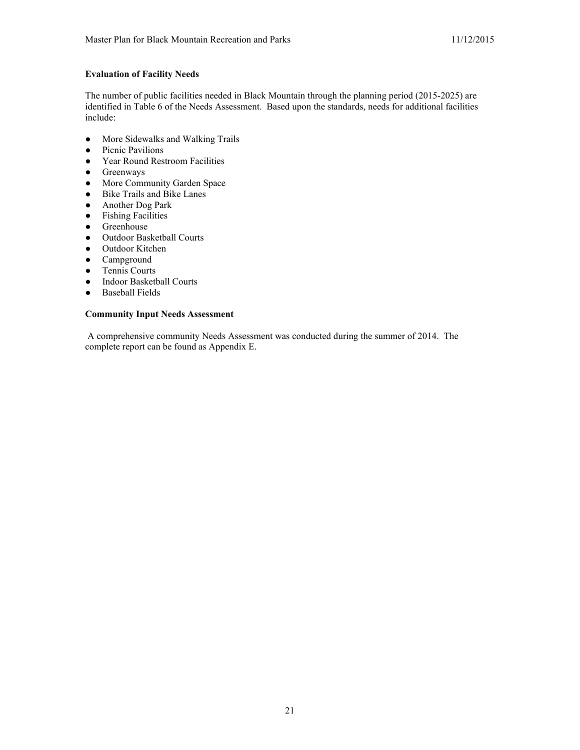**Evaluation of Facility Needs**

The number of public facilities needed in Black Mountain through the planning period (2015-2025) are identified in Table 6 of the Needs Assessment. Based upon the standards, needs for additional facilities include:

- More Sidewalks and Walking Trails
- Picnic Pavilions
- Year Round Restroom Facilities
- Greenways
- More Community Garden Space
- Bike Trails and Bike Lanes
- Another Dog Park
- Fishing Facilities
- Greenhouse
- Outdoor Basketball Courts
- Outdoor Kitchen
- Campground
- Tennis Courts
- Indoor Basketball Courts
- Baseball Fields

**Community Input Needs Assessment**

A comprehensive community Needs Assessment was conducted during the summer of 2014. The complete report can be found as Appendix E.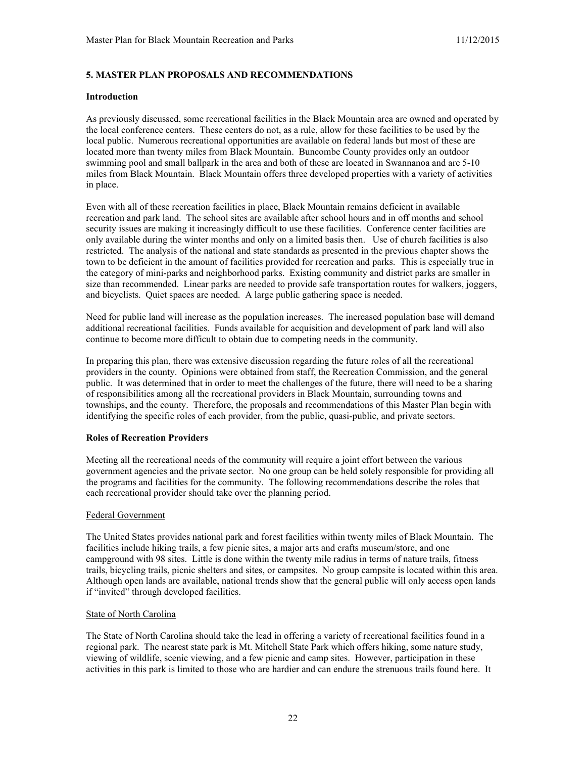## 5. MASTER PLAN PROPOSALS AND RECOMMENDATIONS

### Introduction

As previously discussed, some recreational facilities in the Black Mountain area are owned and operated by the local conference centers. These centers do not, as a rule, allow for these facilities to be used by the local public. Numerous recreational opportunities are available on federal lands but most of these are located more than twenty miles from Black Mountain. Buncombe County provides only an outdoor swimming pool and small ballpark in the area and both of these are located in Swannanoa and are 5-10 miles from Black Mountain. Black Mountain offers three developed properties with a variety of activities in place.

Even with all of these recreation facilities in place, Black Mountain remains deficient in available recreation and park land. The school sites are available after school hours and in off months and school security issues are making it increasingly difficult to use these facilities. Conference center facilities are only available during the winter months and only on a limited basis then. Use of church facilities is also restricted. The analysis of the national and state standards as presented in the previous chapter shows the town to be deficient in the amount of facilities provided for recreation and parks. This is especially true in the category of mini-parks and neighborhood parks. Existing community and district parks are smaller in size than recommended. Linear parks are needed to provide safe transportation routes for walkers, joggers, and bicyclists. Quiet spaces are needed. A large public gathering space is needed.

Need for public land will increase as the population increases. The increased population base will demand additional recreational facilities. Funds available for acquisition and development of park land will also continue to become more difficult to obtain due to competing needs in the community.

In preparing this plan, there was extensive discussion regarding the future roles of all the recreational providers in the county. Opinions were obtained from staff, the Recreation Commission, and the general public. It was determined that in order to meet the challenges of the future, there will need to be a sharing of responsibilities among all the recreational providers in Black Mountain, surrounding towns and townships, and the county. Therefore, the proposals and recommendations of this Master Plan begin with identifying the specific roles of each provider, from the public, quasi-public, and private sectors.

### Roles of Recreation Providers

Meeting all the recreational needs of the community will require a joint effort between the various government agencies and the private sector. No one group can be held solely responsible for providing all the programs and facilities for the community. The following recommendations describe the roles that each recreational provider should take over the planning period.

#### Federal Government

The United States provides national park and forest facilities within twenty miles of Black Mountain. The facilities include hiking trails, a few picnic sites, a major arts and crafts museum/store, and one campground with 98 sites. Little is done within the twenty mile radius in terms of nature trails, fitness trails, bicycling trails, picnic shelters and sites, or campsites. No group campsite is located within this area. Although open lands are available, national trends show that the general public will only access open lands if "invited" through developed facilities.

#### State of North Carolina

The State of North Carolina should take the lead in offering a variety of recreational facilities found in a regional park. The nearest state park is Mt. Mitchell State Park which offers hiking, some nature study, viewing of wildlife, scenic viewing, and a few picnic and camp sites. However, participation in these activities in this park is limited to those who are hardier and can endure the strenuous trails found here. It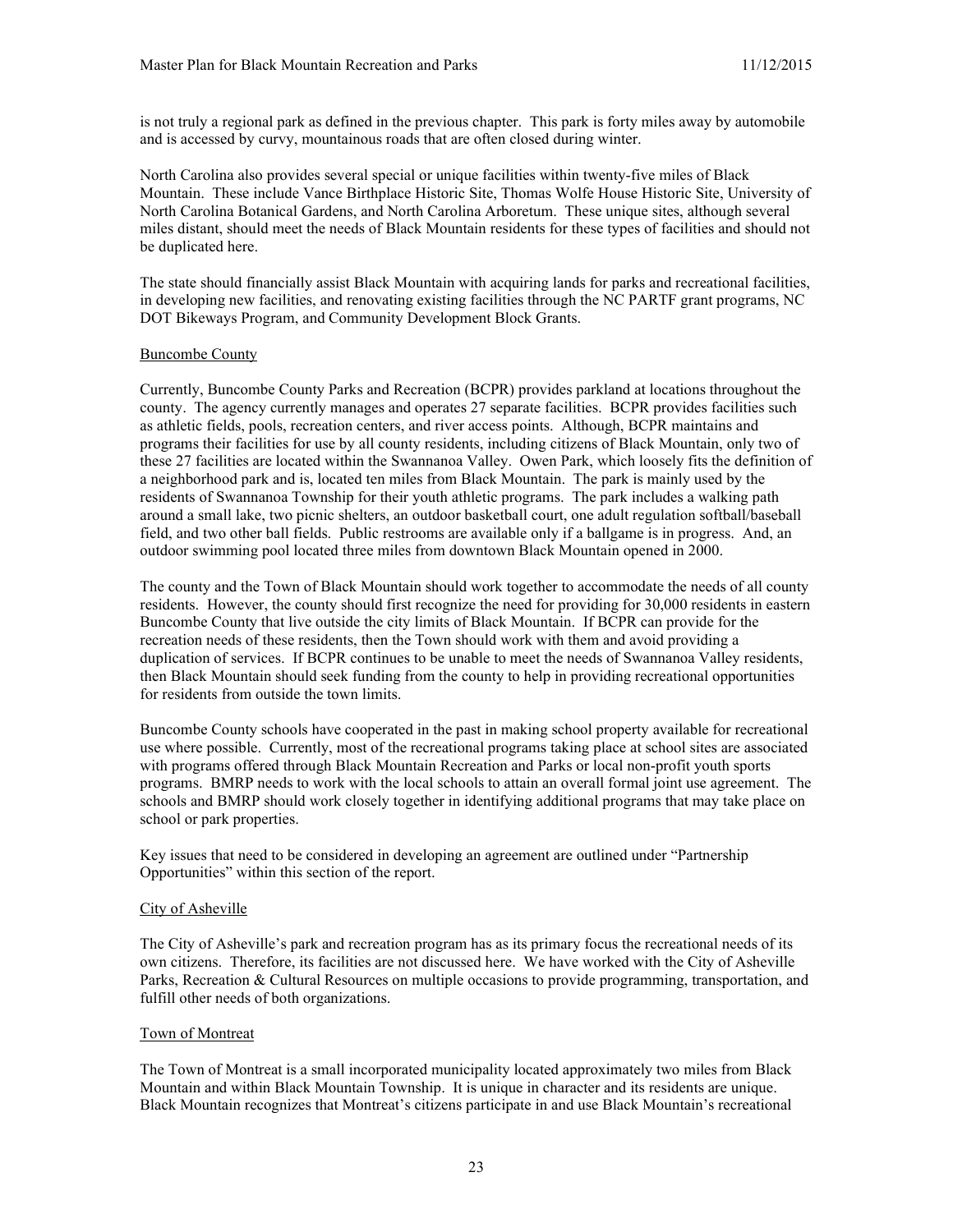is not truly a regional park as defined in the previous chapter. This park is forty miles away by automobile and is accessed by curvy, mountainous roads that are often closed during winter.

North Carolina also provides several special or unique facilities within twenty-five miles of Black Mountain. These include Vance Birthplace Historic Site, Thomas Wolfe House Historic Site, University of North Carolina Botanical Gardens, and North Carolina Arboretum. These unique sites, although several miles distant, should meet the needs of Black Mountain residents for these types of facilities and should not be duplicated here.

The state should financially assist Black Mountain with acquiring lands for parks and recreational facilities, in developing new facilities, and renovating existing facilities through the NC PARTF grant programs, NC DOT Bikeways Program, and Community Development Block Grants.

### Buncombe County

Currently, Buncombe County Parks and Recreation (BCPR) provides parkland at locations throughout the county. The agency currently manages and operates 27 separate facilities. BCPR provides facilities such as athletic fields, pools, recreation centers, and river access points. Although, BCPR maintains and programs their facilities for use by all county residents, including citizens of Black Mountain, only two of these 27 facilities are located within the Swannanoa Valley. Owen Park, which loosely fits the definition of a neighborhood park and is, located ten miles from Black Mountain. The park is mainly used by the residents of Swannanoa Township for their youth athletic programs. The park includes a walking path around a small lake, two picnic shelters, an outdoor basketball court, one adult regulation softball/baseball field, and two other ball fields. Public restrooms are available only if a ballgame is in progress. And, an outdoor swimming pool located three miles from downtown Black Mountain opened in 2000.

The county and the Town of Black Mountain should work together to accommodate the needs of all county residents. However, the county should first recognize the need for providing for 30,000 residents in eastern Buncombe County that live outside the city limits of Black Mountain. If BCPR can provide for the recreation needs of these residents, then the Town should work with them and avoid providing a duplication of services. If BCPR continues to be unable to meet the needs of Swannanoa Valley residents, then Black Mountain should seek funding from the county to help in providing recreational opportunities for residents from outside the town limits.

Buncombe County schools have cooperated in the past in making school property available for recreational use where possible. Currently, most of the recreational programs taking place at school sites are associated with programs offered through Black Mountain Recreation and Parks or local non-profit youth sports programs. BMRP needs to work with the local schools to attain an overall formal joint use agreement. The schools and BMRP should work closely together in identifying additional programs that may take place on school or park properties.

Key issues that need to be considered in developing an agreement are outlined under "Partnership Opportunities" within this section of the report.

### City of Asheville

The City of Asheville's park and recreation program has as its primary focus the recreational needs of its own citizens. Therefore, its facilities are not discussed here. We have worked with the City of Asheville Parks, Recreation & Cultural Resources on multiple occasions to provide programming, transportation, and fulfill other needs of both organizations.

### Town of Montreat

The Town of Montreat is a small incorporated municipality located approximately two miles from Black Mountain and within Black Mountain Township. It is unique in character and its residents are unique. Black Mountain recognizes that Montreat's citizens participate in and use Black Mountain's recreational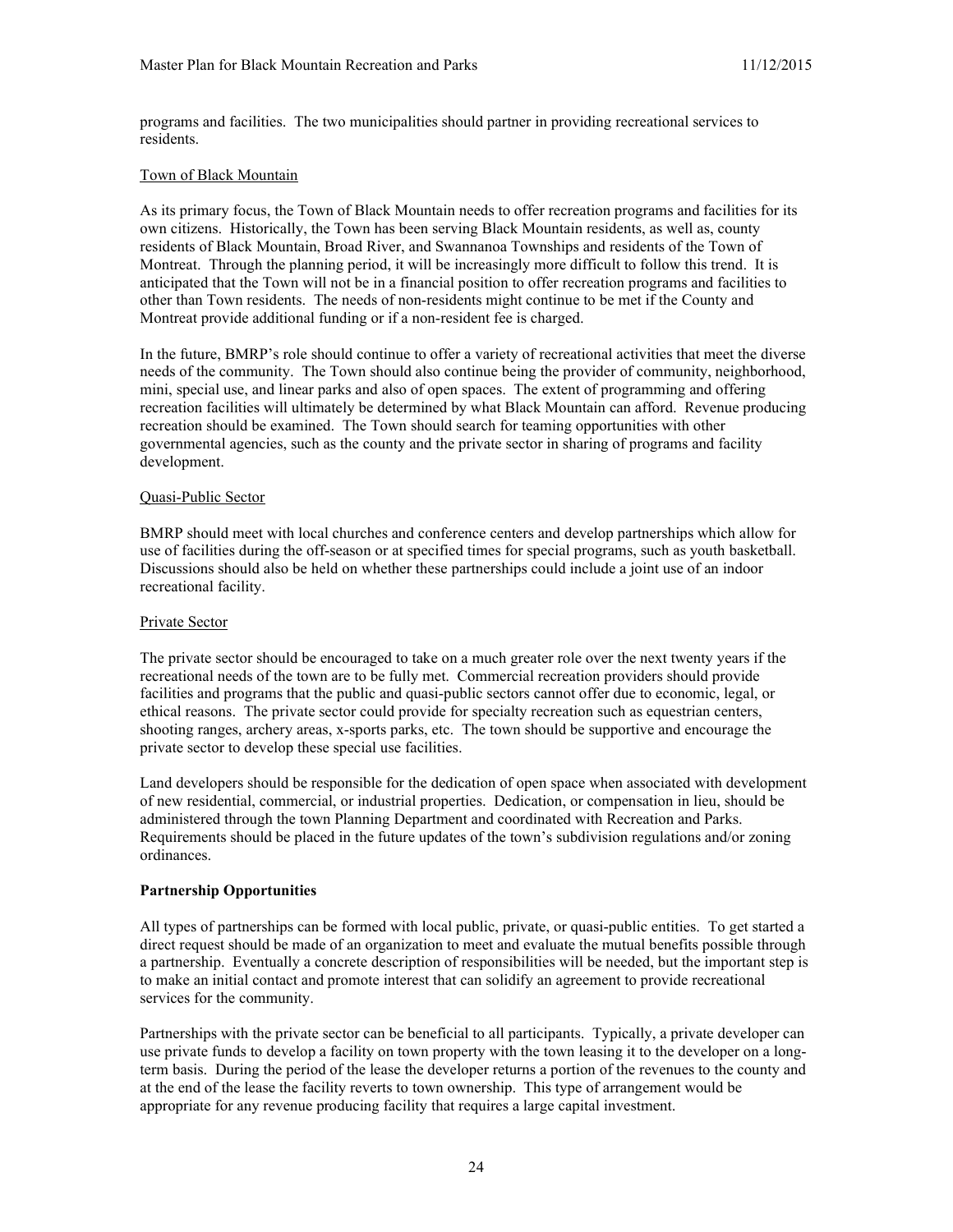programs and facilities. The two municipalities should partner in providing recreational services to residents.

<u>Town of Black Mountain</u>

As its primary focus, the Town of Black Mountain needs to offer recreation programs and facilities for its own citizens. Historically, the Town has been serving Black Mountain residents, as well as, county residents of Black Mountain, Broad River, and Swannanoa Townships and residents of the Town of Montreat. Through the planning period, it will be increasingly more difficult to follow this trend. It is anticipated that the Town will not be in a financial position to offer recreation programs and facilities to other than Town residents. The needs of non-residents might continue to be met if the County and Montreat provide additional funding or if a non-resident fee is charged.

In the future, BMRP's role should continue to offer a variety of recreational activities that meet the diverse needs of the community. The Town should also continue being the provider of community, neighborhood, mini, special use, and linear parks and also of open spaces. The extent of programming and offering recreation facilities will ultimately be determined by what Black Mountain can afford. Revenue producing recreation should be examined. The Town should search for teaming opportunities with other governmental agencies, such as the county and the private sector in sharing of programs and facility development.

<u>Quasi-Public Sector</u>

BMRP should meet with local churches and conference centers and develop partnerships which allow for use of facilities during the off-season or at specified times for special programs, such as youth basketball. Discussions should also be held on whether these partnerships could include a joint use of an indoor recreational facility.

<u>Private Sector</u>

The private sector should be encouraged to take on a much greater role over the next twenty years if the recreational needs of the town are to be fully met. Commercial recreation providers should provide facilities and programs that the public and quasi-public sectors cannot offer due to economic, legal, or ethical reasons. The private sector could provide for specialty recreation such as equestrian centers, shooting ranges, archery areas, x-sports parks, etc. The town should be supportive and encourage the private sector to develop these special use facilities.

Land developers should be responsible for the dedication of open space when associated with development of new residential, commercial, or industrial properties. Dedication, or compensation in lieu, should be administered through the town Planning Department and coordinated with Recreation and Parks. Requirements should be placed in the future updates of the town's subdivision regulations and/or zoning ordinances.

**Partnership Opportunities**

All types of partnerships can be formed with local public, private, or quasi-public entities. To get started a direct request should be made of an organization to meet and evaluate the mutual benefits possible through a partnership. Eventually a concrete description of responsibilities will be needed, but the important step is to make an initial contact and promote interest that can solidify an agreement to provide recreational services for the community.

Partnerships with the private sector can be beneficial to all participants. Typically, a private developer can use private funds to develop a facility on town property with the town leasing it to the developer on a long-term basis. During the period of the lease the developer returns a portion of the revenues to the county and at the end of the lease the facility reverts to town ownership. This type of arrangement would be appropriate for any revenue producing facility that requires a large capital investment.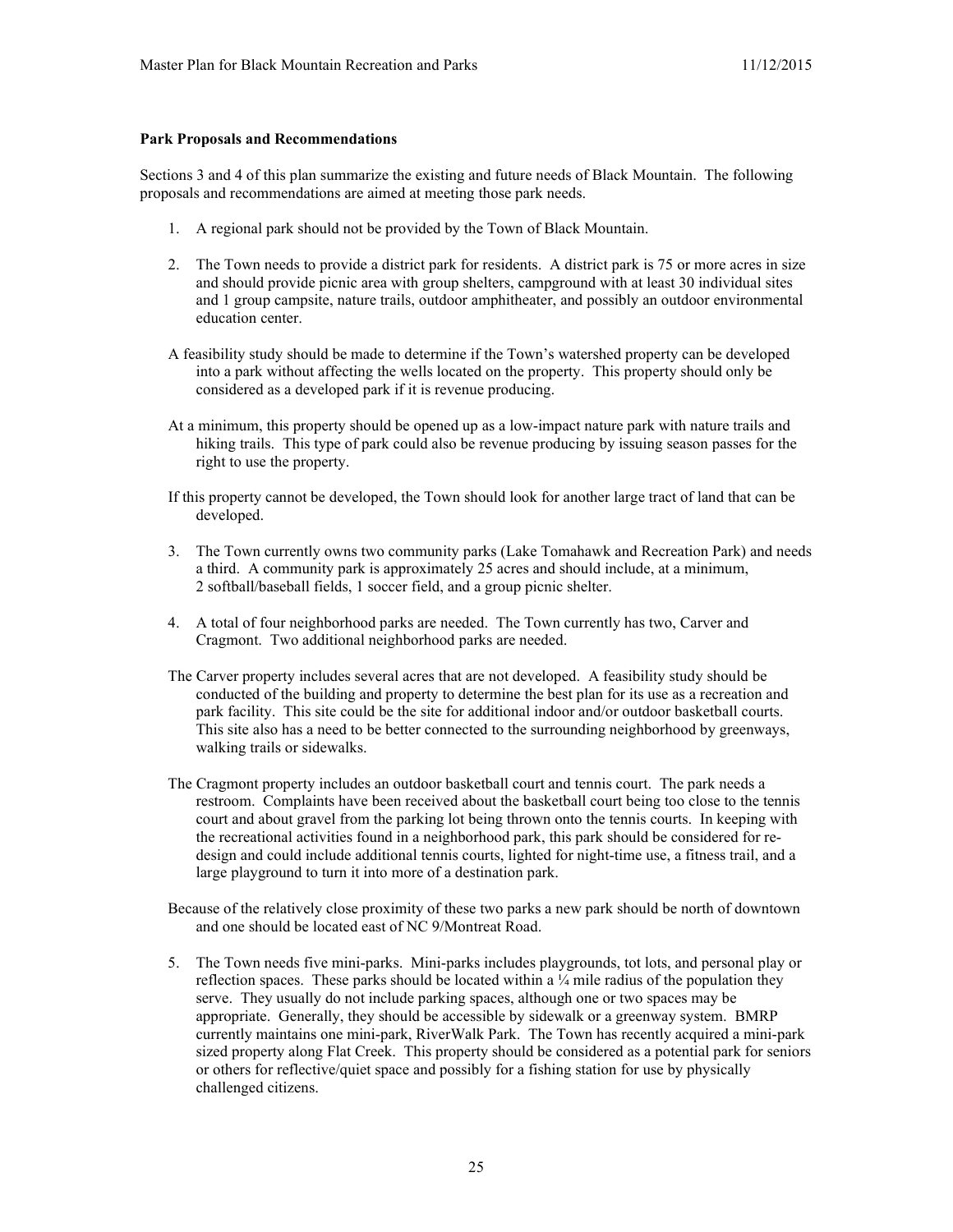**Park Proposals and Recommendations**

Sections 3 and 4 of this plan summarize the existing and future needs of Black Mountain. The following proposals and recommendations are aimed at meeting those park needs.

1. A regional park should not be provided by the Town of Black Mountain.

2. The Town needs to provide a district park for residents. A district park is 75 or more acres in size and should provide picnic area with group shelters, campground with at least 30 individual sites and 1 group campsite, nature trails, outdoor amphitheater, and possibly an outdoor environmental education center.

   A feasibility study should be made to determine if the Town's watershed property can be developed into a park without affecting the wells located on the property. This property should only be considered as a developed park if it is revenue producing.

   At a minimum, this property should be opened up as a low-impact nature park with nature trails and hiking trails. This type of park could also be revenue producing by issuing season passes for the right to use the property.

   If this property cannot be developed, the Town should look for another large tract of land that can be developed.

3. The Town currently owns two community parks (Lake Tomahawk and Recreation Park) and needs a third. A community park is approximately 25 acres and should include, at a minimum, 2 softball/baseball fields, 1 soccer field, and a group picnic shelter.

4. A total of four neighborhood parks are needed. The Town currently has two, Carver and Cragmont. Two additional neighborhood parks are needed.

   The Carver property includes several acres that are not developed. A feasibility study should be conducted of the building and property to determine the best plan for its use as a recreation and park facility. This site could be the site for additional indoor and/or outdoor basketball courts. This site also has a need to be better connected to the surrounding neighborhood by greenways, walking trails or sidewalks.

   The Cragmont property includes an outdoor basketball court and tennis court. The park needs a restroom. Complaints have been received about the basketball court being too close to the tennis court and about gravel from the parking lot being thrown onto the tennis courts. In keeping with the recreational activities found in a neighborhood park, this park should be considered for re-design and could include additional tennis courts, lighted for night-time use, a fitness trail, and a large playground to turn it into more of a destination park.

   Because of the relatively close proximity of these two parks a new park should be north of downtown and one should be located east of NC 9/Montreat Road.

5. The Town needs five mini-parks. Mini-parks includes playgrounds, tot lots, and personal play or reflection spaces. These parks should be located within a ¼ mile radius of the population they serve. They usually do not include parking spaces, although one or two spaces may be appropriate. Generally, they should be accessible by sidewalk or a greenway system. BMRP currently maintains one mini-park, RiverWalk Park. The Town has recently acquired a mini-park sized property along Flat Creek. This property should be considered as a potential park for seniors or others for reflective/quiet space and possibly for a fishing station for use by physically challenged citizens.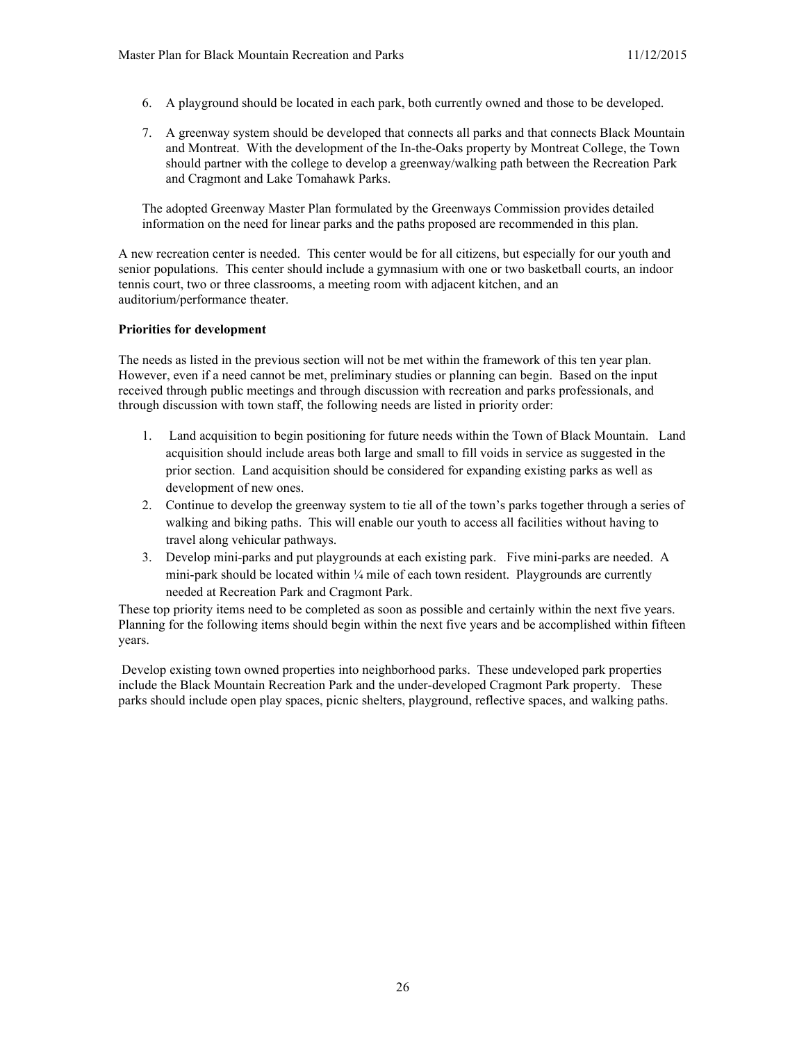6. A playground should be located in each park, both currently owned and those to be developed.

7. A greenway system should be developed that connects all parks and that connects Black Mountain and Montreat. With the development of the In-the-Oaks property by Montreat College, the Town should partner with the college to develop a greenway/walking path between the Recreation Park and Cragmont and Lake Tomahawk Parks.

   The adopted Greenway Master Plan formulated by the Greenways Commission provides detailed information on the need for linear parks and the paths proposed are recommended in this plan.

A new recreation center is needed. This center would be for all citizens, but especially for our youth and senior populations. This center should include a gymnasium with one or two basketball courts, an indoor tennis court, two or three classrooms, a meeting room with adjacent kitchen, and an auditorium/performance theater.

**Priorities for development**

The needs as listed in the previous section will not be met within the framework of this ten year plan. However, even if a need cannot be met, preliminary studies or planning can begin. Based on the input received through public meetings and through discussion with recreation and parks professionals, and through discussion with town staff, the following needs are listed in priority order:

1. Land acquisition to begin positioning for future needs within the Town of Black Mountain. Land acquisition should include areas both large and small to fill voids in service as suggested in the prior section. Land acquisition should be considered for expanding existing parks as well as development of new ones.
2. Continue to develop the greenway system to tie all of the town's parks together through a series of walking and biking paths. This will enable our youth to access all facilities without having to travel along vehicular pathways.
3. Develop mini-parks and put playgrounds at each existing park. Five mini-parks are needed. A mini-park should be located within ¼ mile of each town resident. Playgrounds are currently needed at Recreation Park and Cragmont Park.

These top priority items need to be completed as soon as possible and certainly within the next five years. Planning for the following items should begin within the next five years and be accomplished within fifteen years.

Develop existing town owned properties into neighborhood parks. These undeveloped park properties include the Black Mountain Recreation Park and the under-developed Cragmont Park property. These parks should include open play spaces, picnic shelters, playground, reflective spaces, and walking paths.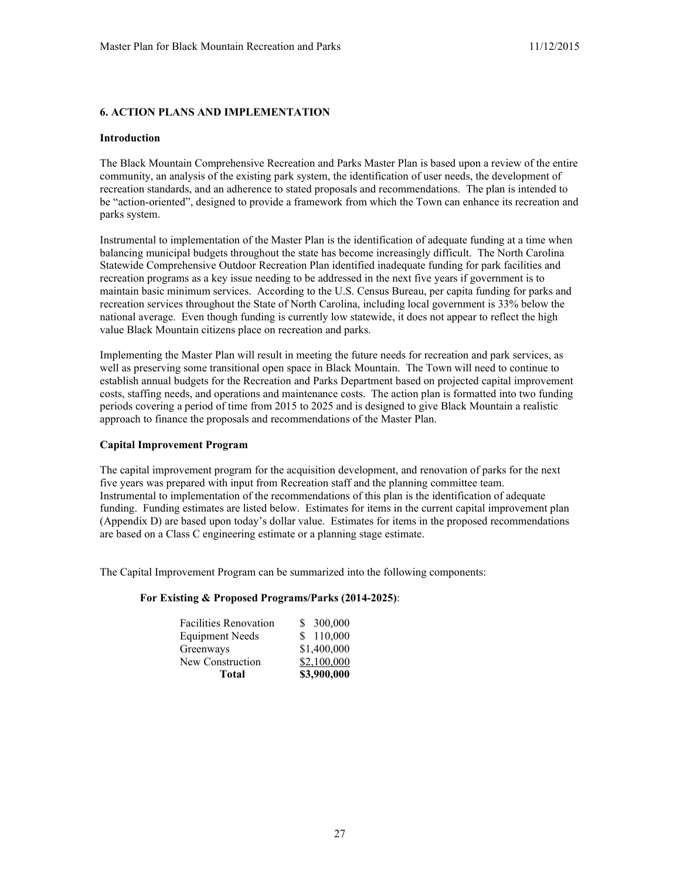## 6. ACTION PLANS AND IMPLEMENTATION

### Introduction

The Black Mountain Comprehensive Recreation and Parks Master Plan is based upon a review of the entire community, an analysis of the existing park system, the identification of user needs, the development of recreation standards, and an adherence to stated proposals and recommendations. The plan is intended to be "action-oriented", designed to provide a framework from which the Town can enhance its recreation and parks system.

Instrumental to implementation of the Master Plan is the identification of adequate funding at a time when balancing municipal budgets throughout the state has become increasingly difficult. The North Carolina Statewide Comprehensive Outdoor Recreation Plan identified inadequate funding for park facilities and recreation programs as a key issue needing to be addressed in the next five years if government is to maintain basic minimum services. According to the U.S. Census Bureau, per capita funding for parks and recreation services throughout the State of North Carolina, including local government is 33% below the national average. Even though funding is currently low statewide, it does not appear to reflect the high value Black Mountain citizens place on recreation and parks.

Implementing the Master Plan will result in meeting the future needs for recreation and park services, as well as preserving some transitional open space in Black Mountain. The Town will need to continue to establish annual budgets for the Recreation and Parks Department based on projected capital improvement costs, staffing needs, and operations and maintenance costs. The action plan is formatted into two funding periods covering a period of time from 2015 to 2025 and is designed to give Black Mountain a realistic approach to finance the proposals and recommendations of the Master Plan.

### Capital Improvement Program

The capital improvement program for the acquisition development, and renovation of parks for the next five years was prepared with input from Recreation staff and the planning committee team. Instrumental to implementation of the recommendations of this plan is the identification of adequate funding. Funding estimates are listed below. Estimates for items in the current capital improvement plan (Appendix D) are based upon today's dollar value. Estimates for items in the proposed recommendations are based on a Class C engineering estimate or a planning stage estimate.

The Capital Improvement Program can be summarized into the following components:

**For Existing & Proposed Programs/Parks (2014-2025)**:

| Component | Amount |
|---|---|
| Facilities Renovation | $ 300,000 |
| Equipment Needs | $ 110,000 |
| Greenways | $1,400,000 |
| New Construction | $2,100,000 |
| **Total** | **$3,900,000** |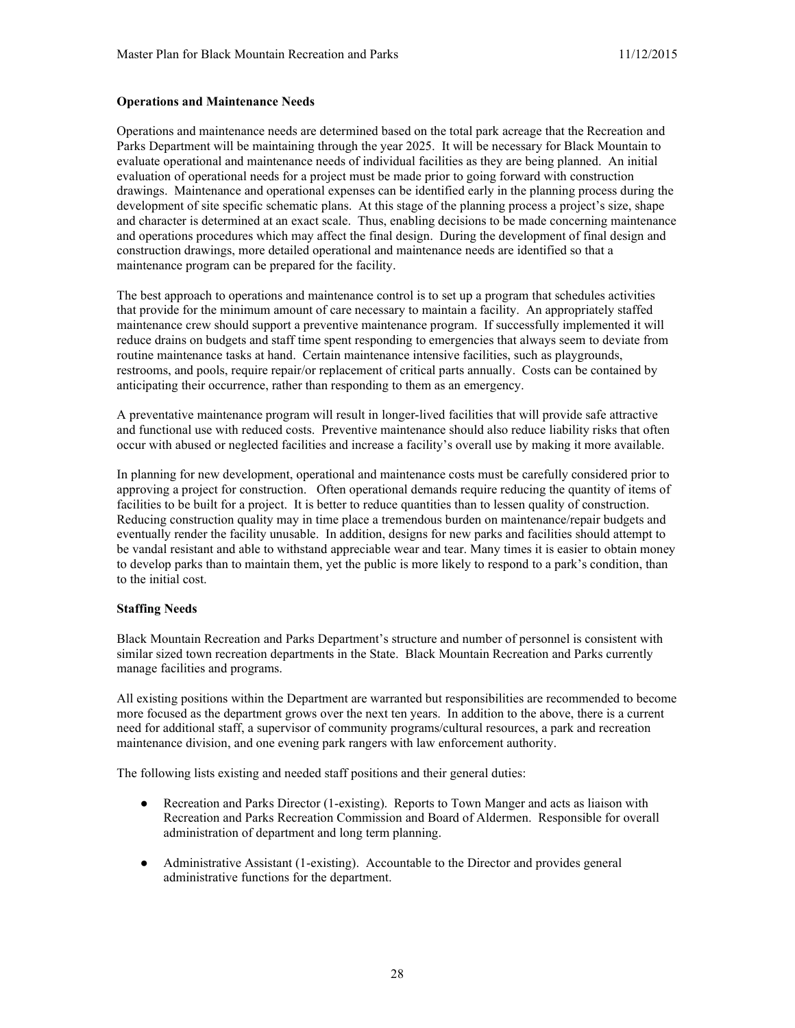**Operations and Maintenance Needs**

Operations and maintenance needs are determined based on the total park acreage that the Recreation and Parks Department will be maintaining through the year 2025. It will be necessary for Black Mountain to evaluate operational and maintenance needs of individual facilities as they are being planned. An initial evaluation of operational needs for a project must be made prior to going forward with construction drawings. Maintenance and operational expenses can be identified early in the planning process during the development of site specific schematic plans. At this stage of the planning process a project's size, shape and character is determined at an exact scale. Thus, enabling decisions to be made concerning maintenance and operations procedures which may affect the final design. During the development of final design and construction drawings, more detailed operational and maintenance needs are identified so that a maintenance program can be prepared for the facility.

The best approach to operations and maintenance control is to set up a program that schedules activities that provide for the minimum amount of care necessary to maintain a facility. An appropriately staffed maintenance crew should support a preventive maintenance program. If successfully implemented it will reduce drains on budgets and staff time spent responding to emergencies that always seem to deviate from routine maintenance tasks at hand. Certain maintenance intensive facilities, such as playgrounds, restrooms, and pools, require repair/or replacement of critical parts annually. Costs can be contained by anticipating their occurrence, rather than responding to them as an emergency.

A preventative maintenance program will result in longer-lived facilities that will provide safe attractive and functional use with reduced costs. Preventive maintenance should also reduce liability risks that often occur with abused or neglected facilities and increase a facility's overall use by making it more available.

In planning for new development, operational and maintenance costs must be carefully considered prior to approving a project for construction. Often operational demands require reducing the quantity of items of facilities to be built for a project. It is better to reduce quantities than to lessen quality of construction. Reducing construction quality may in time place a tremendous burden on maintenance/repair budgets and eventually render the facility unusable. In addition, designs for new parks and facilities should attempt to be vandal resistant and able to withstand appreciable wear and tear. Many times it is easier to obtain money to develop parks than to maintain them, yet the public is more likely to respond to a park's condition, than to the initial cost.

**Staffing Needs**

Black Mountain Recreation and Parks Department's structure and number of personnel is consistent with similar sized town recreation departments in the State. Black Mountain Recreation and Parks currently manage facilities and programs.

All existing positions within the Department are warranted but responsibilities are recommended to become more focused as the department grows over the next ten years. In addition to the above, there is a current need for additional staff, a supervisor of community programs/cultural resources, a park and recreation maintenance division, and one evening park rangers with law enforcement authority.

The following lists existing and needed staff positions and their general duties:

- Recreation and Parks Director (1-existing). Reports to Town Manger and acts as liaison with Recreation and Parks Recreation Commission and Board of Aldermen. Responsible for overall administration of department and long term planning.

- Administrative Assistant (1-existing). Accountable to the Director and provides general administrative functions for the department.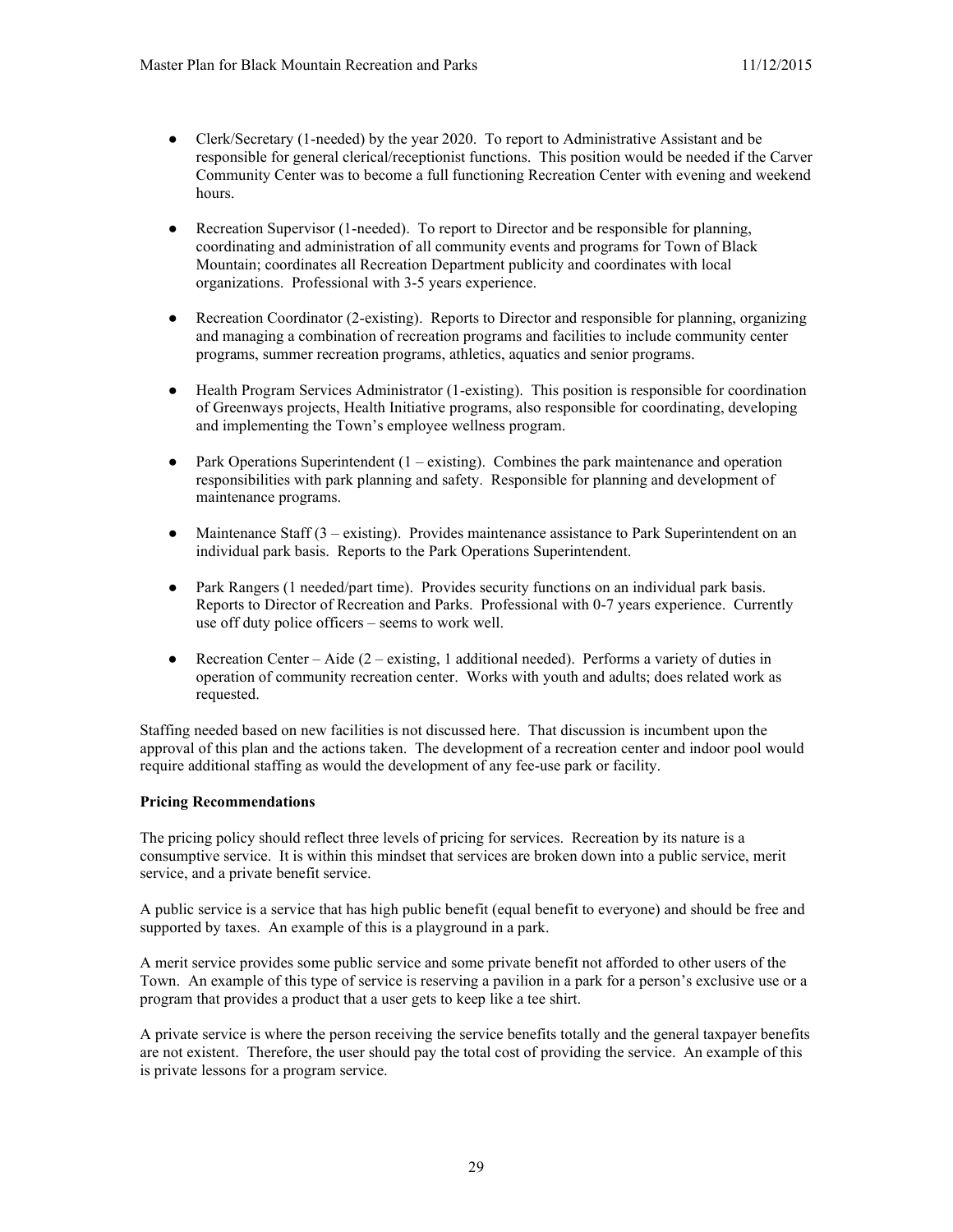- Clerk/Secretary (1-needed) by the year 2020. To report to Administrative Assistant and be responsible for general clerical/receptionist functions. This position would be needed if the Carver Community Center was to become a full functioning Recreation Center with evening and weekend hours.

- Recreation Supervisor (1-needed). To report to Director and be responsible for planning, coordinating and administration of all community events and programs for Town of Black Mountain; coordinates all Recreation Department publicity and coordinates with local organizations. Professional with 3-5 years experience.

- Recreation Coordinator (2-existing). Reports to Director and responsible for planning, organizing and managing a combination of recreation programs and facilities to include community center programs, summer recreation programs, athletics, aquatics and senior programs.

- Health Program Services Administrator (1-existing). This position is responsible for coordination of Greenways projects, Health Initiative programs, also responsible for coordinating, developing and implementing the Town's employee wellness program.

- Park Operations Superintendent (1 – existing). Combines the park maintenance and operation responsibilities with park planning and safety. Responsible for planning and development of maintenance programs.

- Maintenance Staff (3 – existing). Provides maintenance assistance to Park Superintendent on an individual park basis. Reports to the Park Operations Superintendent.

- Park Rangers (1 needed/part time). Provides security functions on an individual park basis. Reports to Director of Recreation and Parks. Professional with 0-7 years experience. Currently use off duty police officers – seems to work well.

- Recreation Center – Aide (2 – existing, 1 additional needed). Performs a variety of duties in operation of community recreation center. Works with youth and adults; does related work as requested.

Staffing needed based on new facilities is not discussed here. That discussion is incumbent upon the approval of this plan and the actions taken. The development of a recreation center and indoor pool would require additional staffing as would the development of any fee-use park or facility.

**Pricing Recommendations**

The pricing policy should reflect three levels of pricing for services. Recreation by its nature is a consumptive service. It is within this mindset that services are broken down into a public service, merit service, and a private benefit service.

A public service is a service that has high public benefit (equal benefit to everyone) and should be free and supported by taxes. An example of this is a playground in a park.

A merit service provides some public service and some private benefit not afforded to other users of the Town. An example of this type of service is reserving a pavilion in a park for a person's exclusive use or a program that provides a product that a user gets to keep like a tee shirt.

A private service is where the person receiving the service benefits totally and the general taxpayer benefits are not existent. Therefore, the user should pay the total cost of providing the service. An example of this is private lessons for a program service.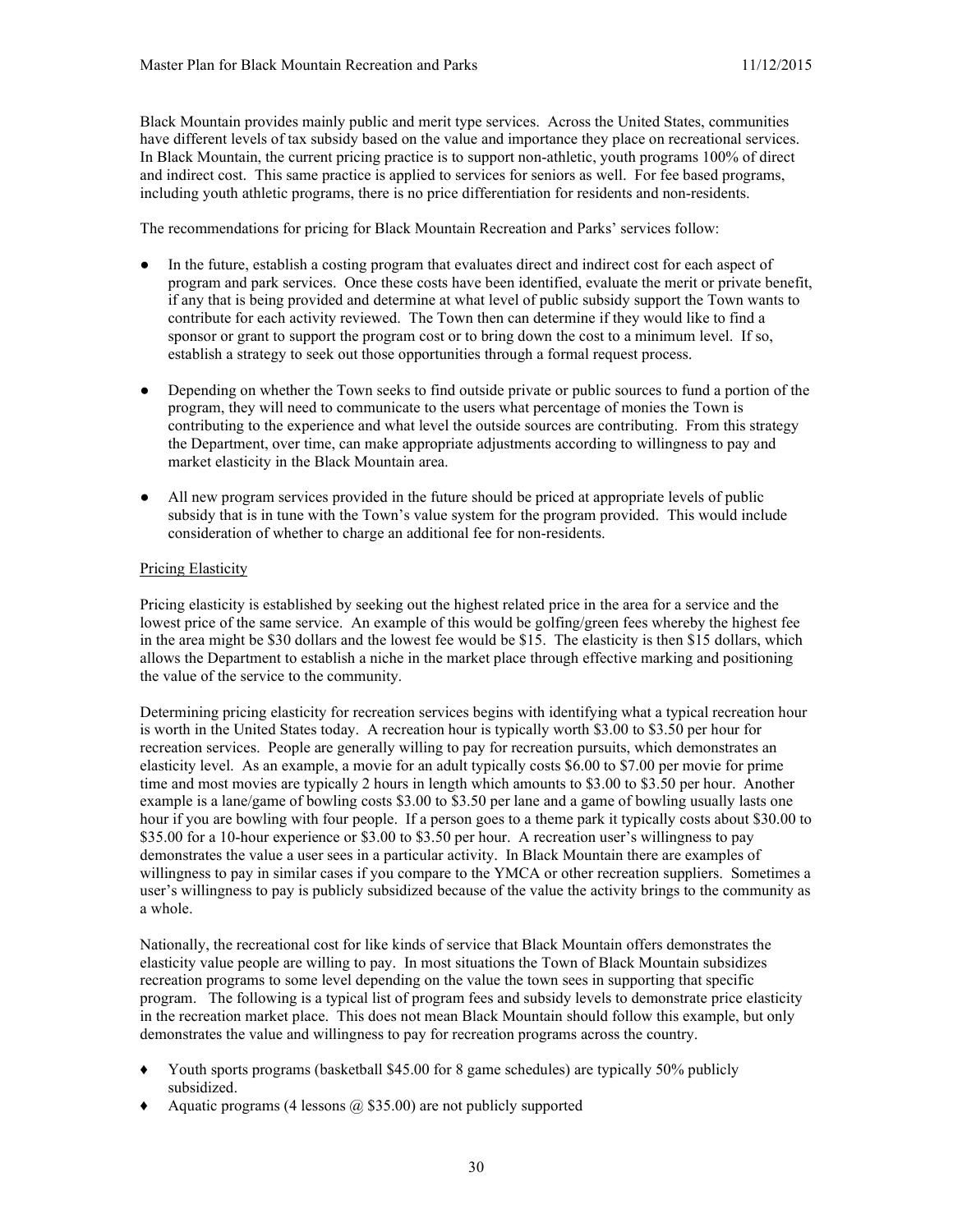Black Mountain provides mainly public and merit type services. Across the United States, communities have different levels of tax subsidy based on the value and importance they place on recreational services. In Black Mountain, the current pricing practice is to support non-athletic, youth programs 100% of direct and indirect cost. This same practice is applied to services for seniors as well. For fee based programs, including youth athletic programs, there is no price differentiation for residents and non-residents.

The recommendations for pricing for Black Mountain Recreation and Parks' services follow:

- In the future, establish a costing program that evaluates direct and indirect cost for each aspect of program and park services. Once these costs have been identified, evaluate the merit or private benefit, if any that is being provided and determine at what level of public subsidy support the Town wants to contribute for each activity reviewed. The Town then can determine if they would like to find a sponsor or grant to support the program cost or to bring down the cost to a minimum level. If so, establish a strategy to seek out those opportunities through a formal request process.

- Depending on whether the Town seeks to find outside private or public sources to fund a portion of the program, they will need to communicate to the users what percentage of monies the Town is contributing to the experience and what level the outside sources are contributing. From this strategy the Department, over time, can make appropriate adjustments according to willingness to pay and market elasticity in the Black Mountain area.

- All new program services provided in the future should be priced at appropriate levels of public subsidy that is in tune with the Town's value system for the program provided. This would include consideration of whether to charge an additional fee for non-residents.

<u>Pricing Elasticity</u>

Pricing elasticity is established by seeking out the highest related price in the area for a service and the lowest price of the same service. An example of this would be golfing/green fees whereby the highest fee in the area might be $30 dollars and the lowest fee would be $15. The elasticity is then $15 dollars, which allows the Department to establish a niche in the market place through effective marking and positioning the value of the service to the community.

Determining pricing elasticity for recreation services begins with identifying what a typical recreation hour is worth in the United States today. A recreation hour is typically worth $3.00 to $3.50 per hour for recreation services. People are generally willing to pay for recreation pursuits, which demonstrates an elasticity level. As an example, a movie for an adult typically costs $6.00 to $7.00 per movie for prime time and most movies are typically 2 hours in length which amounts to $3.00 to $3.50 per hour. Another example is a lane/game of bowling costs $3.00 to $3.50 per lane and a game of bowling usually lasts one hour if you are bowling with four people. If a person goes to a theme park it typically costs about $30.00 to $35.00 for a 10-hour experience or $3.00 to $3.50 per hour. A recreation user's willingness to pay demonstrates the value a user sees in a particular activity. In Black Mountain there are examples of willingness to pay in similar cases if you compare to the YMCA or other recreation suppliers. Sometimes a user's willingness to pay is publicly subsidized because of the value the activity brings to the community as a whole.

Nationally, the recreational cost for like kinds of service that Black Mountain offers demonstrates the elasticity value people are willing to pay. In most situations the Town of Black Mountain subsidizes recreation programs to some level depending on the value the town sees in supporting that specific program. The following is a typical list of program fees and subsidy levels to demonstrate price elasticity in the recreation market place. This does not mean Black Mountain should follow this example, but only demonstrates the value and willingness to pay for recreation programs across the country.

- Youth sports programs (basketball $45.00 for 8 game schedules) are typically 50% publicly subsidized.
- Aquatic programs (4 lessons @ $35.00) are not publicly supported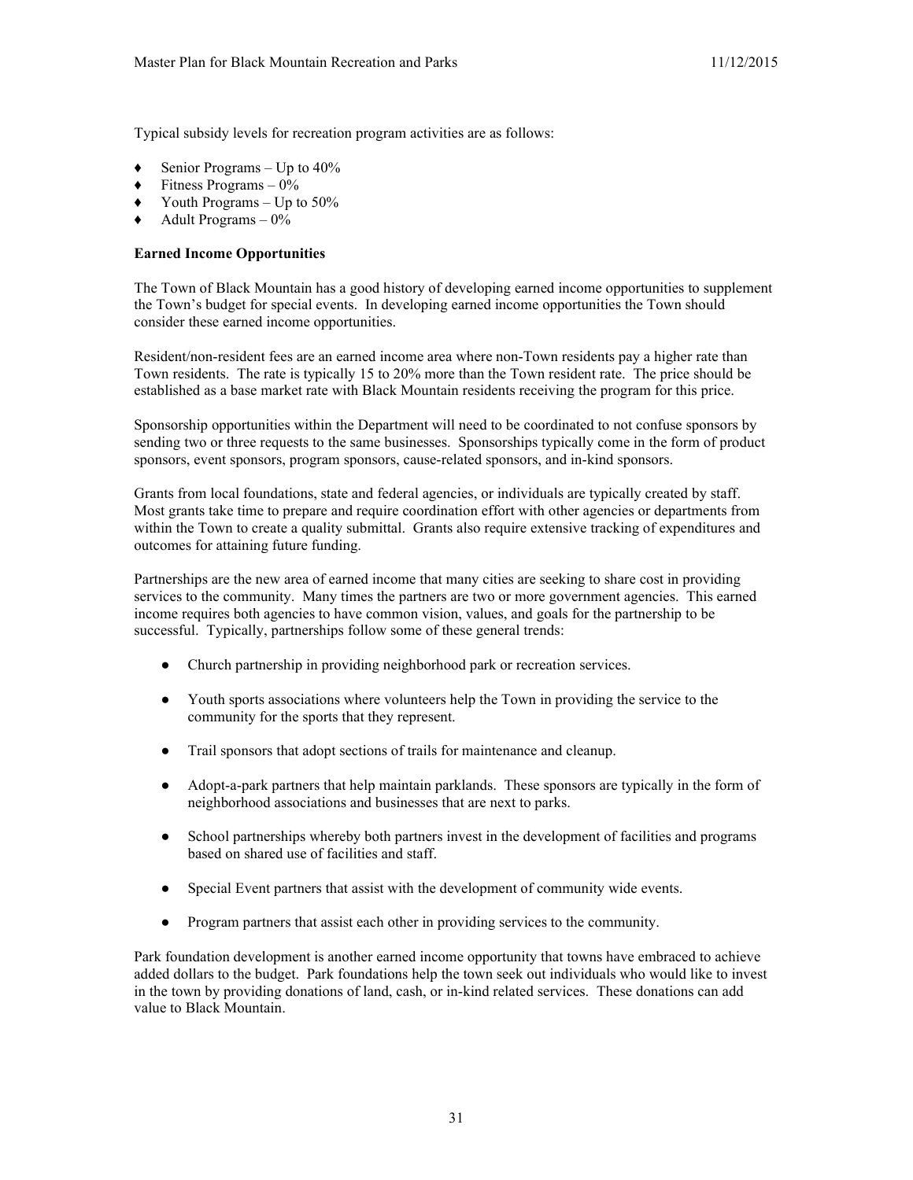Typical subsidy levels for recreation program activities are as follows:

- Senior Programs – Up to 40%
- Fitness Programs – 0%
- Youth Programs – Up to 50%
- Adult Programs – 0%

**Earned Income Opportunities**

The Town of Black Mountain has a good history of developing earned income opportunities to supplement the Town's budget for special events. In developing earned income opportunities the Town should consider these earned income opportunities.

Resident/non-resident fees are an earned income area where non-Town residents pay a higher rate than Town residents. The rate is typically 15 to 20% more than the Town resident rate. The price should be established as a base market rate with Black Mountain residents receiving the program for this price.

Sponsorship opportunities within the Department will need to be coordinated to not confuse sponsors by sending two or three requests to the same businesses. Sponsorships typically come in the form of product sponsors, event sponsors, program sponsors, cause-related sponsors, and in-kind sponsors.

Grants from local foundations, state and federal agencies, or individuals are typically created by staff. Most grants take time to prepare and require coordination effort with other agencies or departments from within the Town to create a quality submittal. Grants also require extensive tracking of expenditures and outcomes for attaining future funding.

Partnerships are the new area of earned income that many cities are seeking to share cost in providing services to the community. Many times the partners are two or more government agencies. This earned income requires both agencies to have common vision, values, and goals for the partnership to be successful. Typically, partnerships follow some of these general trends:

- Church partnership in providing neighborhood park or recreation services.
- Youth sports associations where volunteers help the Town in providing the service to the community for the sports that they represent.
- Trail sponsors that adopt sections of trails for maintenance and cleanup.
- Adopt-a-park partners that help maintain parklands. These sponsors are typically in the form of neighborhood associations and businesses that are next to parks.
- School partnerships whereby both partners invest in the development of facilities and programs based on shared use of facilities and staff.
- Special Event partners that assist with the development of community wide events.
- Program partners that assist each other in providing services to the community.

Park foundation development is another earned income opportunity that towns have embraced to achieve added dollars to the budget. Park foundations help the town seek out individuals who would like to invest in the town by providing donations of land, cash, or in-kind related services. These donations can add value to Black Mountain.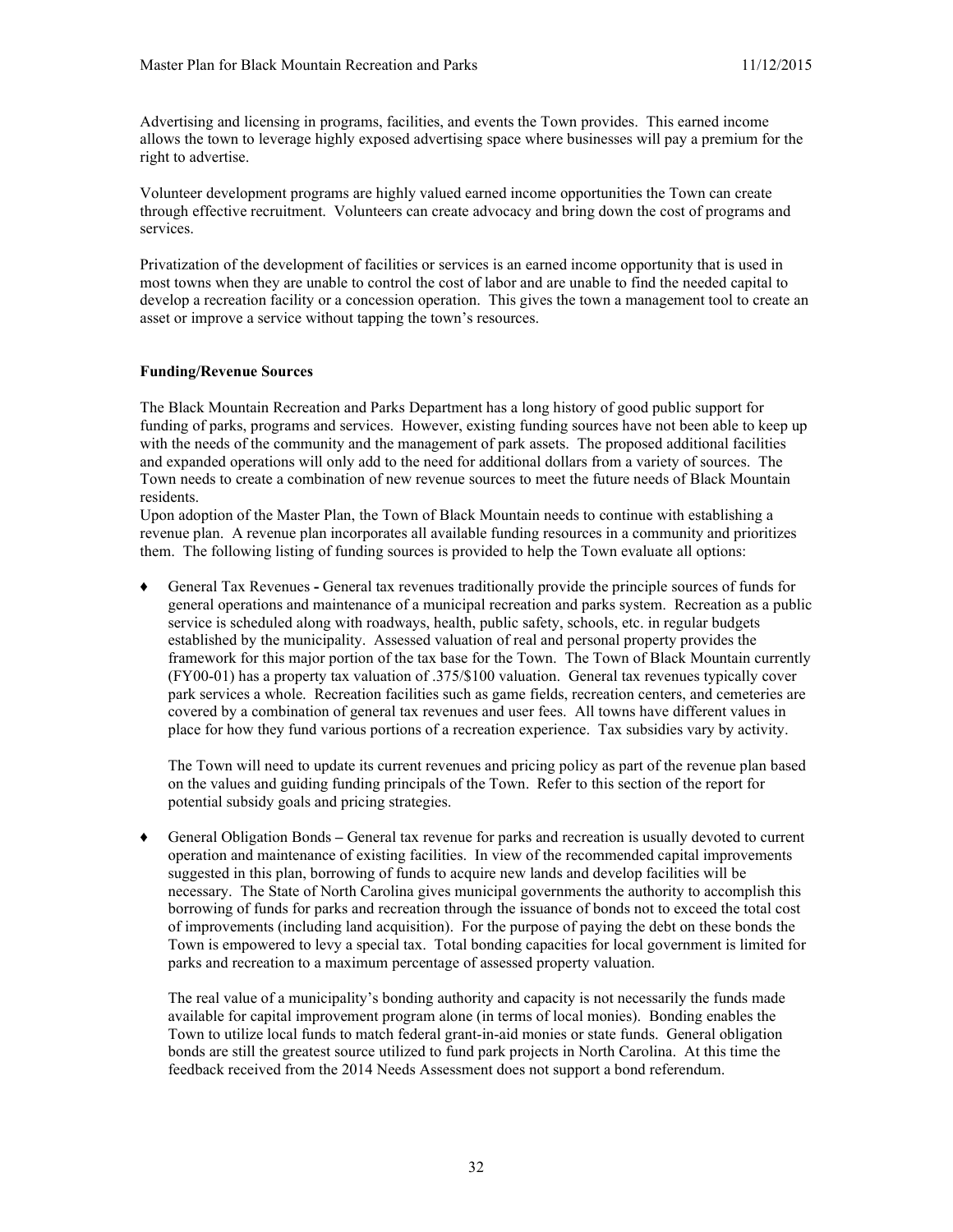Advertising and licensing in programs, facilities, and events the Town provides. This earned income allows the town to leverage highly exposed advertising space where businesses will pay a premium for the right to advertise.

Volunteer development programs are highly valued earned income opportunities the Town can create through effective recruitment. Volunteers can create advocacy and bring down the cost of programs and services.

Privatization of the development of facilities or services is an earned income opportunity that is used in most towns when they are unable to control the cost of labor and are unable to find the needed capital to develop a recreation facility or a concession operation. This gives the town a management tool to create an asset or improve a service without tapping the town's resources.

**Funding/Revenue Sources**

The Black Mountain Recreation and Parks Department has a long history of good public support for funding of parks, programs and services. However, existing funding sources have not been able to keep up with the needs of the community and the management of park assets. The proposed additional facilities and expanded operations will only add to the need for additional dollars from a variety of sources. The Town needs to create a combination of new revenue sources to meet the future needs of Black Mountain residents.

Upon adoption of the Master Plan, the Town of Black Mountain needs to continue with establishing a revenue plan. A revenue plan incorporates all available funding resources in a community and prioritizes them. The following listing of funding sources is provided to help the Town evaluate all options:

- General Tax Revenues **-** General tax revenues traditionally provide the principle sources of funds for general operations and maintenance of a municipal recreation and parks system. Recreation as a public service is scheduled along with roadways, health, public safety, schools, etc. in regular budgets established by the municipality. Assessed valuation of real and personal property provides the framework for this major portion of the tax base for the Town. The Town of Black Mountain currently (FY00-01) has a property tax valuation of .375/$100 valuation. General tax revenues typically cover park services a whole. Recreation facilities such as game fields, recreation centers, and cemeteries are covered by a combination of general tax revenues and user fees. All towns have different values in place for how they fund various portions of a recreation experience. Tax subsidies vary by activity.

  The Town will need to update its current revenues and pricing policy as part of the revenue plan based on the values and guiding funding principals of the Town. Refer to this section of the report for potential subsidy goals and pricing strategies.

- General Obligation Bonds **–** General tax revenue for parks and recreation is usually devoted to current operation and maintenance of existing facilities. In view of the recommended capital improvements suggested in this plan, borrowing of funds to acquire new lands and develop facilities will be necessary. The State of North Carolina gives municipal governments the authority to accomplish this borrowing of funds for parks and recreation through the issuance of bonds not to exceed the total cost of improvements (including land acquisition). For the purpose of paying the debt on these bonds the Town is empowered to levy a special tax. Total bonding capacities for local government is limited for parks and recreation to a maximum percentage of assessed property valuation.

  The real value of a municipality's bonding authority and capacity is not necessarily the funds made available for capital improvement program alone (in terms of local monies). Bonding enables the Town to utilize local funds to match federal grant-in-aid monies or state funds. General obligation bonds are still the greatest source utilized to fund park projects in North Carolina. At this time the feedback received from the 2014 Needs Assessment does not support a bond referendum.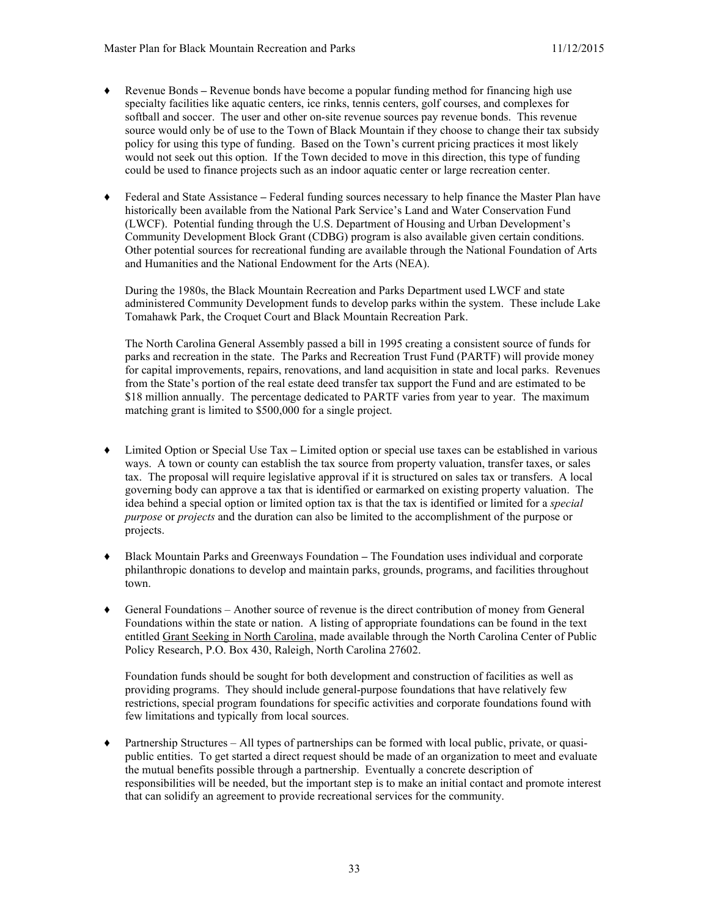- Revenue Bonds – Revenue bonds have become a popular funding method for financing high use specialty facilities like aquatic centers, ice rinks, tennis centers, golf courses, and complexes for softball and soccer. The user and other on-site revenue sources pay revenue bonds. This revenue source would only be of use to the Town of Black Mountain if they choose to change their tax subsidy policy for using this type of funding. Based on the Town's current pricing practices it most likely would not seek out this option. If the Town decided to move in this direction, this type of funding could be used to finance projects such as an indoor aquatic center or large recreation center.

- Federal and State Assistance – Federal funding sources necessary to help finance the Master Plan have historically been available from the National Park Service's Land and Water Conservation Fund (LWCF). Potential funding through the U.S. Department of Housing and Urban Development's Community Development Block Grant (CDBG) program is also available given certain conditions. Other potential sources for recreational funding are available through the National Foundation of Arts and Humanities and the National Endowment for the Arts (NEA).

  During the 1980s, the Black Mountain Recreation and Parks Department used LWCF and state administered Community Development funds to develop parks within the system. These include Lake Tomahawk Park, the Croquet Court and Black Mountain Recreation Park.

  The North Carolina General Assembly passed a bill in 1995 creating a consistent source of funds for parks and recreation in the state. The Parks and Recreation Trust Fund (PARTF) will provide money for capital improvements, repairs, renovations, and land acquisition in state and local parks. Revenues from the State's portion of the real estate deed transfer tax support the Fund and are estimated to be $18 million annually. The percentage dedicated to PARTF varies from year to year. The maximum matching grant is limited to $500,000 for a single project.

- Limited Option or Special Use Tax – Limited option or special use taxes can be established in various ways. A town or county can establish the tax source from property valuation, transfer taxes, or sales tax. The proposal will require legislative approval if it is structured on sales tax or transfers. A local governing body can approve a tax that is identified or earmarked on existing property valuation. The idea behind a special option or limited option tax is that the tax is identified or limited for a *special purpose* or *projects* and the duration can also be limited to the accomplishment of the purpose or projects.

- Black Mountain Parks and Greenways Foundation – The Foundation uses individual and corporate philanthropic donations to develop and maintain parks, grounds, programs, and facilities throughout town.

- General Foundations – Another source of revenue is the direct contribution of money from General Foundations within the state or nation. A listing of appropriate foundations can be found in the text entitled Grant Seeking in North Carolina, made available through the North Carolina Center of Public Policy Research, P.O. Box 430, Raleigh, North Carolina 27602.

  Foundation funds should be sought for both development and construction of facilities as well as providing programs. They should include general-purpose foundations that have relatively few restrictions, special program foundations for specific activities and corporate foundations found with few limitations and typically from local sources.

- Partnership Structures – All types of partnerships can be formed with local public, private, or quasi-public entities. To get started a direct request should be made of an organization to meet and evaluate the mutual benefits possible through a partnership. Eventually a concrete description of responsibilities will be needed, but the important step is to make an initial contact and promote interest that can solidify an agreement to provide recreational services for the community.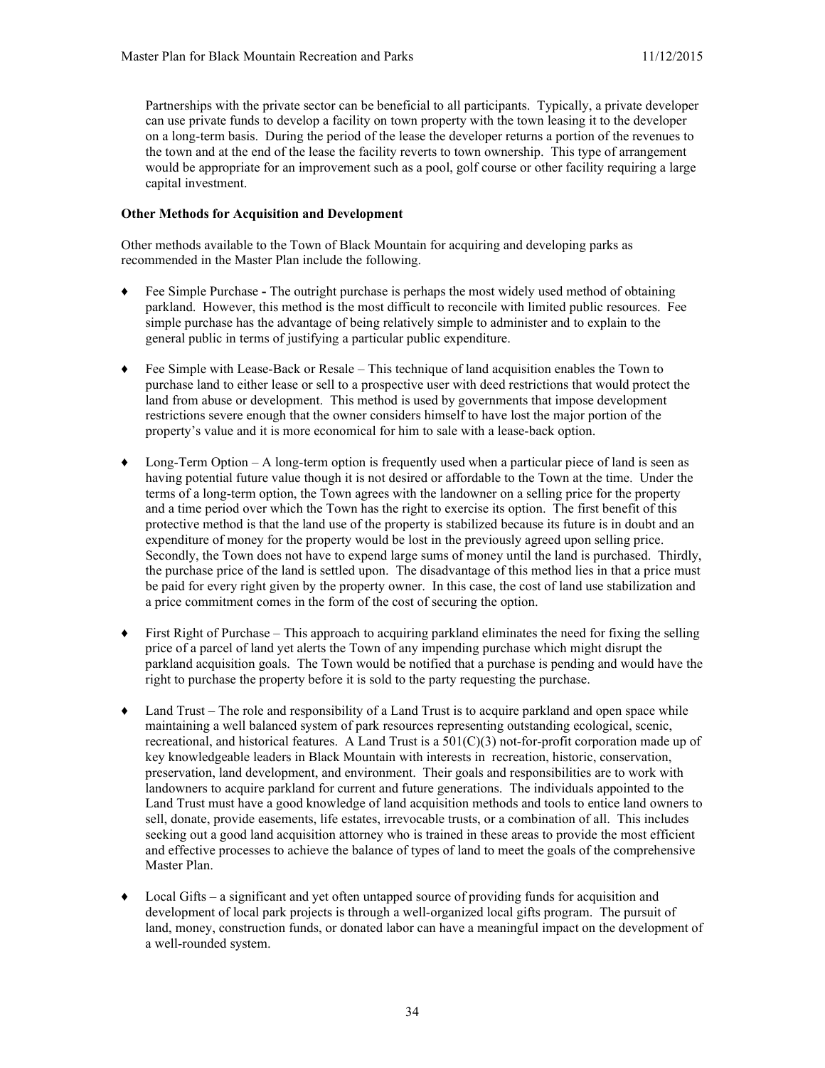Partnerships with the private sector can be beneficial to all participants. Typically, a private developer can use private funds to develop a facility on town property with the town leasing it to the developer on a long-term basis. During the period of the lease the developer returns a portion of the revenues to the town and at the end of the lease the facility reverts to town ownership. This type of arrangement would be appropriate for an improvement such as a pool, golf course or other facility requiring a large capital investment.

**Other Methods for Acquisition and Development**

Other methods available to the Town of Black Mountain for acquiring and developing parks as recommended in the Master Plan include the following.

- Fee Simple Purchase **-** The outright purchase is perhaps the most widely used method of obtaining parkland. However, this method is the most difficult to reconcile with limited public resources. Fee simple purchase has the advantage of being relatively simple to administer and to explain to the general public in terms of justifying a particular public expenditure.

- Fee Simple with Lease-Back or Resale – This technique of land acquisition enables the Town to purchase land to either lease or sell to a prospective user with deed restrictions that would protect the land from abuse or development. This method is used by governments that impose development restrictions severe enough that the owner considers himself to have lost the major portion of the property's value and it is more economical for him to sale with a lease-back option.

- Long-Term Option – A long-term option is frequently used when a particular piece of land is seen as having potential future value though it is not desired or affordable to the Town at the time. Under the terms of a long-term option, the Town agrees with the landowner on a selling price for the property and a time period over which the Town has the right to exercise its option. The first benefit of this protective method is that the land use of the property is stabilized because its future is in doubt and an expenditure of money for the property would be lost in the previously agreed upon selling price. Secondly, the Town does not have to expend large sums of money until the land is purchased. Thirdly, the purchase price of the land is settled upon. The disadvantage of this method lies in that a price must be paid for every right given by the property owner. In this case, the cost of land use stabilization and a price commitment comes in the form of the cost of securing the option.

- First Right of Purchase – This approach to acquiring parkland eliminates the need for fixing the selling price of a parcel of land yet alerts the Town of any impending purchase which might disrupt the parkland acquisition goals. The Town would be notified that a purchase is pending and would have the right to purchase the property before it is sold to the party requesting the purchase.

- Land Trust – The role and responsibility of a Land Trust is to acquire parkland and open space while maintaining a well balanced system of park resources representing outstanding ecological, scenic, recreational, and historical features. A Land Trust is a 501(C)(3) not-for-profit corporation made up of key knowledgeable leaders in Black Mountain with interests in recreation, historic, conservation, preservation, land development, and environment. Their goals and responsibilities are to work with landowners to acquire parkland for current and future generations. The individuals appointed to the Land Trust must have a good knowledge of land acquisition methods and tools to entice land owners to sell, donate, provide easements, life estates, irrevocable trusts, or a combination of all. This includes seeking out a good land acquisition attorney who is trained in these areas to provide the most efficient and effective processes to achieve the balance of types of land to meet the goals of the comprehensive Master Plan.

- Local Gifts – a significant and yet often untapped source of providing funds for acquisition and development of local park projects is through a well-organized local gifts program. The pursuit of land, money, construction funds, or donated labor can have a meaningful impact on the development of a well-rounded system.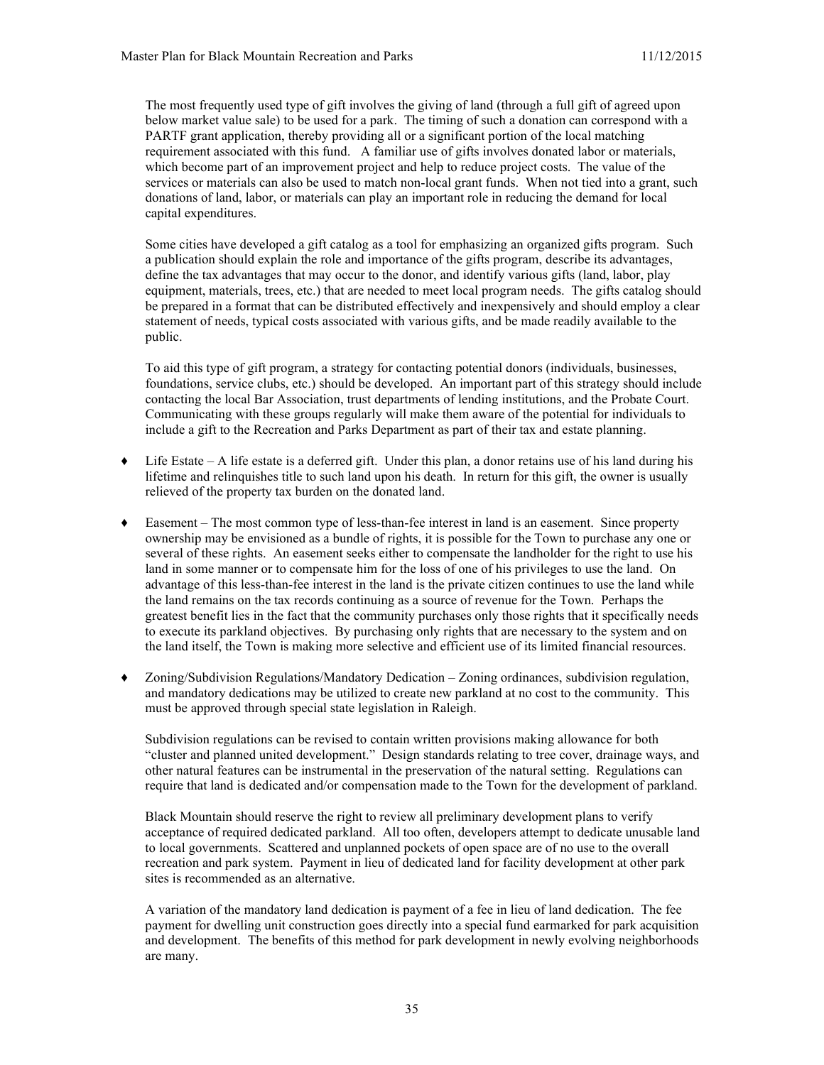The most frequently used type of gift involves the giving of land (through a full gift of agreed upon below market value sale) to be used for a park. The timing of such a donation can correspond with a PARTF grant application, thereby providing all or a significant portion of the local matching requirement associated with this fund. A familiar use of gifts involves donated labor or materials, which become part of an improvement project and help to reduce project costs. The value of the services or materials can also be used to match non-local grant funds. When not tied into a grant, such donations of land, labor, or materials can play an important role in reducing the demand for local capital expenditures.

Some cities have developed a gift catalog as a tool for emphasizing an organized gifts program. Such a publication should explain the role and importance of the gifts program, describe its advantages, define the tax advantages that may occur to the donor, and identify various gifts (land, labor, play equipment, materials, trees, etc.) that are needed to meet local program needs. The gifts catalog should be prepared in a format that can be distributed effectively and inexpensively and should employ a clear statement of needs, typical costs associated with various gifts, and be made readily available to the public.

To aid this type of gift program, a strategy for contacting potential donors (individuals, businesses, foundations, service clubs, etc.) should be developed. An important part of this strategy should include contacting the local Bar Association, trust departments of lending institutions, and the Probate Court. Communicating with these groups regularly will make them aware of the potential for individuals to include a gift to the Recreation and Parks Department as part of their tax and estate planning.

- Life Estate – A life estate is a deferred gift. Under this plan, a donor retains use of his land during his lifetime and relinquishes title to such land upon his death. In return for this gift, the owner is usually relieved of the property tax burden on the donated land.

- Easement – The most common type of less-than-fee interest in land is an easement. Since property ownership may be envisioned as a bundle of rights, it is possible for the Town to purchase any one or several of these rights. An easement seeks either to compensate the landholder for the right to use his land in some manner or to compensate him for the loss of one of his privileges to use the land. On advantage of this less-than-fee interest in the land is the private citizen continues to use the land while the land remains on the tax records continuing as a source of revenue for the Town. Perhaps the greatest benefit lies in the fact that the community purchases only those rights that it specifically needs to execute its parkland objectives. By purchasing only rights that are necessary to the system and on the land itself, the Town is making more selective and efficient use of its limited financial resources.

- Zoning/Subdivision Regulations/Mandatory Dedication – Zoning ordinances, subdivision regulation, and mandatory dedications may be utilized to create new parkland at no cost to the community. This must be approved through special state legislation in Raleigh.

  Subdivision regulations can be revised to contain written provisions making allowance for both "cluster and planned united development." Design standards relating to tree cover, drainage ways, and other natural features can be instrumental in the preservation of the natural setting. Regulations can require that land is dedicated and/or compensation made to the Town for the development of parkland.

  Black Mountain should reserve the right to review all preliminary development plans to verify acceptance of required dedicated parkland. All too often, developers attempt to dedicate unusable land to local governments. Scattered and unplanned pockets of open space are of no use to the overall recreation and park system. Payment in lieu of dedicated land for facility development at other park sites is recommended as an alternative.

  A variation of the mandatory land dedication is payment of a fee in lieu of land dedication. The fee payment for dwelling unit construction goes directly into a special fund earmarked for park acquisition and development. The benefits of this method for park development in newly evolving neighborhoods are many.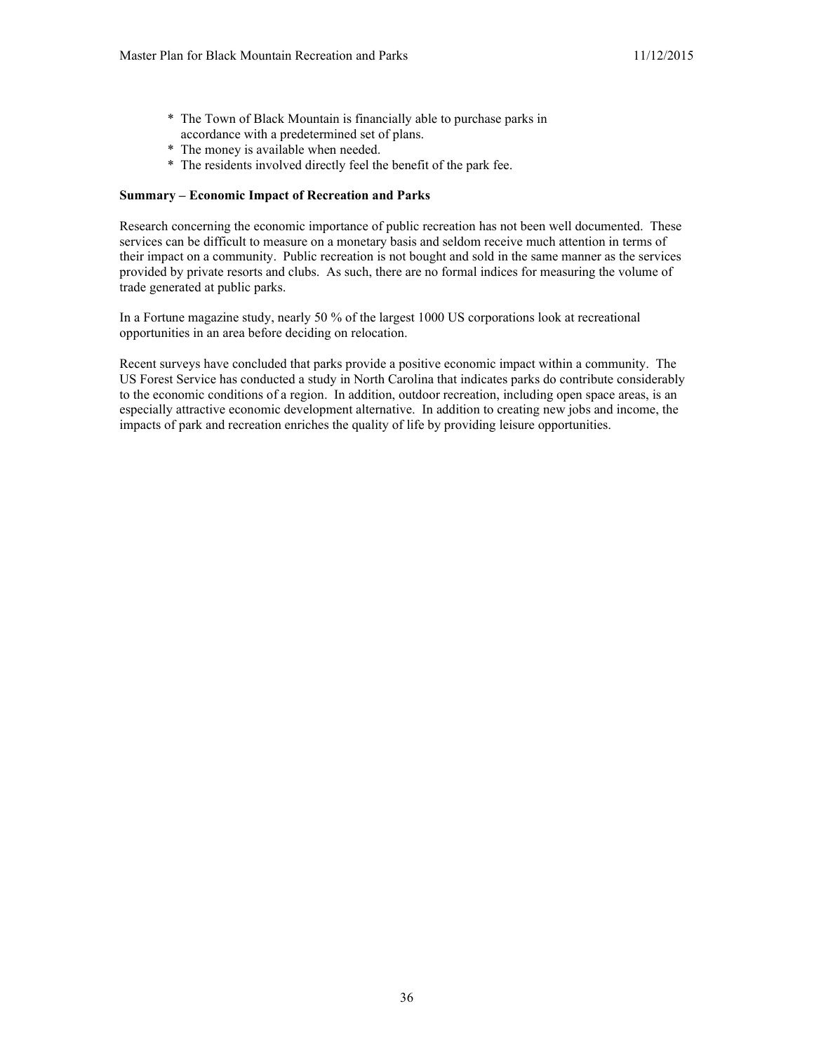* The Town of Black Mountain is financially able to purchase parks in accordance with a predetermined set of plans.
* The money is available when needed.
* The residents involved directly feel the benefit of the park fee.

**Summary – Economic Impact of Recreation and Parks**

Research concerning the economic importance of public recreation has not been well documented. These services can be difficult to measure on a monetary basis and seldom receive much attention in terms of their impact on a community. Public recreation is not bought and sold in the same manner as the services provided by private resorts and clubs. As such, there are no formal indices for measuring the volume of trade generated at public parks.

In a Fortune magazine study, nearly 50 % of the largest 1000 US corporations look at recreational opportunities in an area before deciding on relocation.

Recent surveys have concluded that parks provide a positive economic impact within a community. The US Forest Service has conducted a study in North Carolina that indicates parks do contribute considerably to the economic conditions of a region. In addition, outdoor recreation, including open space areas, is an especially attractive economic development alternative. In addition to creating new jobs and income, the impacts of park and recreation enriches the quality of life by providing leisure opportunities.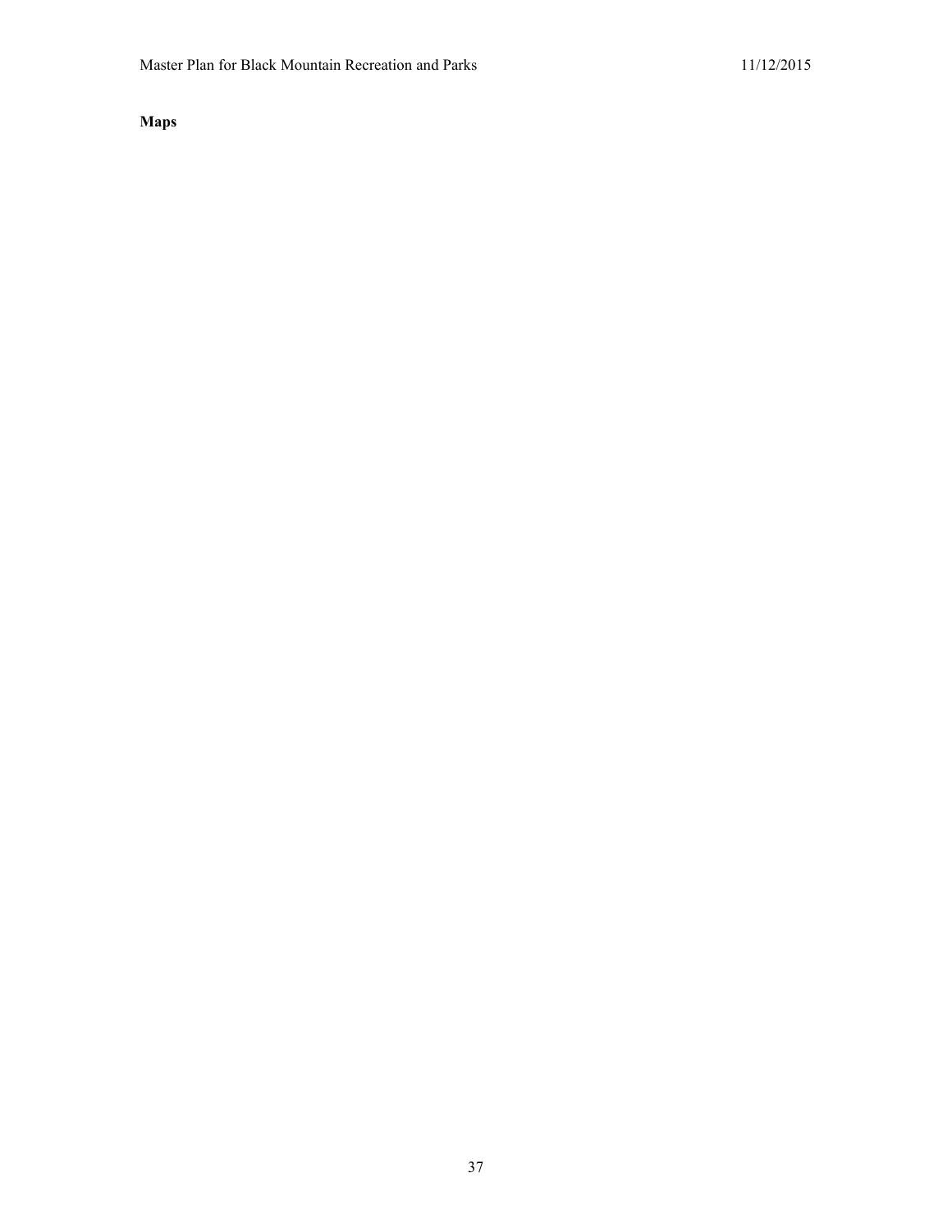**Maps**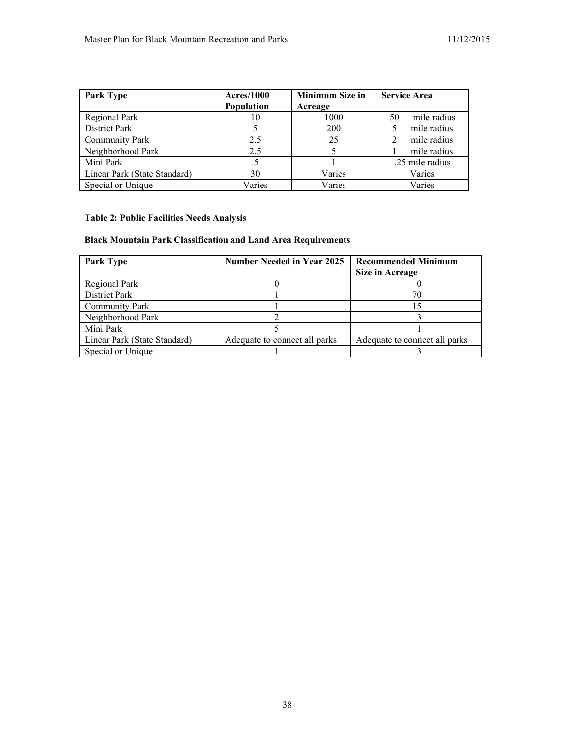| Park Type | Acres/1000 Population | Minimum Size in Acreage | Service Area |
|---|---|---|---|
| Regional Park | 10 | 1000 | 50 mile radius |
| District Park | 5 | 200 | 5 mile radius |
| Community Park | 2.5 | 25 | 2 mile radius |
| Neighborhood Park | 2.5 | 5 | 1 mile radius |
| Mini Park | .5 | 1 | .25 mile radius |
| Linear Park (State Standard) | 30 | Varies | Varies |
| Special or Unique | Varies | Varies | Varies |

**Table 2: Public Facilities Needs Analysis**

**Black Mountain Park Classification and Land Area Requirements**

| Park Type | Number Needed in Year 2025 | Recommended Minimum Size in Acreage |
|---|---|---|
| Regional Park | 0 | 0 |
| District Park | 1 | 70 |
| Community Park | 1 | 15 |
| Neighborhood Park | 2 | 3 |
| Mini Park | 5 | 1 |
| Linear Park (State Standard) | Adequate to connect all parks | Adequate to connect all parks |
| Special or Unique | 1 | 3 |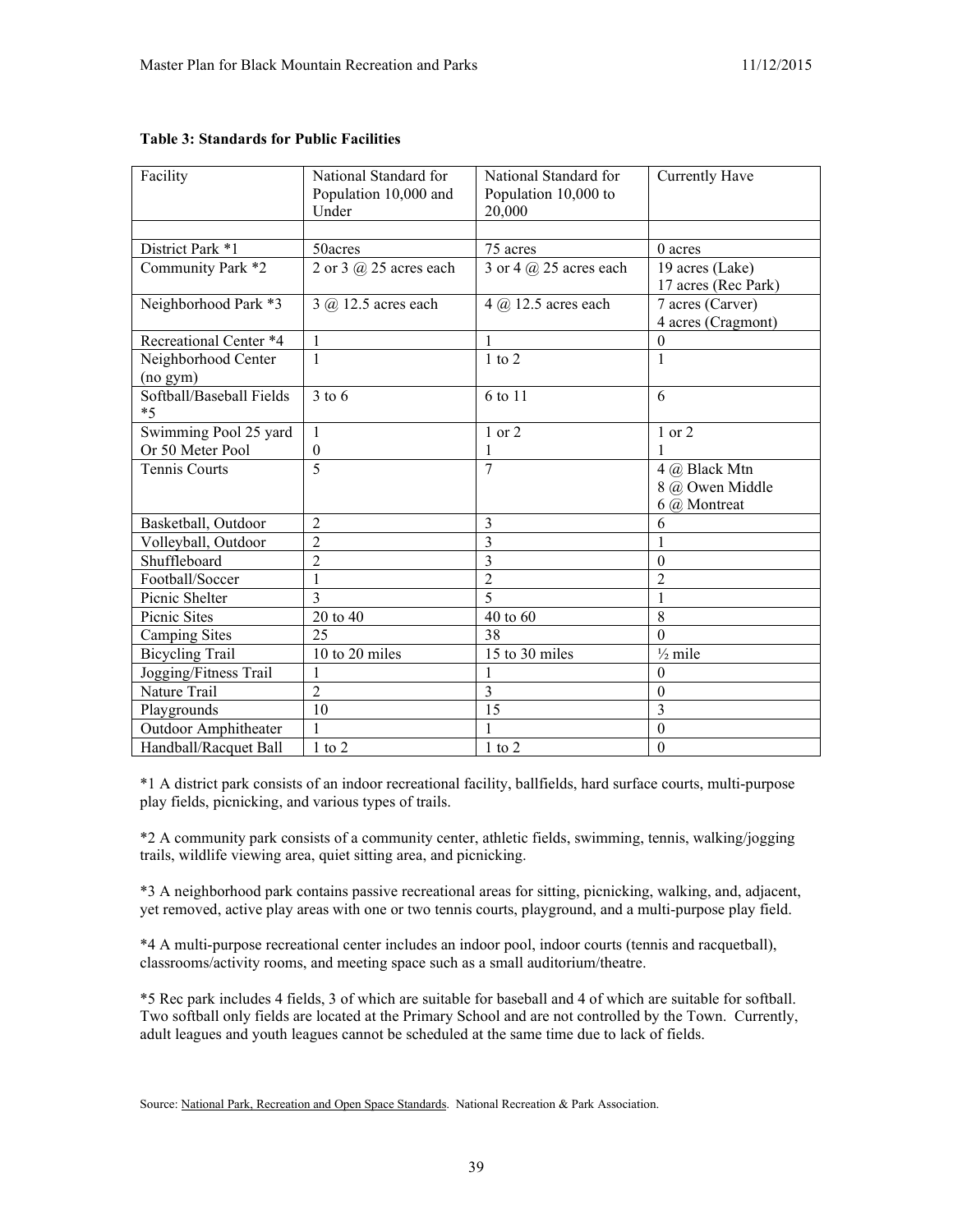**Table 3: Standards for Public Facilities**

| Facility | National Standard for Population 10,000 and Under | National Standard for Population 10,000 to 20,000 | Currently Have |
|---|---|---|---|
| | | | |
| District Park *1 | 50acres | 75 acres | 0 acres |
| Community Park *2 | 2 or 3 @ 25 acres each | 3 or 4 @ 25 acres each | 19 acres (Lake)<br>17 acres (Rec Park) |
| Neighborhood Park *3 | 3 @ 12.5 acres each | 4 @ 12.5 acres each | 7 acres (Carver)<br>4 acres (Cragmont) |
| Recreational Center *4 | 1 | 1 | 0 |
| Neighborhood Center (no gym) | 1 | 1 to 2 | 1 |
| Softball/Baseball Fields *5 | 3 to 6 | 6 to 11 | 6 |
| Swimming Pool 25 yard<br>Or 50 Meter Pool | 1<br>0 | 1 or 2<br>1 | 1 or 2<br>1 |
| Tennis Courts | 5 | 7 | 4 @ Black Mtn<br>8 @ Owen Middle<br>6 @ Montreat |
| Basketball, Outdoor | 2 | 3 | 6 |
| Volleyball, Outdoor | 2 | 3 | 1 |
| Shuffleboard | 2 | 3 | 0 |
| Football/Soccer | 1 | 2 | 2 |
| Picnic Shelter | 3 | 5 | 1 |
| Picnic Sites | 20 to 40 | 40 to 60 | 8 |
| Camping Sites | 25 | 38 | 0 |
| Bicycling Trail | 10 to 20 miles | 15 to 30 miles | ½ mile |
| Jogging/Fitness Trail | 1 | 1 | 0 |
| Nature Trail | 2 | 3 | 0 |
| Playgrounds | 10 | 15 | 3 |
| Outdoor Amphitheater | 1 | 1 | 0 |
| Handball/Racquet Ball | 1 to 2 | 1 to 2 | 0 |

*1 A district park consists of an indoor recreational facility, ballfields, hard surface courts, multi-purpose play fields, picnicking, and various types of trails.

*2 A community park consists of a community center, athletic fields, swimming, tennis, walking/jogging trails, wildlife viewing area, quiet sitting area, and picnicking.

*3 A neighborhood park contains passive recreational areas for sitting, picnicking, walking, and, adjacent, yet removed, active play areas with one or two tennis courts, playground, and a multi-purpose play field.

*4 A multi-purpose recreational center includes an indoor pool, indoor courts (tennis and racquetball), classrooms/activity rooms, and meeting space such as a small auditorium/theatre.

*5 Rec park includes 4 fields, 3 of which are suitable for baseball and 4 of which are suitable for softball. Two softball only fields are located at the Primary School and are not controlled by the Town. Currently, adult leagues and youth leagues cannot be scheduled at the same time due to lack of fields.

Source: National Park, Recreation and Open Space Standards. National Recreation & Park Association.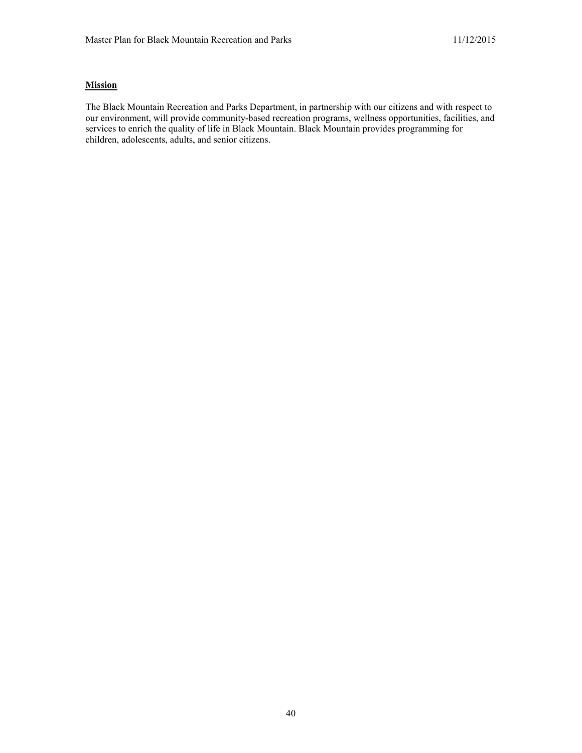**Mission**

The Black Mountain Recreation and Parks Department, in partnership with our citizens and with respect to our environment, will provide community-based recreation programs, wellness opportunities, facilities, and services to enrich the quality of life in Black Mountain. Black Mountain provides programming for children, adolescents, adults, and senior citizens.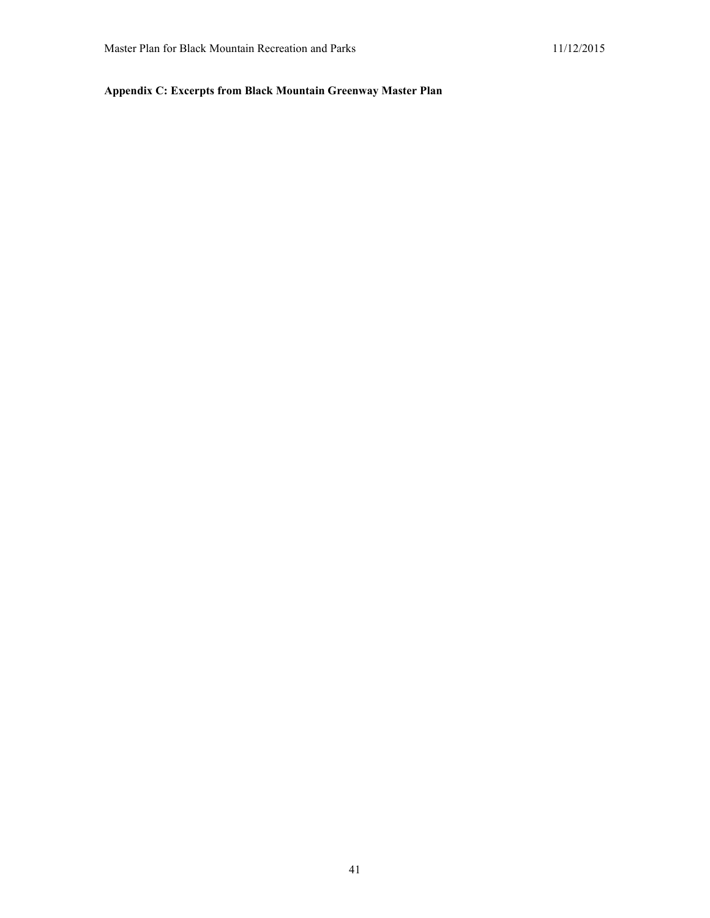**Appendix C: Excerpts from Black Mountain Greenway Master Plan**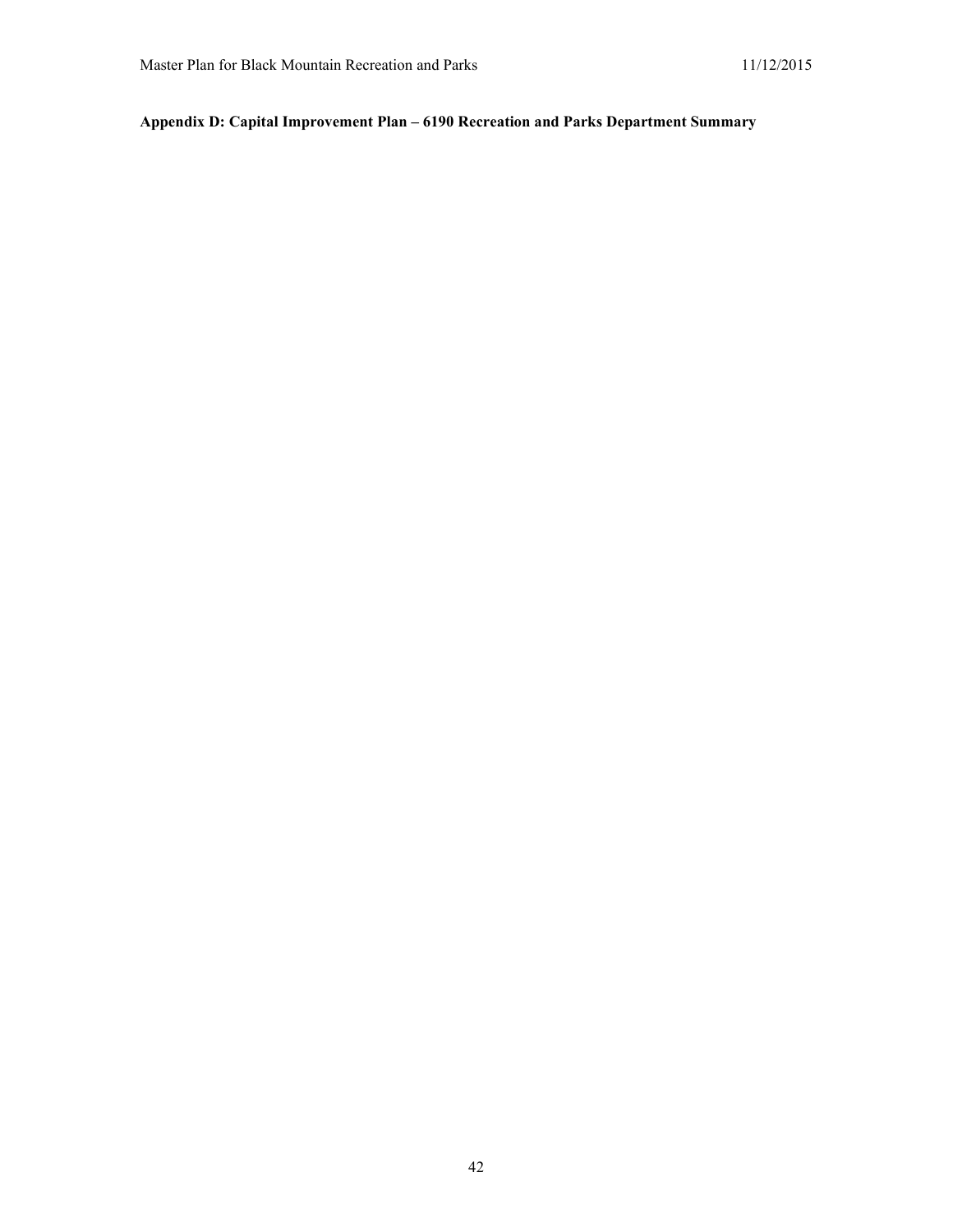**Appendix D: Capital Improvement Plan – 6190 Recreation and Parks Department Summary**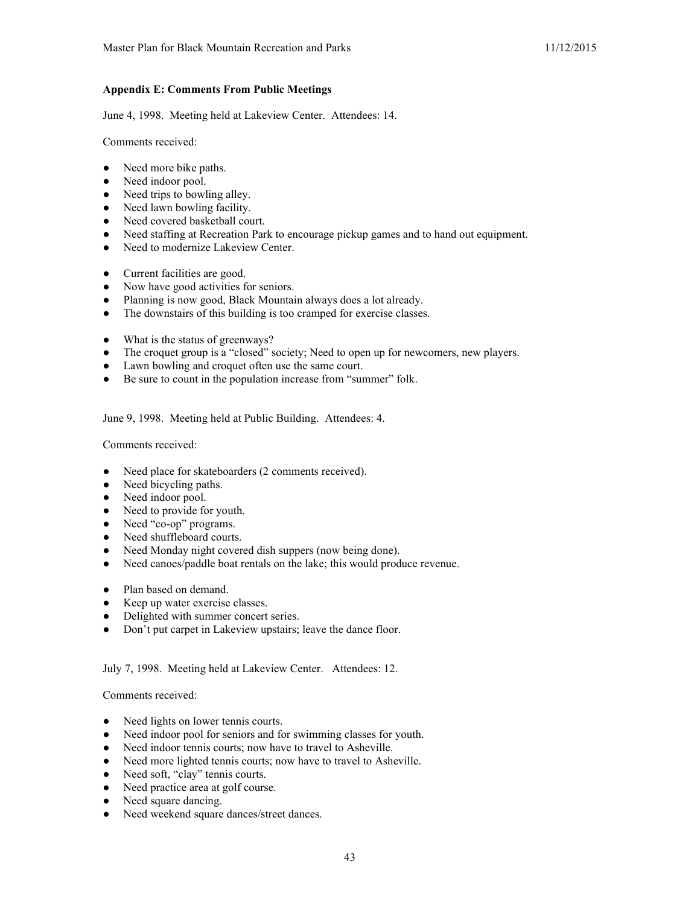**Appendix E: Comments From Public Meetings**

June 4, 1998. Meeting held at Lakeview Center. Attendees: 14.

Comments received:

- Need more bike paths.
- Need indoor pool.
- Need trips to bowling alley.
- Need lawn bowling facility.
- Need covered basketball court.
- Need staffing at Recreation Park to encourage pickup games and to hand out equipment.
- Need to modernize Lakeview Center.

- Current facilities are good.
- Now have good activities for seniors.
- Planning is now good, Black Mountain always does a lot already.
- The downstairs of this building is too cramped for exercise classes.

- What is the status of greenways?
- The croquet group is a "closed" society; Need to open up for newcomers, new players.
- Lawn bowling and croquet often use the same court.
- Be sure to count in the population increase from "summer" folk.

June 9, 1998. Meeting held at Public Building. Attendees: 4.

Comments received:

- Need place for skateboarders (2 comments received).
- Need bicycling paths.
- Need indoor pool.
- Need to provide for youth.
- Need "co-op" programs.
- Need shuffleboard courts.
- Need Monday night covered dish suppers (now being done).
- Need canoes/paddle boat rentals on the lake; this would produce revenue.

- Plan based on demand.
- Keep up water exercise classes.
- Delighted with summer concert series.
- Don't put carpet in Lakeview upstairs; leave the dance floor.

July 7, 1998. Meeting held at Lakeview Center. Attendees: 12.

Comments received:

- Need lights on lower tennis courts.
- Need indoor pool for seniors and for swimming classes for youth.
- Need indoor tennis courts; now have to travel to Asheville.
- Need more lighted tennis courts; now have to travel to Asheville.
- Need soft, "clay" tennis courts.
- Need practice area at golf course.
- Need square dancing.
- Need weekend square dances/street dances.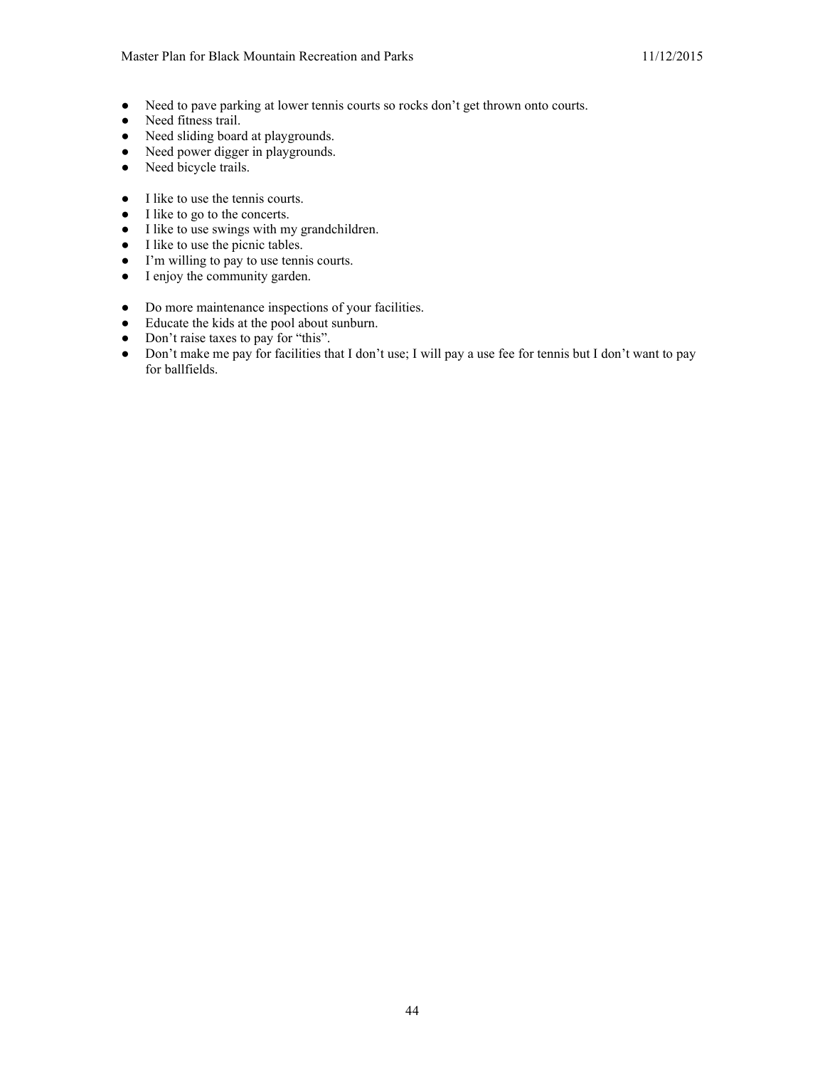- Need to pave parking at lower tennis courts so rocks don't get thrown onto courts.
- Need fitness trail.
- Need sliding board at playgrounds.
- Need power digger in playgrounds.
- Need bicycle trails.

- I like to use the tennis courts.
- I like to go to the concerts.
- I like to use swings with my grandchildren.
- I like to use the picnic tables.
- I'm willing to pay to use tennis courts.
- I enjoy the community garden.

- Do more maintenance inspections of your facilities.
- Educate the kids at the pool about sunburn.
- Don't raise taxes to pay for "this".
- Don't make me pay for facilities that I don't use; I will pay a use fee for tennis but I don't want to pay for ballfields.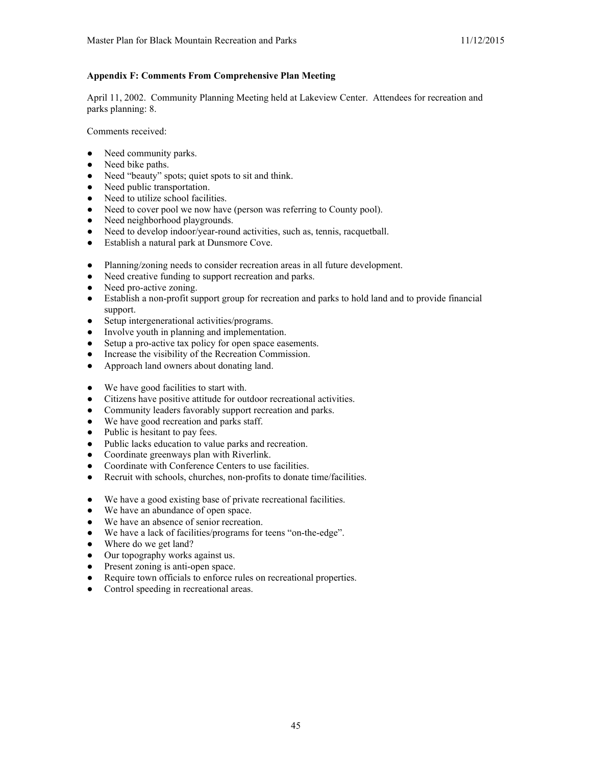### Appendix F: Comments From Comprehensive Plan Meeting

April 11, 2002. Community Planning Meeting held at Lakeview Center. Attendees for recreation and parks planning: 8.

Comments received:

- Need community parks.
- Need bike paths.
- Need "beauty" spots; quiet spots to sit and think.
- Need public transportation.
- Need to utilize school facilities.
- Need to cover pool we now have (person was referring to County pool).
- Need neighborhood playgrounds.
- Need to develop indoor/year-round activities, such as, tennis, racquetball.
- Establish a natural park at Dunsmore Cove.

- Planning/zoning needs to consider recreation areas in all future development.
- Need creative funding to support recreation and parks.
- Need pro-active zoning.
- Establish a non-profit support group for recreation and parks to hold land and to provide financial support.
- Setup intergenerational activities/programs.
- Involve youth in planning and implementation.
- Setup a pro-active tax policy for open space easements.
- Increase the visibility of the Recreation Commission.
- Approach land owners about donating land.

- We have good facilities to start with.
- Citizens have positive attitude for outdoor recreational activities.
- Community leaders favorably support recreation and parks.
- We have good recreation and parks staff.
- Public is hesitant to pay fees.
- Public lacks education to value parks and recreation.
- Coordinate greenways plan with Riverlink.
- Coordinate with Conference Centers to use facilities.
- Recruit with schools, churches, non-profits to donate time/facilities.

- We have a good existing base of private recreational facilities.
- We have an abundance of open space.
- We have an absence of senior recreation.
- We have a lack of facilities/programs for teens "on-the-edge".
- Where do we get land?
- Our topography works against us.
- Present zoning is anti-open space.
- Require town officials to enforce rules on recreational properties.
- Control speeding in recreational areas.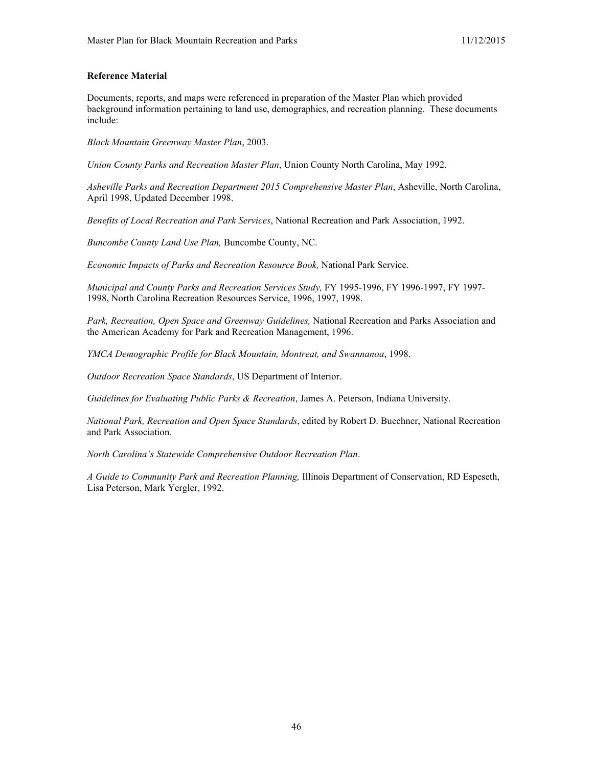**Reference Material**

Documents, reports, and maps were referenced in preparation of the Master Plan which provided background information pertaining to land use, demographics, and recreation planning. These documents include:

*Black Mountain Greenway Master Plan*, 2003.

*Union County Parks and Recreation Master Plan*, Union County North Carolina, May 1992.

*Asheville Parks and Recreation Department 2015 Comprehensive Master Plan*, Asheville, North Carolina, April 1998, Updated December 1998.

*Benefits of Local Recreation and Park Services*, National Recreation and Park Association, 1992.

*Buncombe County Land Use Plan,* Buncombe County, NC.

*Economic Impacts of Parks and Recreation Resource Book,* National Park Service.

*Municipal and County Parks and Recreation Services Study,* FY 1995-1996, FY 1996-1997, FY 1997-1998, North Carolina Recreation Resources Service, 1996, 1997, 1998.

*Park, Recreation, Open Space and Greenway Guidelines,* National Recreation and Parks Association and the American Academy for Park and Recreation Management, 1996.

*YMCA Demographic Profile for Black Mountain, Montreat, and Swannanoa*, 1998.

*Outdoor Recreation Space Standards*, US Department of Interior.

*Guidelines for Evaluating Public Parks & Recreation*, James A. Peterson, Indiana University.

*National Park, Recreation and Open Space Standards*, edited by Robert D. Buechner, National Recreation and Park Association.

*North Carolina's Statewide Comprehensive Outdoor Recreation Plan*.

*A Guide to Community Park and Recreation Planning,* Illinois Department of Conservation, RD Espeseth, Lisa Peterson, Mark Yergler, 1992.